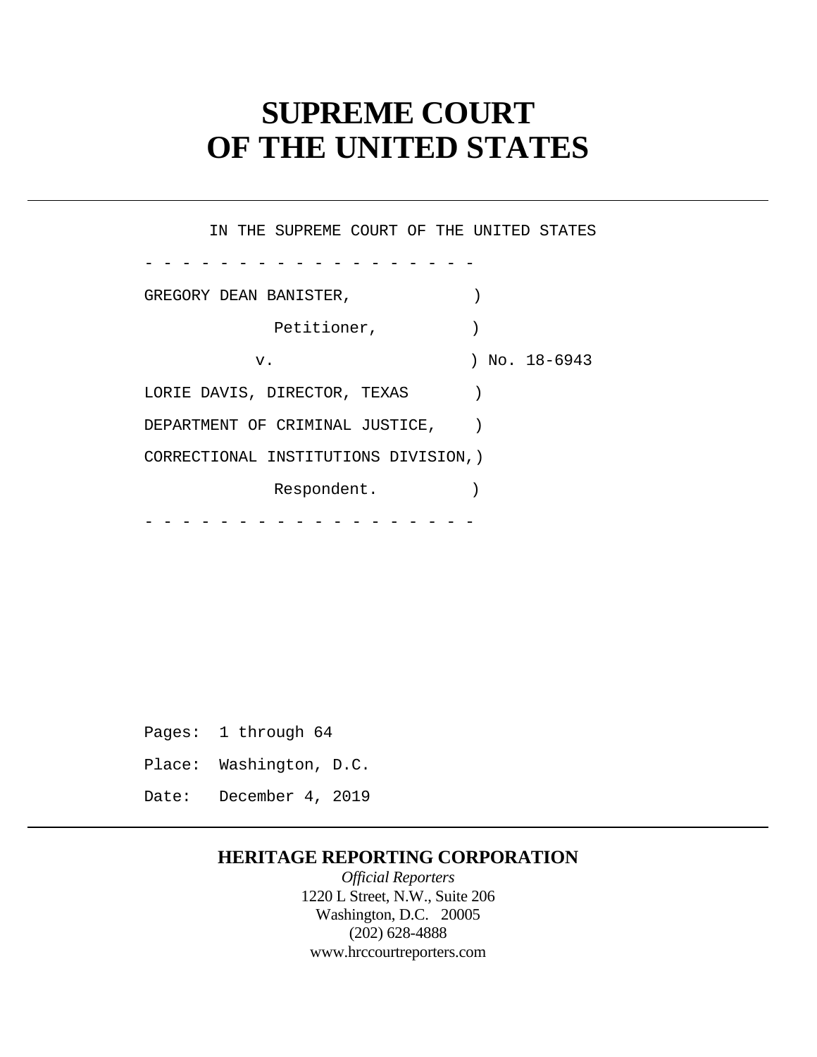# SUPREME COURT OF THE UNITED STATES

IN THE SUPREME COURT OF THE UNITED STATES

```
- - - - - - - - - - - - - - - - - -
GREGORY DEAN BANISTER,              )
            Petitioner,             )
          v.                        ) No. 18-6943
LORIE DAVIS, DIRECTOR, TEXAS        )
DEPARTMENT OF CRIMINAL JUSTICE,     )
CORRECTIONAL INSTITUTIONS DIVISION,)
            Respondent.             )
- - - - - - - - - - - - - - - - - -
```

Pages: 1 through 64

Place: Washington, D.C.

Date: December 4, 2019

**HERITAGE REPORTING CORPORATION**

*Official Reporters*

1220 L Street, N.W., Suite 206

Washington, D.C. 20005

(202) 628-4888

www.hrccourtreporters.com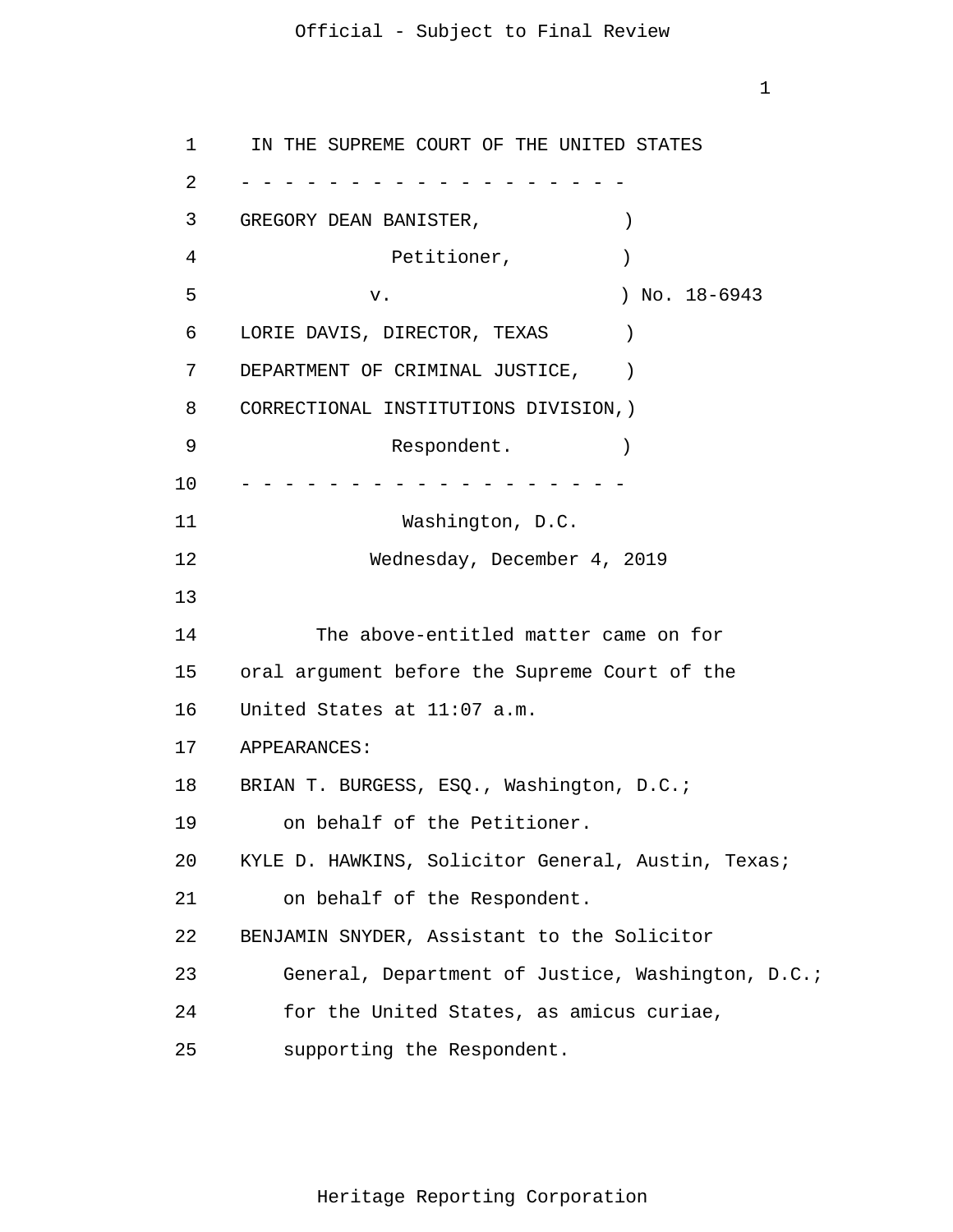IN THE SUPREME COURT OF THE UNITED STATES

\- - - - - - - - - - - - - - - - - - - -

GREGORY DEAN BANISTER, )

Petitioner, )

v. ) No. 18-6943

LORIE DAVIS, DIRECTOR, TEXAS )

DEPARTMENT OF CRIMINAL JUSTICE, )

CORRECTIONAL INSTITUTIONS DIVISION,)

Respondent. )

\- - - - - - - - - - - - - - - - - - - -

Washington, D.C.

Wednesday, December 4, 2019

The above-entitled matter came on for oral argument before the Supreme Court of the United States at 11:07 a.m.

APPEARANCES:

BRIAN T. BURGESS, ESQ., Washington, D.C.; on behalf of the Petitioner.

KYLE D. HAWKINS, Solicitor General, Austin, Texas; on behalf of the Respondent.

BENJAMIN SNYDER, Assistant to the Solicitor General, Department of Justice, Washington, D.C.; for the United States, as amicus curiae, supporting the Respondent.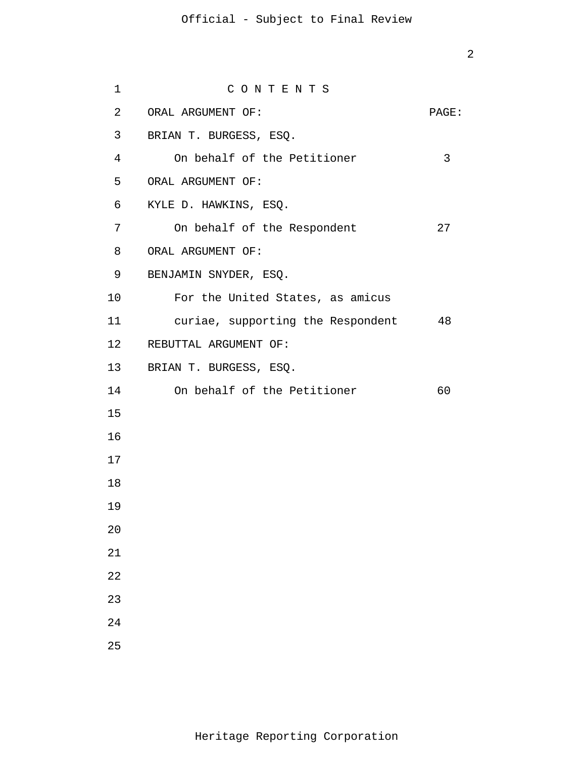C O N T E N T S

| ORAL ARGUMENT OF: | PAGE: |
|---|---|
| BRIAN T. BURGESS, ESQ. | |
| On behalf of the Petitioner | 3 |
| ORAL ARGUMENT OF: | |
| KYLE D. HAWKINS, ESQ. | |
| On behalf of the Respondent | 27 |
| ORAL ARGUMENT OF: | |
| BENJAMIN SNYDER, ESQ. | |
| For the United States, as amicus curiae, supporting the Respondent | 48 |
| REBUTTAL ARGUMENT OF: | |
| BRIAN T. BURGESS, ESQ. | |
| On behalf of the Petitioner | 60 |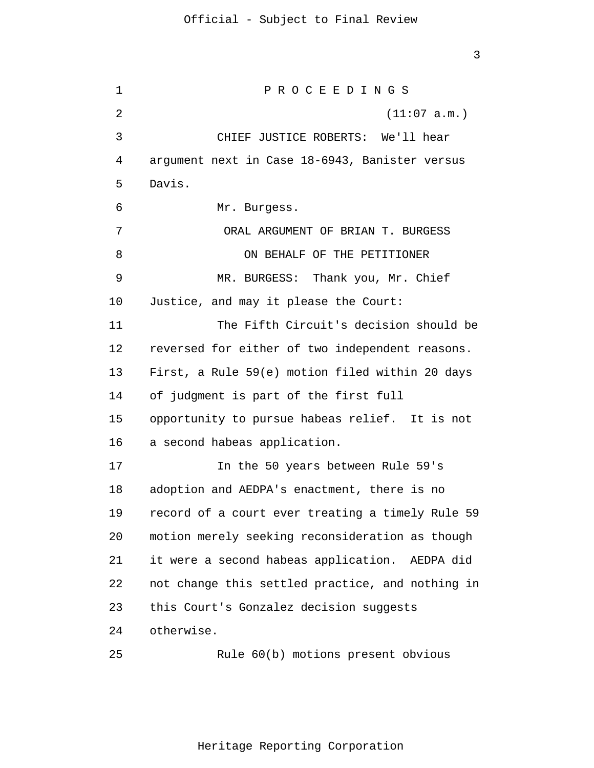P R O C E E D I N G S

(11:07 a.m.)

CHIEF JUSTICE ROBERTS: We'll hear argument next in Case 18-6943, Banister versus Davis.

Mr. Burgess.

ORAL ARGUMENT OF BRIAN T. BURGESS

ON BEHALF OF THE PETITIONER

MR. BURGESS: Thank you, Mr. Chief Justice, and may it please the Court:

The Fifth Circuit's decision should be reversed for either of two independent reasons. First, a Rule 59(e) motion filed within 20 days of judgment is part of the first full opportunity to pursue habeas relief. It is not a second habeas application.

In the 50 years between Rule 59's adoption and AEDPA's enactment, there is no record of a court ever treating a timely Rule 59 motion merely seeking reconsideration as though it were a second habeas application. AEDPA did not change this settled practice, and nothing in this Court's Gonzalez decision suggests otherwise.

Rule 60(b) motions present obvious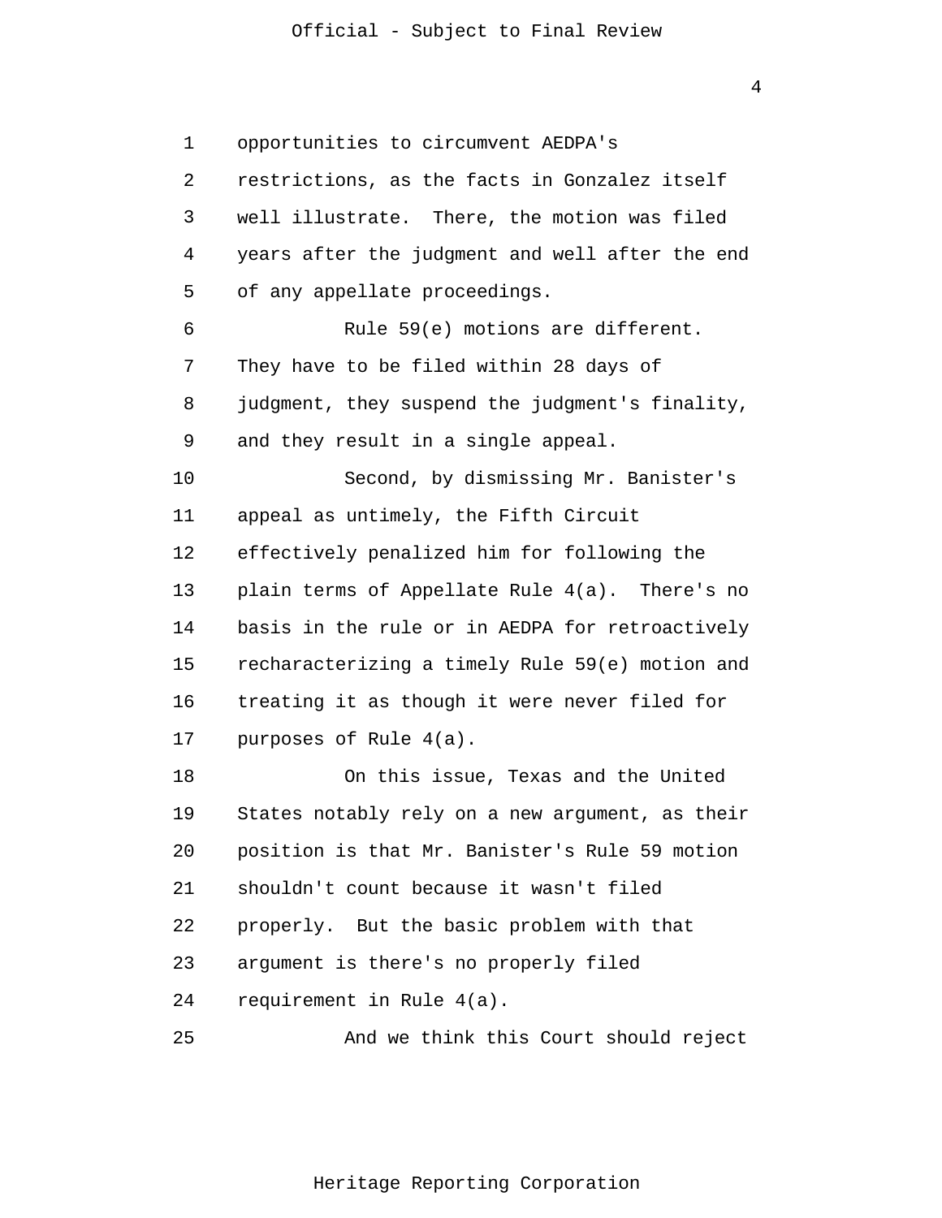opportunities to circumvent AEDPA's restrictions, as the facts in Gonzalez itself well illustrate. There, the motion was filed years after the judgment and well after the end of any appellate proceedings.

Rule 59(e) motions are different. They have to be filed within 28 days of judgment, they suspend the judgment's finality, and they result in a single appeal.

Second, by dismissing Mr. Banister's appeal as untimely, the Fifth Circuit effectively penalized him for following the plain terms of Appellate Rule 4(a). There's no basis in the rule or in AEDPA for retroactively recharacterizing a timely Rule 59(e) motion and treating it as though it were never filed for purposes of Rule 4(a).

On this issue, Texas and the United States notably rely on a new argument, as their position is that Mr. Banister's Rule 59 motion shouldn't count because it wasn't filed properly. But the basic problem with that argument is there's no properly filed requirement in Rule 4(a).

And we think this Court should reject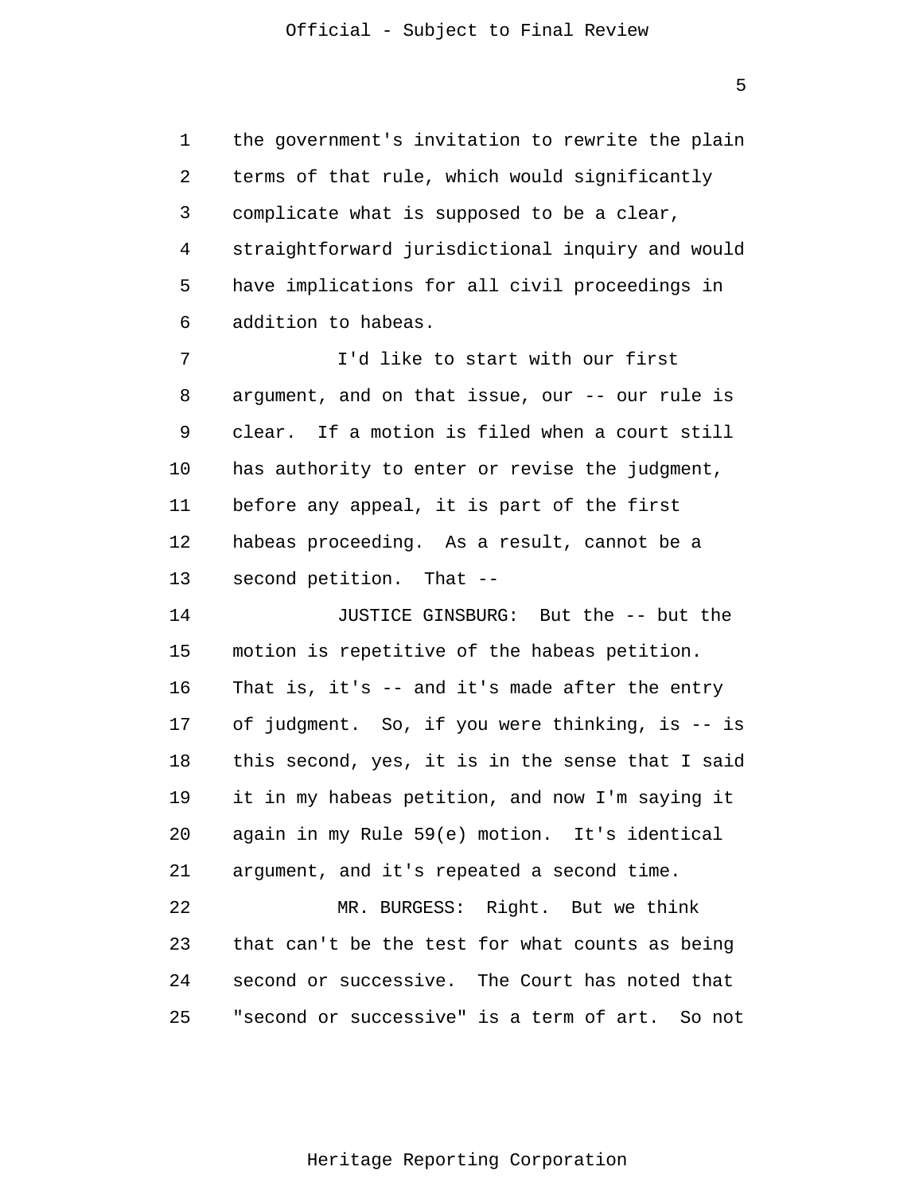the government's invitation to rewrite the plain terms of that rule, which would significantly complicate what is supposed to be a clear, straightforward jurisdictional inquiry and would have implications for all civil proceedings in addition to habeas.

I'd like to start with our first argument, and on that issue, our -- our rule is clear. If a motion is filed when a court still has authority to enter or revise the judgment, before any appeal, it is part of the first habeas proceeding. As a result, cannot be a second petition. That --

JUSTICE GINSBURG: But the -- but the motion is repetitive of the habeas petition. That is, it's -- and it's made after the entry of judgment. So, if you were thinking, is -- is this second, yes, it is in the sense that I said it in my habeas petition, and now I'm saying it again in my Rule 59(e) motion. It's identical argument, and it's repeated a second time.

MR. BURGESS: Right. But we think that can't be the test for what counts as being second or successive. The Court has noted that "second or successive" is a term of art. So not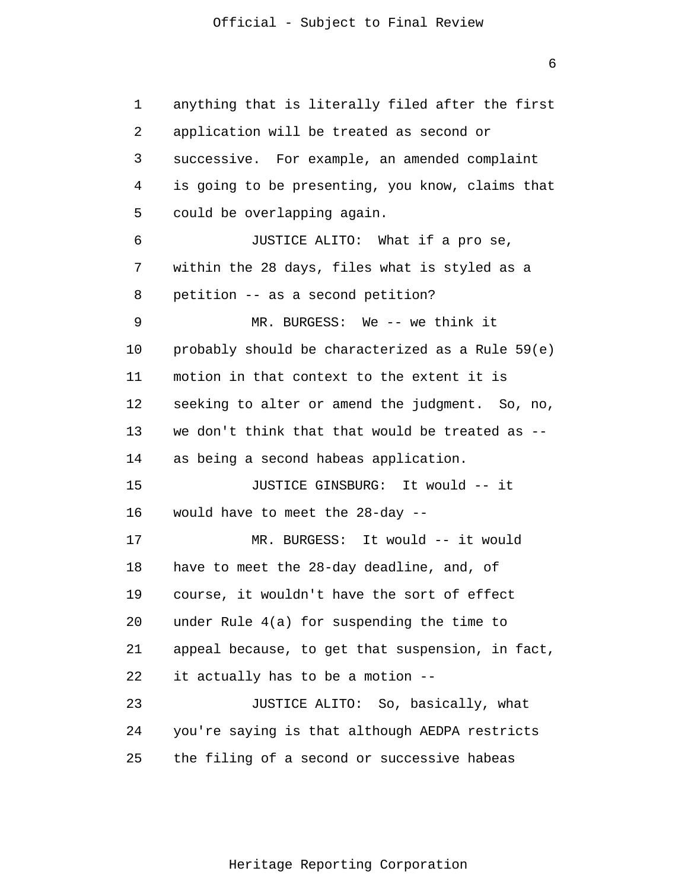anything that is literally filed after the first application will be treated as second or successive. For example, an amended complaint is going to be presenting, you know, claims that could be overlapping again.

JUSTICE ALITO: What if a pro se, within the 28 days, files what is styled as a petition -- as a second petition?

MR. BURGESS: We -- we think it probably should be characterized as a Rule 59(e) motion in that context to the extent it is seeking to alter or amend the judgment. So, no, we don't think that that would be treated as -- as being a second habeas application.

JUSTICE GINSBURG: It would -- it would have to meet the 28-day --

MR. BURGESS: It would -- it would have to meet the 28-day deadline, and, of course, it wouldn't have the sort of effect under Rule 4(a) for suspending the time to appeal because, to get that suspension, in fact, it actually has to be a motion --

JUSTICE ALITO: So, basically, what you're saying is that although AEDPA restricts the filing of a second or successive habeas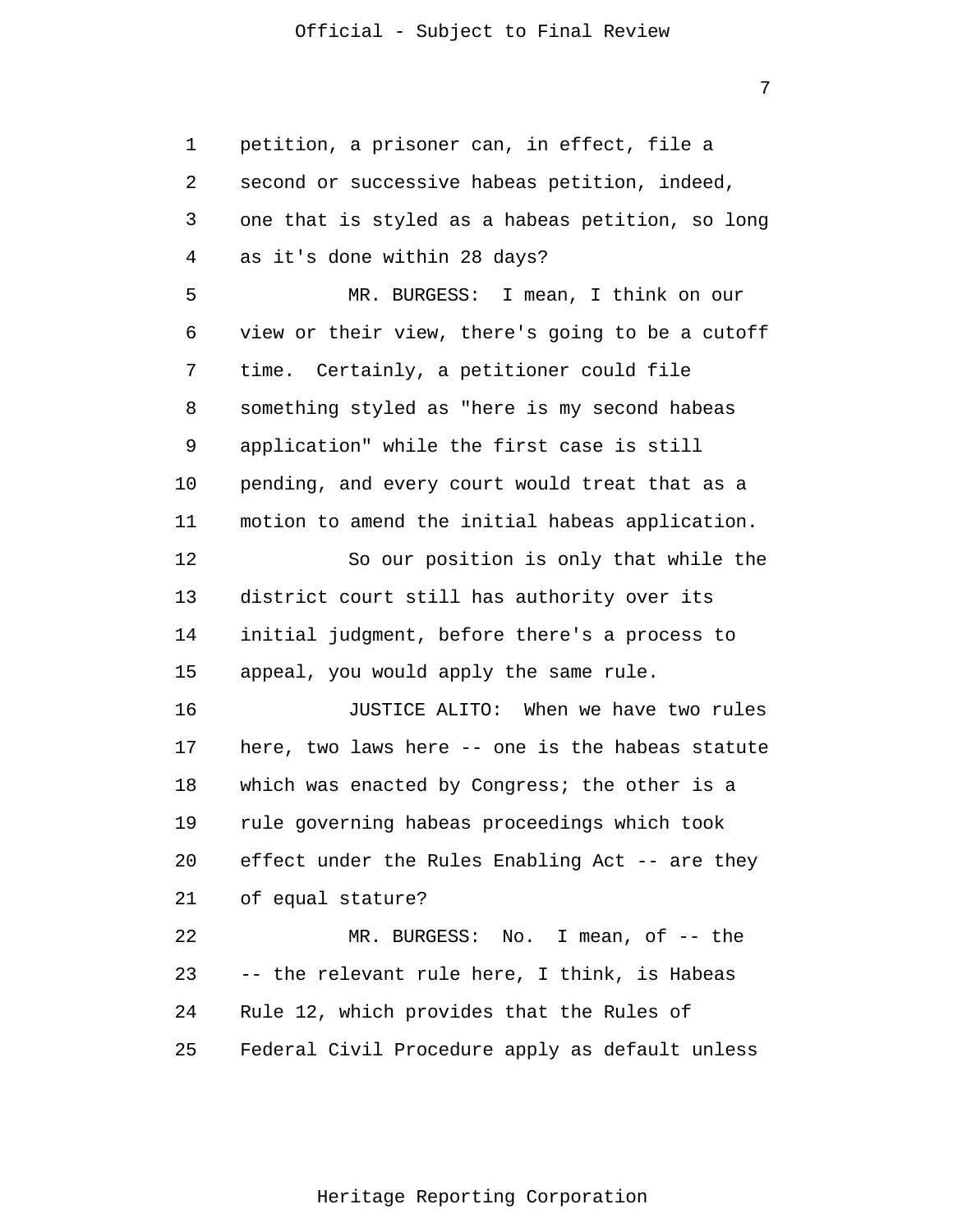petition, a prisoner can, in effect, file a second or successive habeas petition, indeed, one that is styled as a habeas petition, so long as it's done within 28 days?

MR. BURGESS: I mean, I think on our view or their view, there's going to be a cutoff time. Certainly, a petitioner could file something styled as "here is my second habeas application" while the first case is still pending, and every court would treat that as a motion to amend the initial habeas application.

So our position is only that while the district court still has authority over its initial judgment, before there's a process to appeal, you would apply the same rule.

JUSTICE ALITO: When we have two rules here, two laws here -- one is the habeas statute which was enacted by Congress; the other is a rule governing habeas proceedings which took effect under the Rules Enabling Act -- are they of equal stature?

MR. BURGESS: No. I mean, of -- the -- the relevant rule here, I think, is Habeas Rule 12, which provides that the Rules of Federal Civil Procedure apply as default unless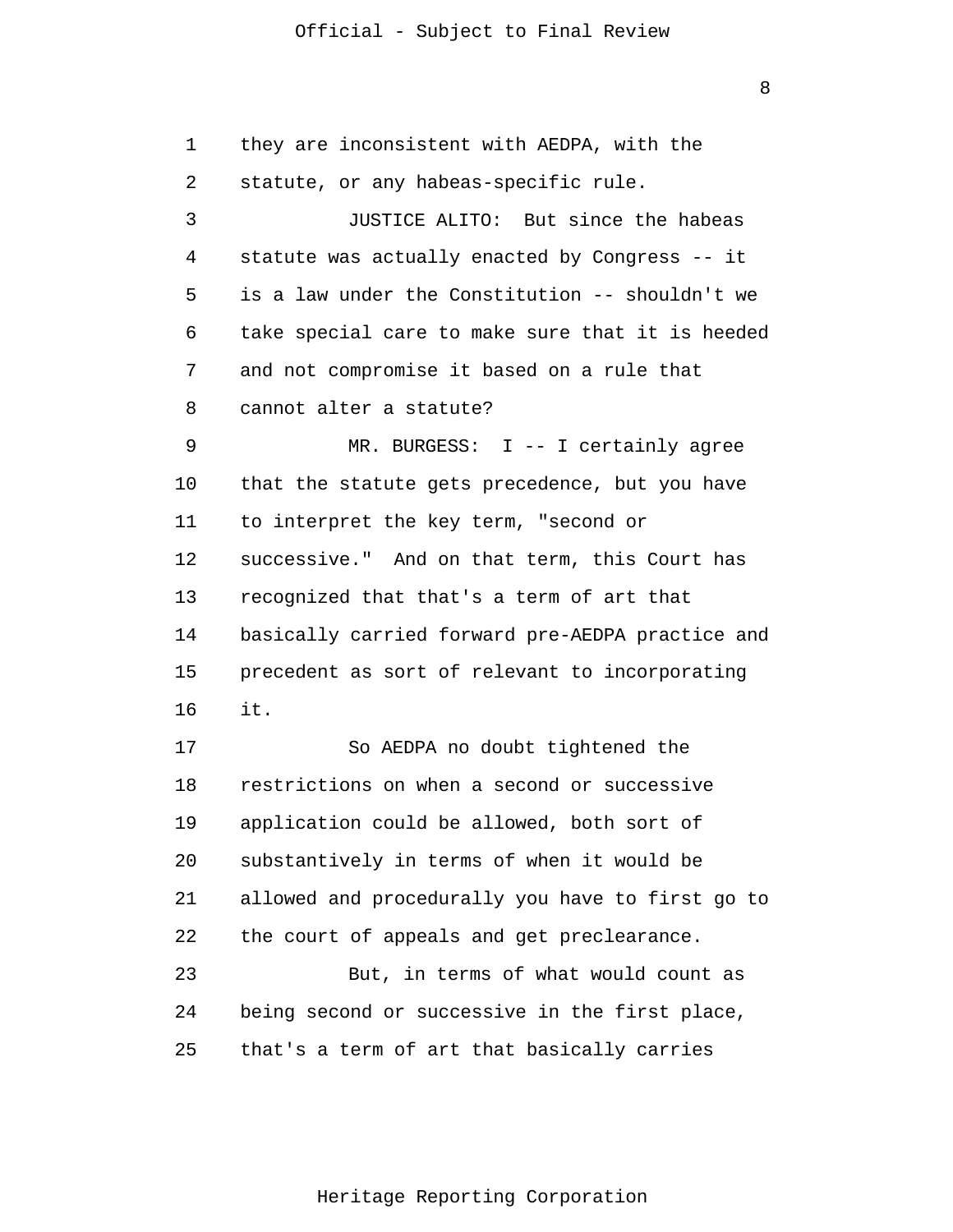they are inconsistent with AEDPA, with the statute, or any habeas-specific rule.

JUSTICE ALITO: But since the habeas statute was actually enacted by Congress -- it is a law under the Constitution -- shouldn't we take special care to make sure that it is heeded and not compromise it based on a rule that cannot alter a statute?

MR. BURGESS: I -- I certainly agree that the statute gets precedence, but you have to interpret the key term, "second or successive." And on that term, this Court has recognized that that's a term of art that basically carried forward pre-AEDPA practice and precedent as sort of relevant to incorporating it.

So AEDPA no doubt tightened the restrictions on when a second or successive application could be allowed, both sort of substantively in terms of when it would be allowed and procedurally you have to first go to the court of appeals and get preclearance.

But, in terms of what would count as being second or successive in the first place, that's a term of art that basically carries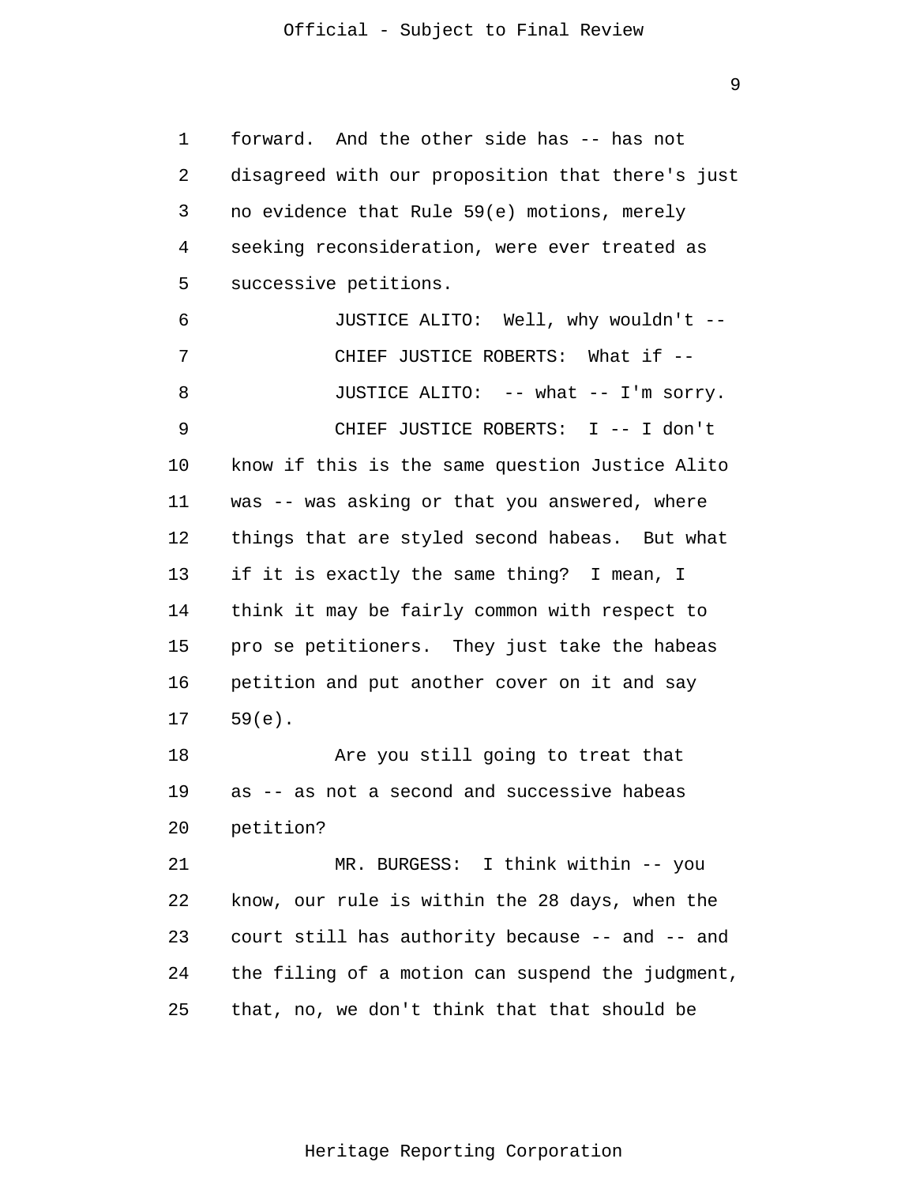forward. And the other side has -- has not disagreed with our proposition that there's just no evidence that Rule 59(e) motions, merely seeking reconsideration, were ever treated as successive petitions.

JUSTICE ALITO: Well, why wouldn't --

CHIEF JUSTICE ROBERTS: What if --

JUSTICE ALITO: -- what -- I'm sorry.

CHIEF JUSTICE ROBERTS: I -- I don't know if this is the same question Justice Alito was -- was asking or that you answered, where things that are styled second habeas. But what if it is exactly the same thing? I mean, I think it may be fairly common with respect to pro se petitioners. They just take the habeas petition and put another cover on it and say 59(e).

Are you still going to treat that as -- as not a second and successive habeas petition?

MR. BURGESS: I think within -- you know, our rule is within the 28 days, when the court still has authority because -- and -- and the filing of a motion can suspend the judgment, that, no, we don't think that that should be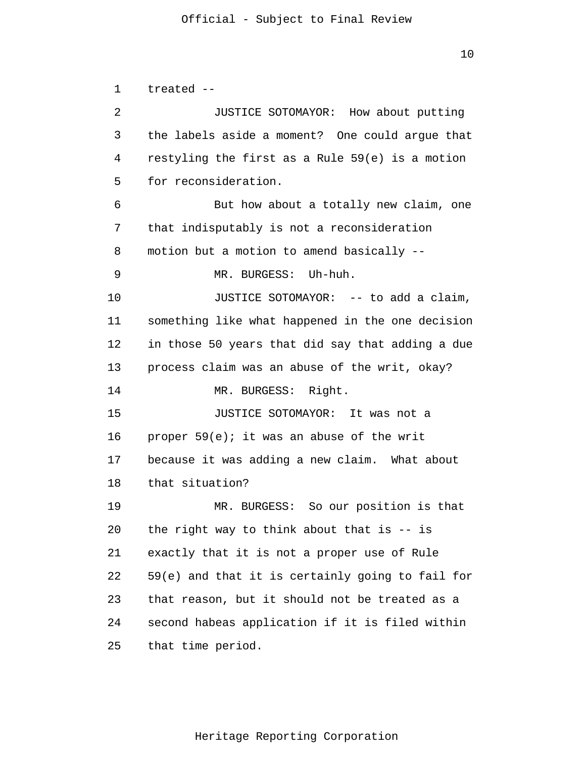treated --

JUSTICE SOTOMAYOR: How about putting the labels aside a moment? One could argue that restyling the first as a Rule 59(e) is a motion for reconsideration.

But how about a totally new claim, one that indisputably is not a reconsideration motion but a motion to amend basically --

MR. BURGESS: Uh-huh.

JUSTICE SOTOMAYOR: -- to add a claim, something like what happened in the one decision in those 50 years that did say that adding a due process claim was an abuse of the writ, okay?

MR. BURGESS: Right.

JUSTICE SOTOMAYOR: It was not a proper 59(e); it was an abuse of the writ because it was adding a new claim. What about that situation?

MR. BURGESS: So our position is that the right way to think about that is -- is exactly that it is not a proper use of Rule 59(e) and that it is certainly going to fail for that reason, but it should not be treated as a second habeas application if it is filed within that time period.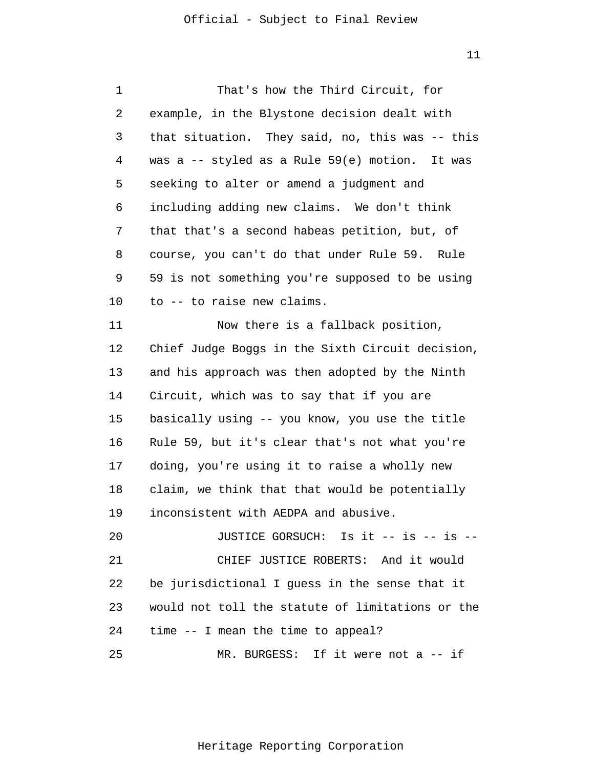That's how the Third Circuit, for example, in the Blystone decision dealt with that situation. They said, no, this was -- this was a -- styled as a Rule 59(e) motion. It was seeking to alter or amend a judgment and including adding new claims. We don't think that that's a second habeas petition, but, of course, you can't do that under Rule 59. Rule 59 is not something you're supposed to be using to -- to raise new claims.

Now there is a fallback position, Chief Judge Boggs in the Sixth Circuit decision, and his approach was then adopted by the Ninth Circuit, which was to say that if you are basically using -- you know, you use the title Rule 59, but it's clear that's not what you're doing, you're using it to raise a wholly new claim, we think that that would be potentially inconsistent with AEDPA and abusive.

JUSTICE GORSUCH: Is it -- is -- is --

CHIEF JUSTICE ROBERTS: And it would be jurisdictional I guess in the sense that it would not toll the statute of limitations or the time -- I mean the time to appeal?

MR. BURGESS: If it were not a -- if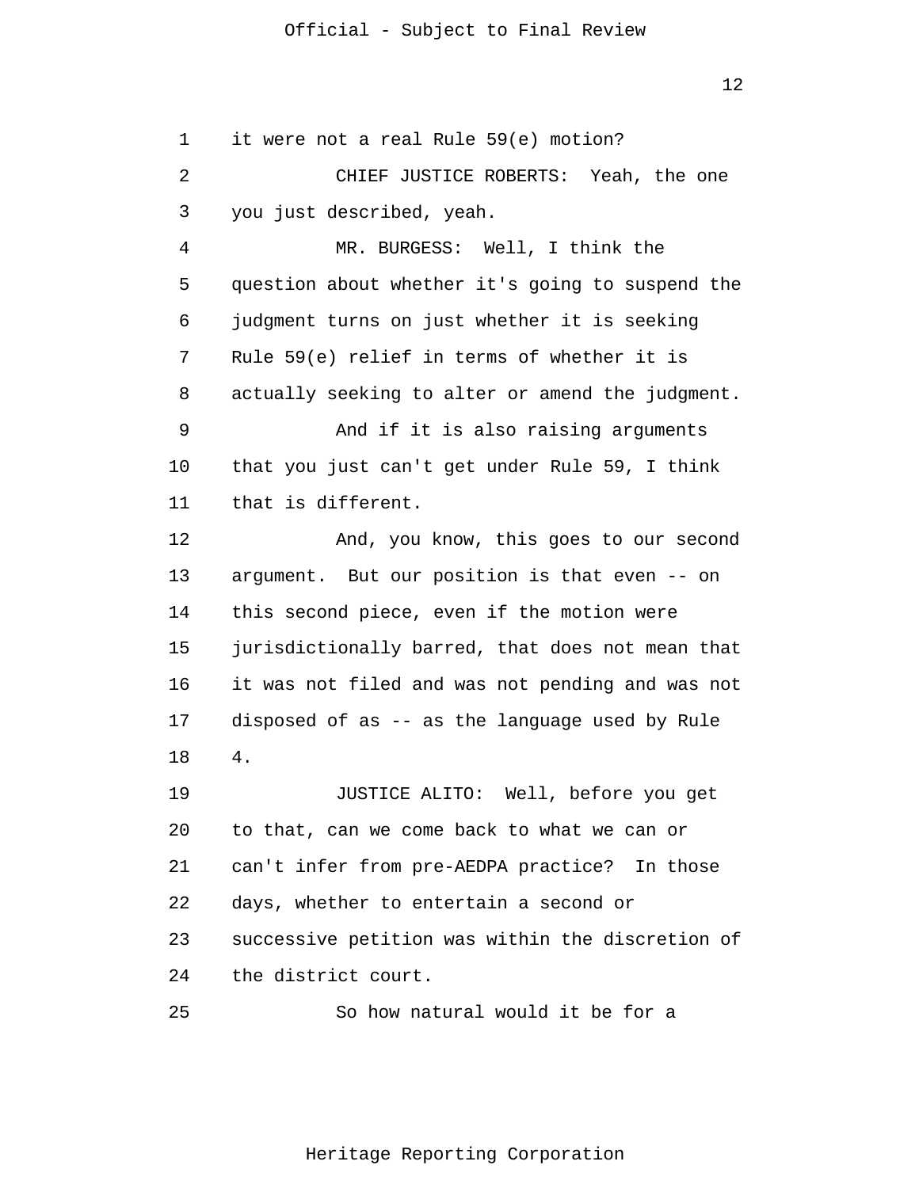it were not a real Rule 59(e) motion?

CHIEF JUSTICE ROBERTS: Yeah, the one you just described, yeah.

MR. BURGESS: Well, I think the question about whether it's going to suspend the judgment turns on just whether it is seeking Rule 59(e) relief in terms of whether it is actually seeking to alter or amend the judgment.

And if it is also raising arguments that you just can't get under Rule 59, I think that is different.

And, you know, this goes to our second argument. But our position is that even -- on this second piece, even if the motion were jurisdictionally barred, that does not mean that it was not filed and was not pending and was not disposed of as -- as the language used by Rule 4.

JUSTICE ALITO: Well, before you get to that, can we come back to what we can or can't infer from pre-AEDPA practice? In those days, whether to entertain a second or successive petition was within the discretion of the district court.

So how natural would it be for a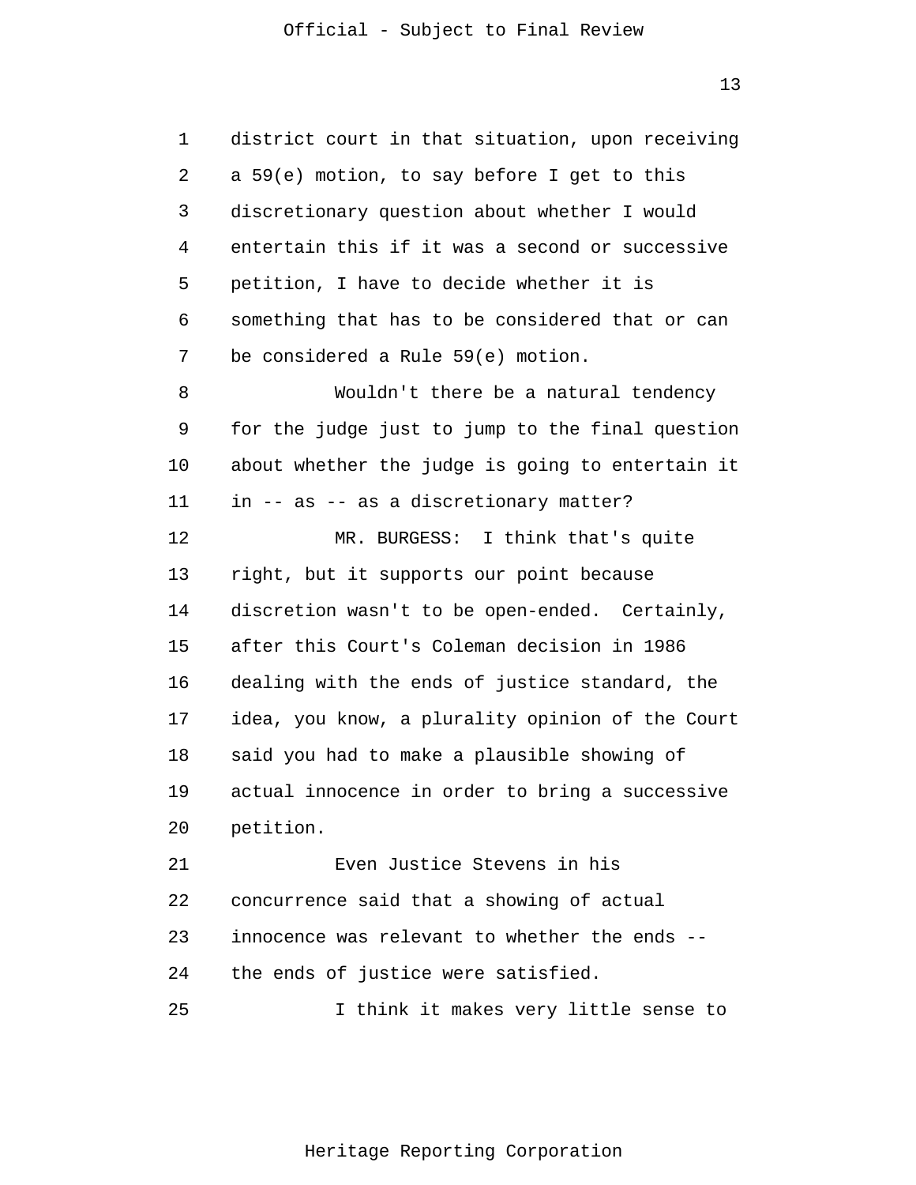district court in that situation, upon receiving a 59(e) motion, to say before I get to this discretionary question about whether I would entertain this if it was a second or successive petition, I have to decide whether it is something that has to be considered that or can be considered a Rule 59(e) motion.

Wouldn't there be a natural tendency for the judge just to jump to the final question about whether the judge is going to entertain it in -- as -- as a discretionary matter?

MR. BURGESS: I think that's quite right, but it supports our point because discretion wasn't to be open-ended. Certainly, after this Court's Coleman decision in 1986 dealing with the ends of justice standard, the idea, you know, a plurality opinion of the Court said you had to make a plausible showing of actual innocence in order to bring a successive petition.

Even Justice Stevens in his concurrence said that a showing of actual innocence was relevant to whether the ends -- the ends of justice were satisfied.

I think it makes very little sense to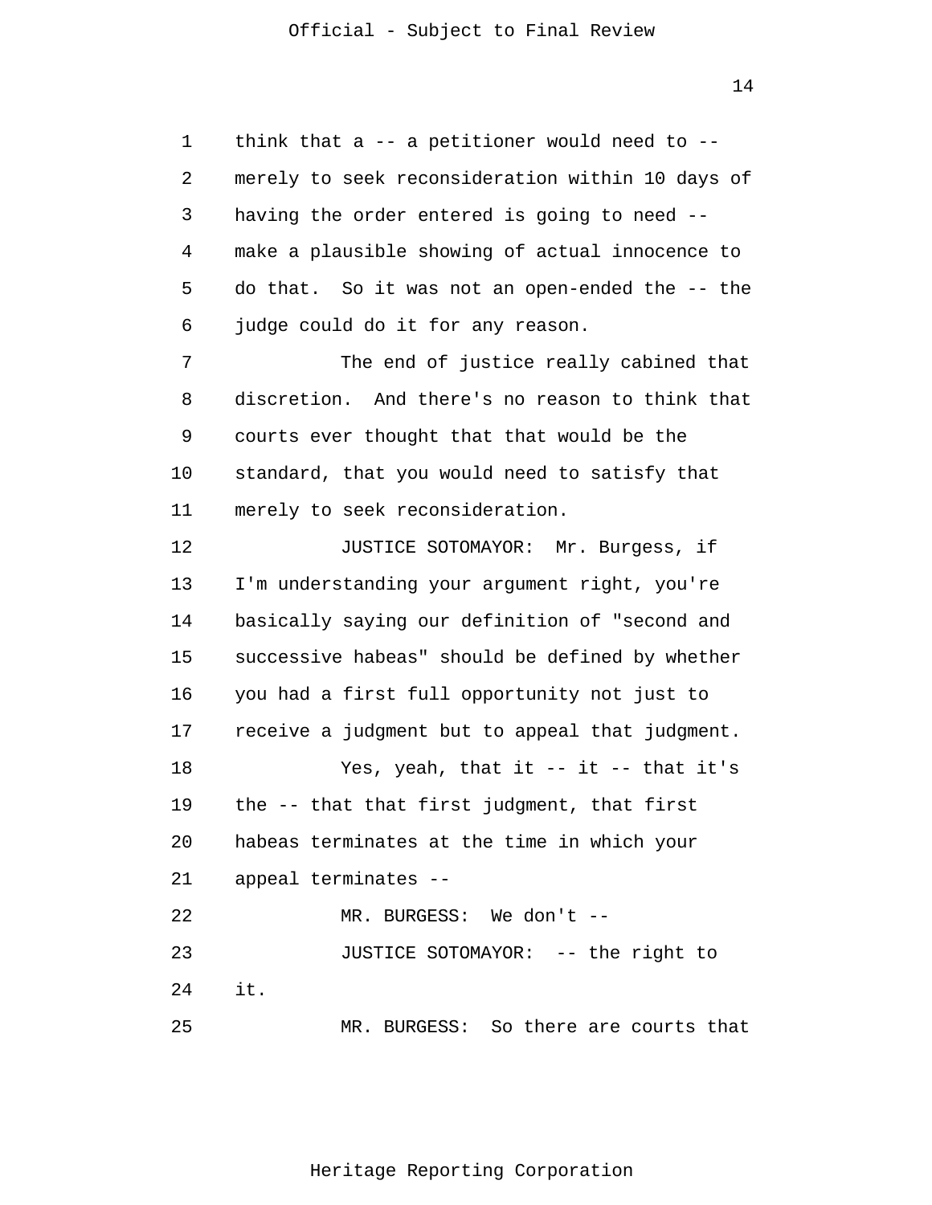think that a -- a petitioner would need to -- merely to seek reconsideration within 10 days of having the order entered is going to need -- make a plausible showing of actual innocence to do that. So it was not an open-ended the -- the judge could do it for any reason.

The end of justice really cabined that discretion. And there's no reason to think that courts ever thought that that would be the standard, that you would need to satisfy that merely to seek reconsideration.

JUSTICE SOTOMAYOR: Mr. Burgess, if I'm understanding your argument right, you're basically saying our definition of "second and successive habeas" should be defined by whether you had a first full opportunity not just to receive a judgment but to appeal that judgment.

Yes, yeah, that it -- it -- that it's the -- that that first judgment, that first habeas terminates at the time in which your appeal terminates --

MR. BURGESS: We don't --

JUSTICE SOTOMAYOR: -- the right to it.

MR. BURGESS: So there are courts that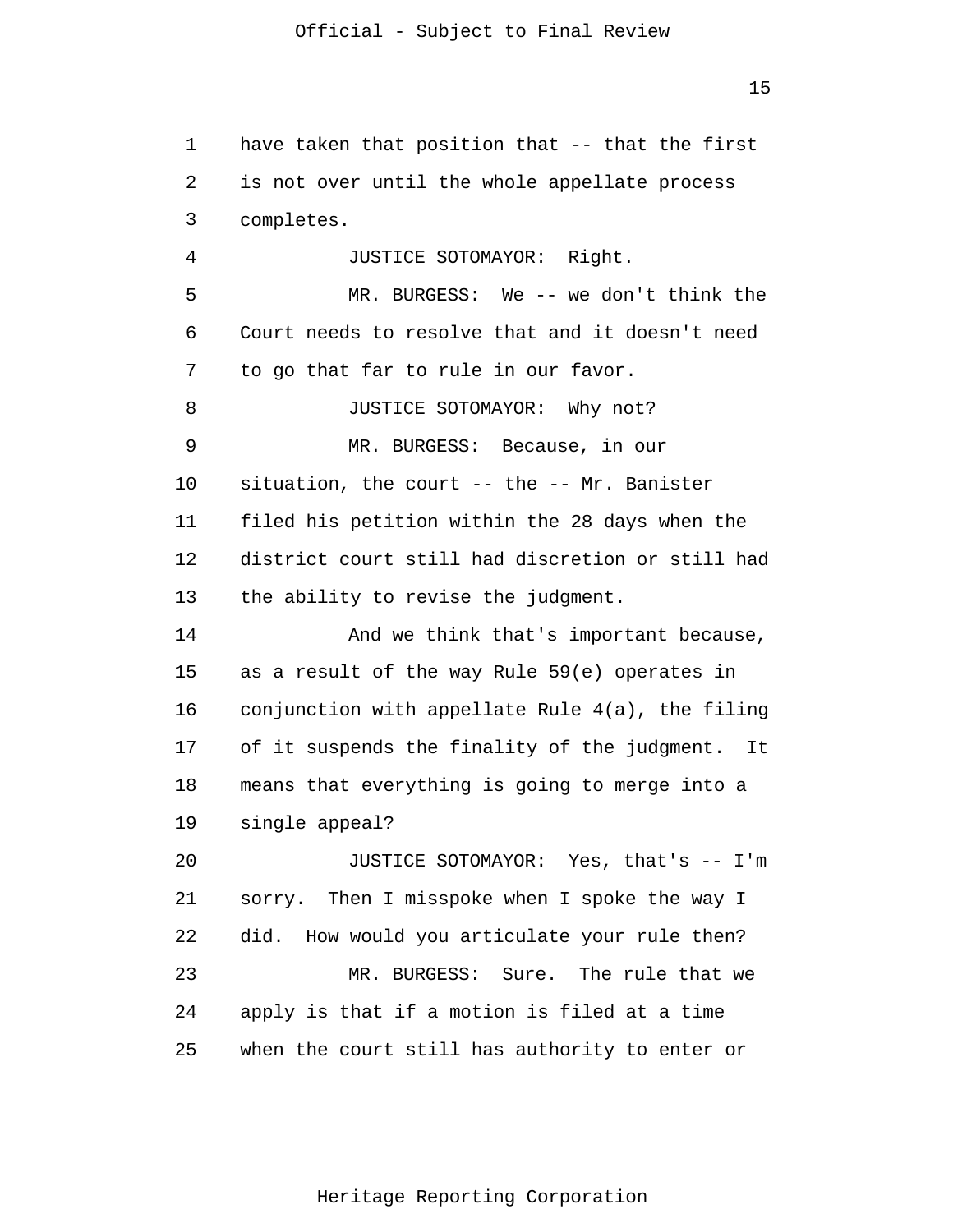have taken that position that -- that the first is not over until the whole appellate process completes.

JUSTICE SOTOMAYOR: Right.

MR. BURGESS: We -- we don't think the Court needs to resolve that and it doesn't need to go that far to rule in our favor.

JUSTICE SOTOMAYOR: Why not?

MR. BURGESS: Because, in our situation, the court -- the -- Mr. Banister filed his petition within the 28 days when the district court still had discretion or still had the ability to revise the judgment.

And we think that's important because, as a result of the way Rule 59(e) operates in conjunction with appellate Rule 4(a), the filing of it suspends the finality of the judgment. It means that everything is going to merge into a single appeal?

JUSTICE SOTOMAYOR: Yes, that's -- I'm sorry. Then I misspoke when I spoke the way I did. How would you articulate your rule then?

MR. BURGESS: Sure. The rule that we apply is that if a motion is filed at a time when the court still has authority to enter or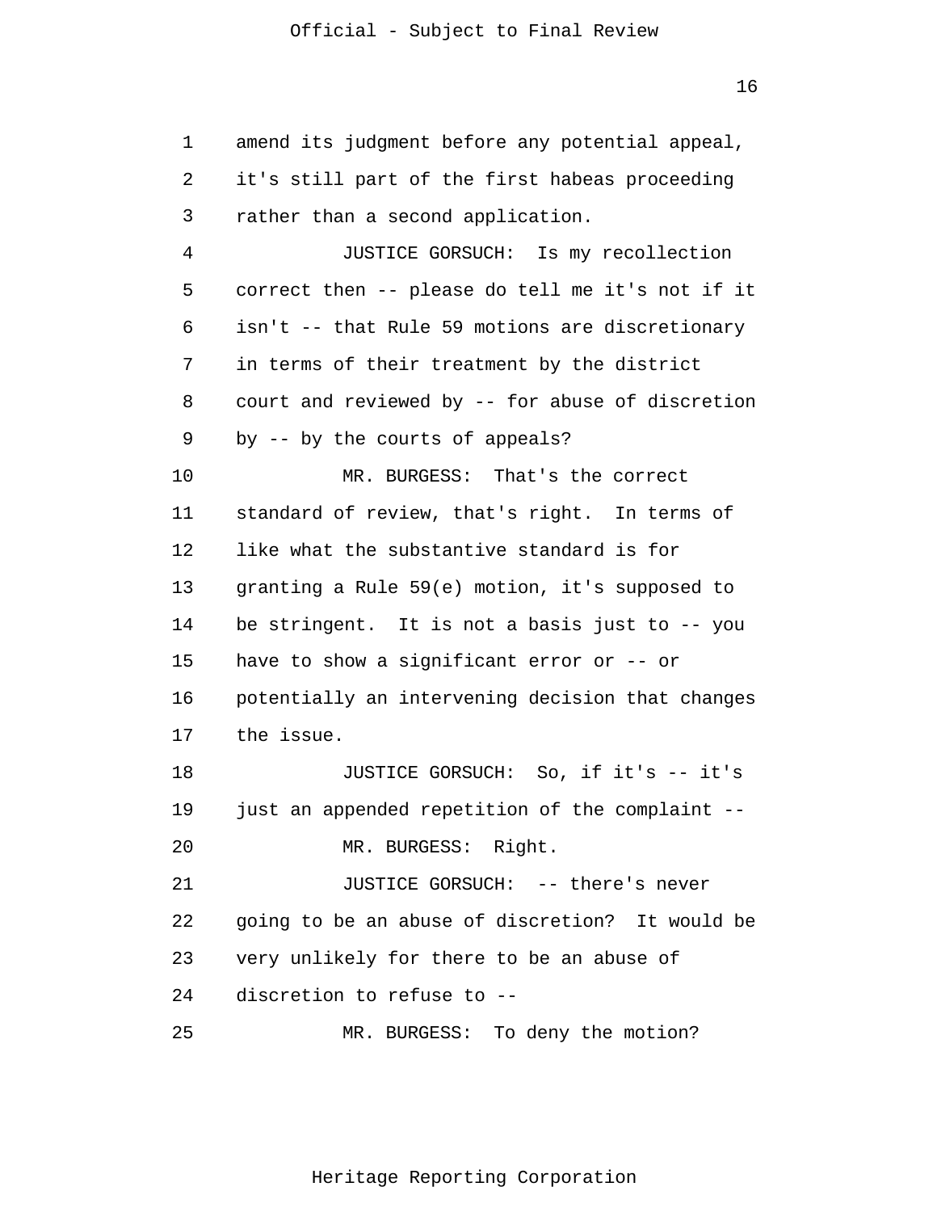amend its judgment before any potential appeal, it's still part of the first habeas proceeding rather than a second application.

JUSTICE GORSUCH: Is my recollection correct then -- please do tell me it's not if it isn't -- that Rule 59 motions are discretionary in terms of their treatment by the district court and reviewed by -- for abuse of discretion by -- by the courts of appeals?

MR. BURGESS: That's the correct standard of review, that's right. In terms of like what the substantive standard is for granting a Rule 59(e) motion, it's supposed to be stringent. It is not a basis just to -- you have to show a significant error or -- or potentially an intervening decision that changes the issue.

JUSTICE GORSUCH: So, if it's -- it's just an appended repetition of the complaint --

MR. BURGESS: Right.

JUSTICE GORSUCH: -- there's never going to be an abuse of discretion? It would be very unlikely for there to be an abuse of discretion to refuse to --

MR. BURGESS: To deny the motion?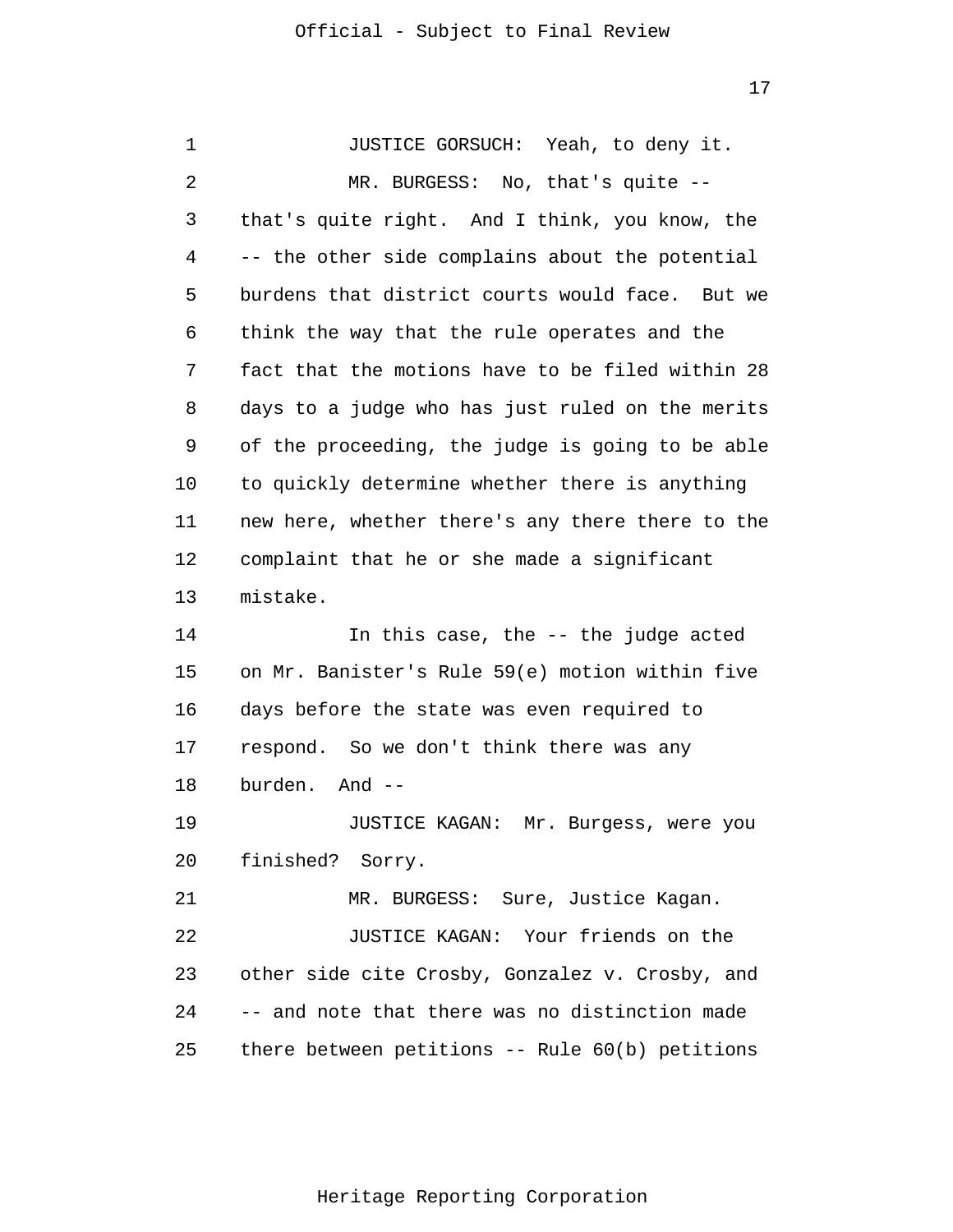JUSTICE GORSUCH: Yeah, to deny it.

MR. BURGESS: No, that's quite -- that's quite right. And I think, you know, the -- the other side complains about the potential burdens that district courts would face. But we think the way that the rule operates and the fact that the motions have to be filed within 28 days to a judge who has just ruled on the merits of the proceeding, the judge is going to be able to quickly determine whether there is anything new here, whether there's any there there to the complaint that he or she made a significant mistake.

In this case, the -- the judge acted on Mr. Banister's Rule 59(e) motion within five days before the state was even required to respond. So we don't think there was any burden. And --

JUSTICE KAGAN: Mr. Burgess, were you finished? Sorry.

MR. BURGESS: Sure, Justice Kagan.

JUSTICE KAGAN: Your friends on the other side cite Crosby, Gonzalez v. Crosby, and -- and note that there was no distinction made there between petitions -- Rule 60(b) petitions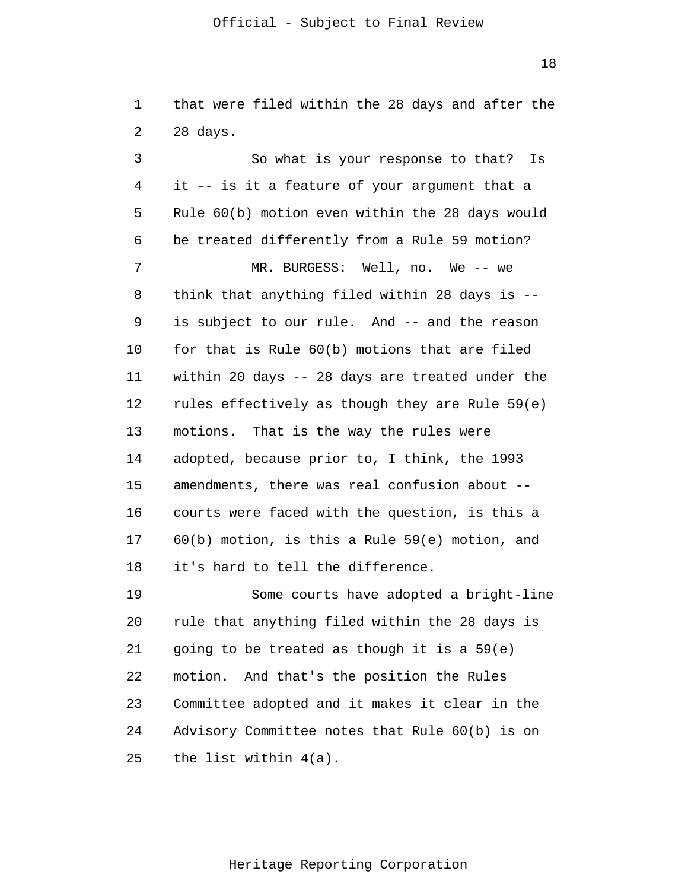that were filed within the 28 days and after the 28 days.

So what is your response to that? Is it -- is it a feature of your argument that a Rule 60(b) motion even within the 28 days would be treated differently from a Rule 59 motion?

MR. BURGESS: Well, no. We -- we think that anything filed within 28 days is -- is subject to our rule. And -- and the reason for that is Rule 60(b) motions that are filed within 20 days -- 28 days are treated under the rules effectively as though they are Rule 59(e) motions. That is the way the rules were adopted, because prior to, I think, the 1993 amendments, there was real confusion about -- courts were faced with the question, is this a 60(b) motion, is this a Rule 59(e) motion, and it's hard to tell the difference.

Some courts have adopted a bright-line rule that anything filed within the 28 days is going to be treated as though it is a 59(e) motion. And that's the position the Rules Committee adopted and it makes it clear in the Advisory Committee notes that Rule 60(b) is on the list within 4(a).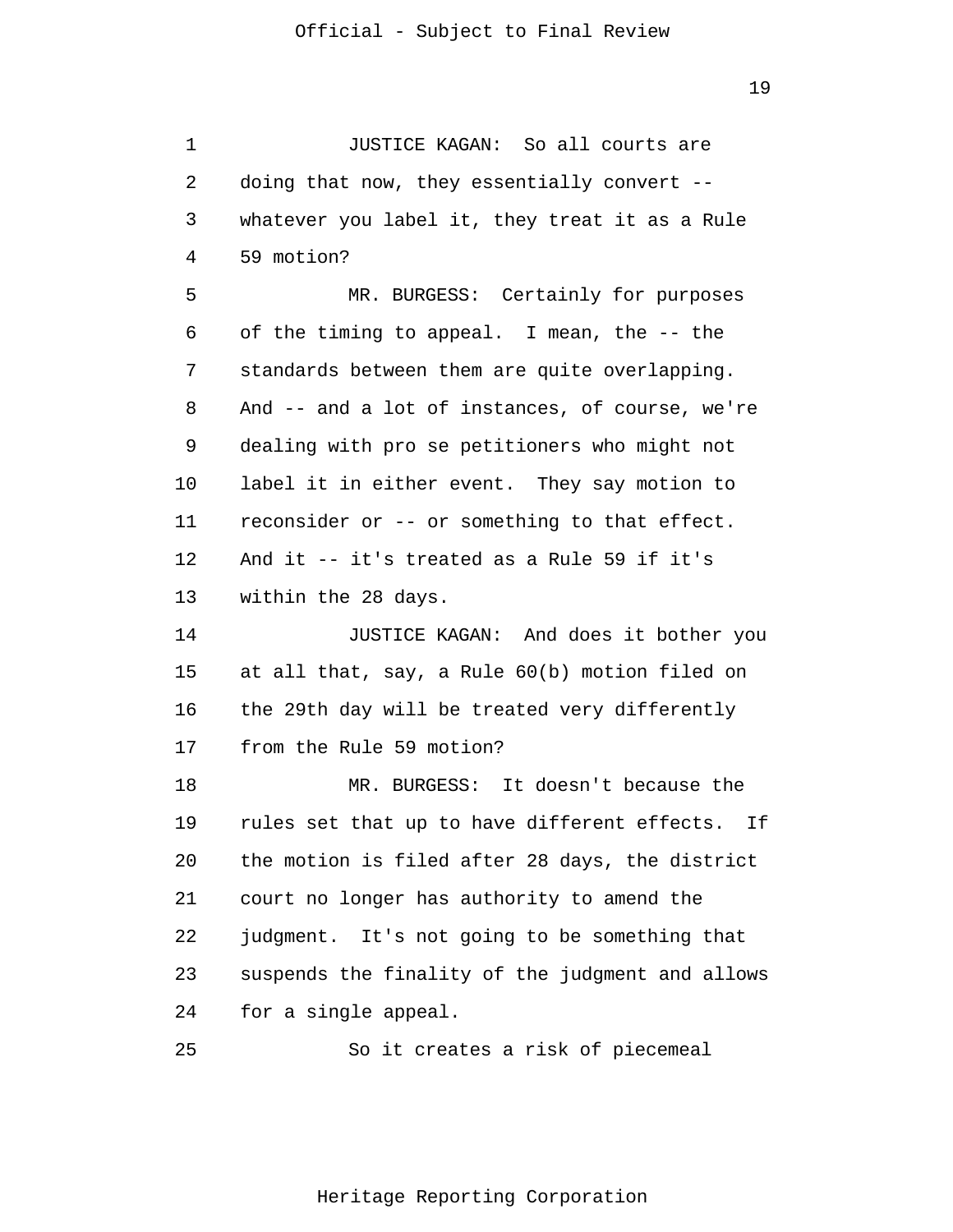JUSTICE KAGAN: So all courts are doing that now, they essentially convert -- whatever you label it, they treat it as a Rule 59 motion?

MR. BURGESS: Certainly for purposes of the timing to appeal. I mean, the -- the standards between them are quite overlapping. And -- and a lot of instances, of course, we're dealing with pro se petitioners who might not label it in either event. They say motion to reconsider or -- or something to that effect. And it -- it's treated as a Rule 59 if it's within the 28 days.

JUSTICE KAGAN: And does it bother you at all that, say, a Rule 60(b) motion filed on the 29th day will be treated very differently from the Rule 59 motion?

MR. BURGESS: It doesn't because the rules set that up to have different effects. If the motion is filed after 28 days, the district court no longer has authority to amend the judgment. It's not going to be something that suspends the finality of the judgment and allows for a single appeal.

So it creates a risk of piecemeal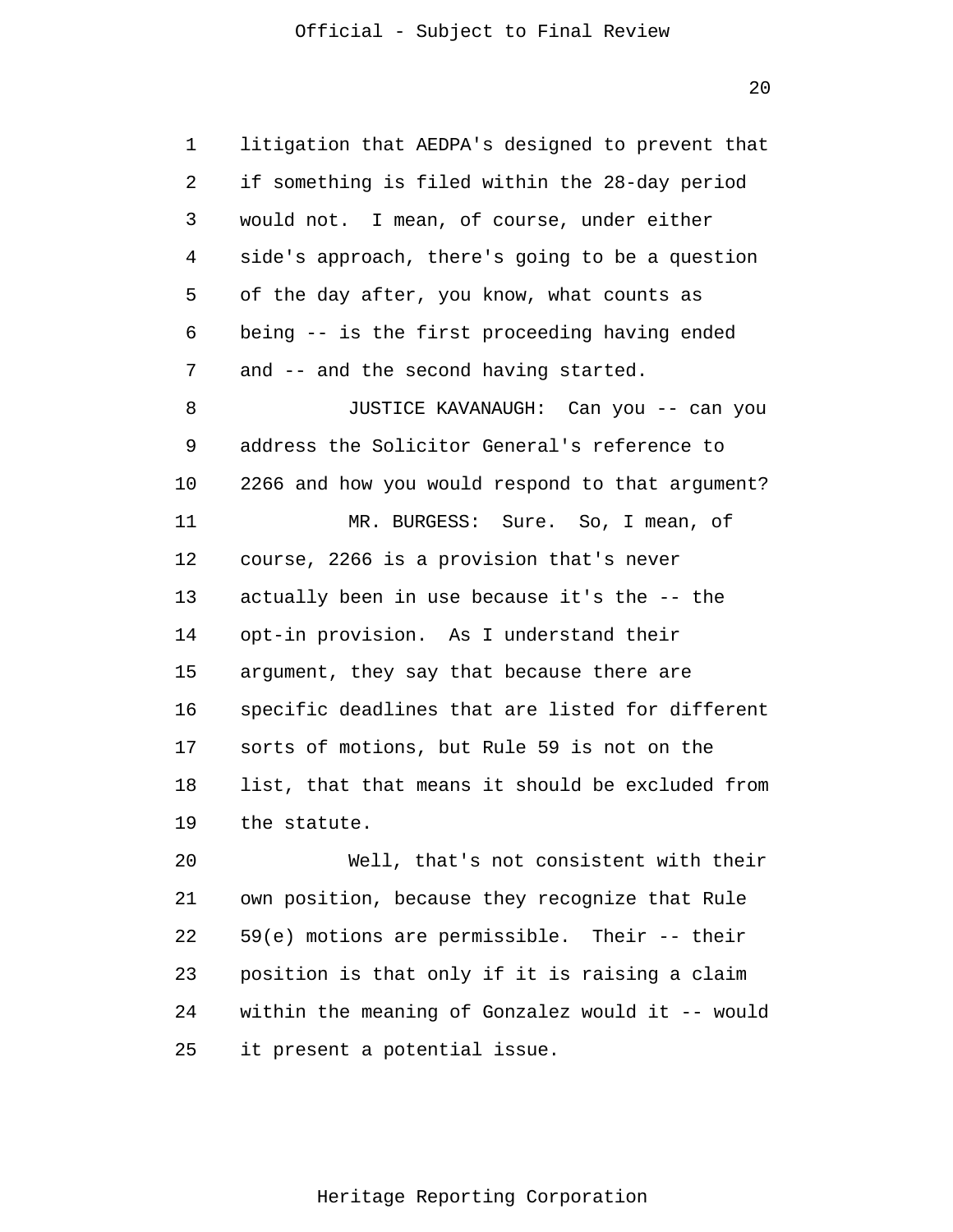litigation that AEDPA's designed to prevent that if something is filed within the 28-day period would not. I mean, of course, under either side's approach, there's going to be a question of the day after, you know, what counts as being -- is the first proceeding having ended and -- and the second having started.

JUSTICE KAVANAUGH: Can you -- can you address the Solicitor General's reference to 2266 and how you would respond to that argument?

MR. BURGESS: Sure. So, I mean, of course, 2266 is a provision that's never actually been in use because it's the -- the opt-in provision. As I understand their argument, they say that because there are specific deadlines that are listed for different sorts of motions, but Rule 59 is not on the list, that that means it should be excluded from the statute.

Well, that's not consistent with their own position, because they recognize that Rule 59(e) motions are permissible. Their -- their position is that only if it is raising a claim within the meaning of Gonzalez would it -- would it present a potential issue.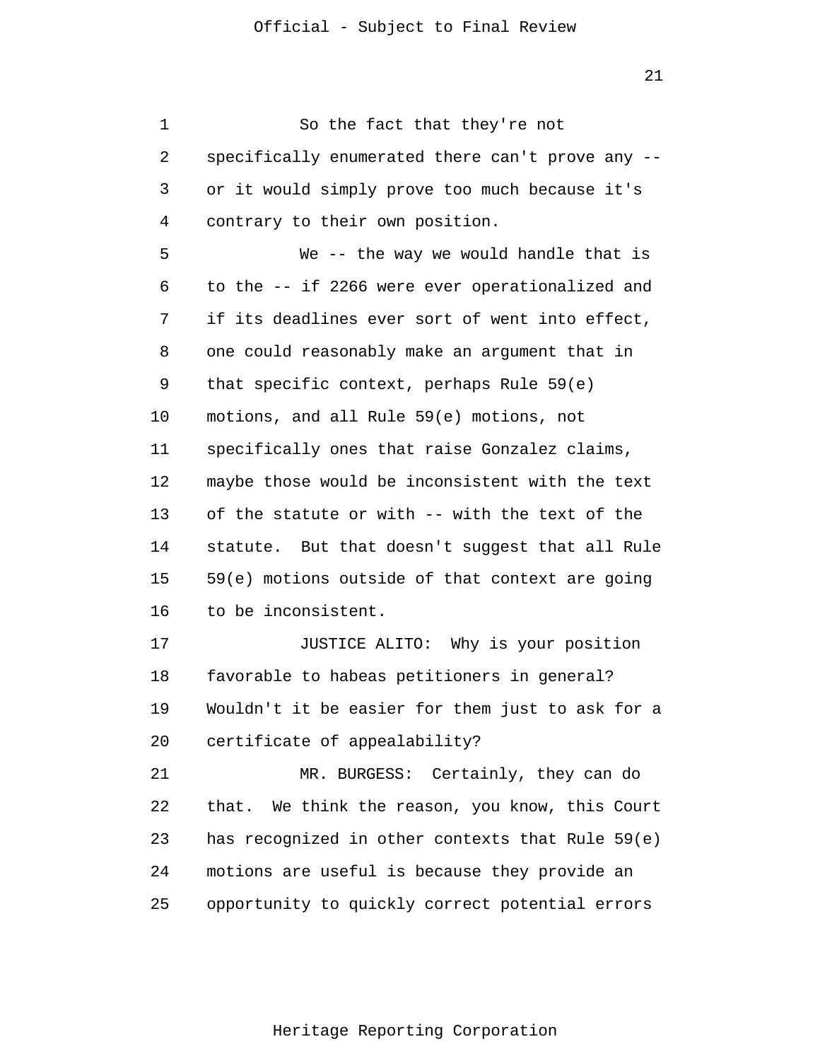So the fact that they're not specifically enumerated there can't prove any -- or it would simply prove too much because it's contrary to their own position.

We -- the way we would handle that is to the -- if 2266 were ever operationalized and if its deadlines ever sort of went into effect, one could reasonably make an argument that in that specific context, perhaps Rule 59(e) motions, and all Rule 59(e) motions, not specifically ones that raise Gonzalez claims, maybe those would be inconsistent with the text of the statute or with -- with the text of the statute. But that doesn't suggest that all Rule 59(e) motions outside of that context are going to be inconsistent.

JUSTICE ALITO: Why is your position favorable to habeas petitioners in general? Wouldn't it be easier for them just to ask for a certificate of appealability?

MR. BURGESS: Certainly, they can do that. We think the reason, you know, this Court has recognized in other contexts that Rule 59(e) motions are useful is because they provide an opportunity to quickly correct potential errors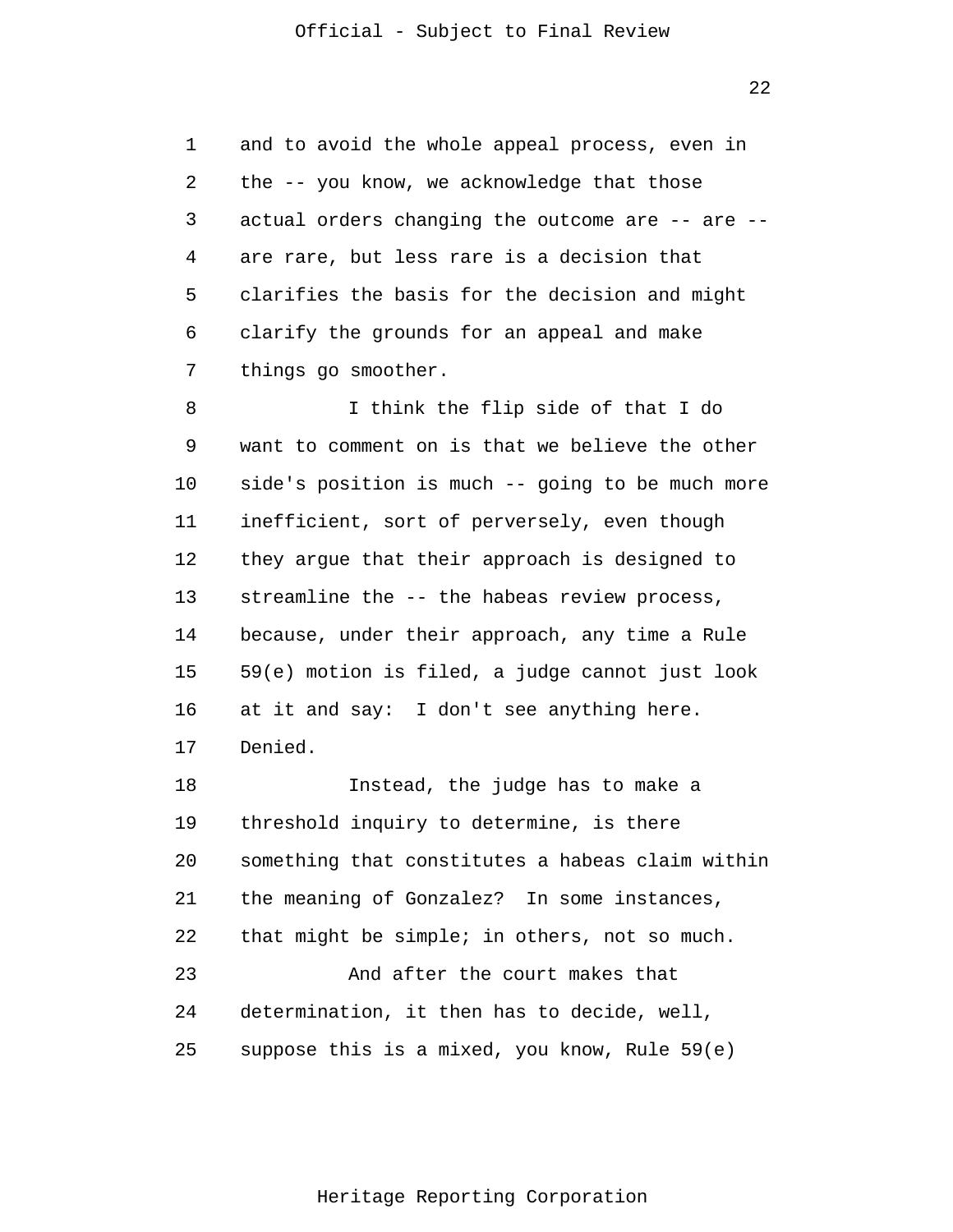and to avoid the whole appeal process, even in the -- you know, we acknowledge that those actual orders changing the outcome are -- are -- are rare, but less rare is a decision that clarifies the basis for the decision and might clarify the grounds for an appeal and make things go smoother.

I think the flip side of that I do want to comment on is that we believe the other side's position is much -- going to be much more inefficient, sort of perversely, even though they argue that their approach is designed to streamline the -- the habeas review process, because, under their approach, any time a Rule 59(e) motion is filed, a judge cannot just look at it and say: I don't see anything here. Denied.

Instead, the judge has to make a threshold inquiry to determine, is there something that constitutes a habeas claim within the meaning of Gonzalez? In some instances, that might be simple; in others, not so much.

And after the court makes that determination, it then has to decide, well, suppose this is a mixed, you know, Rule 59(e)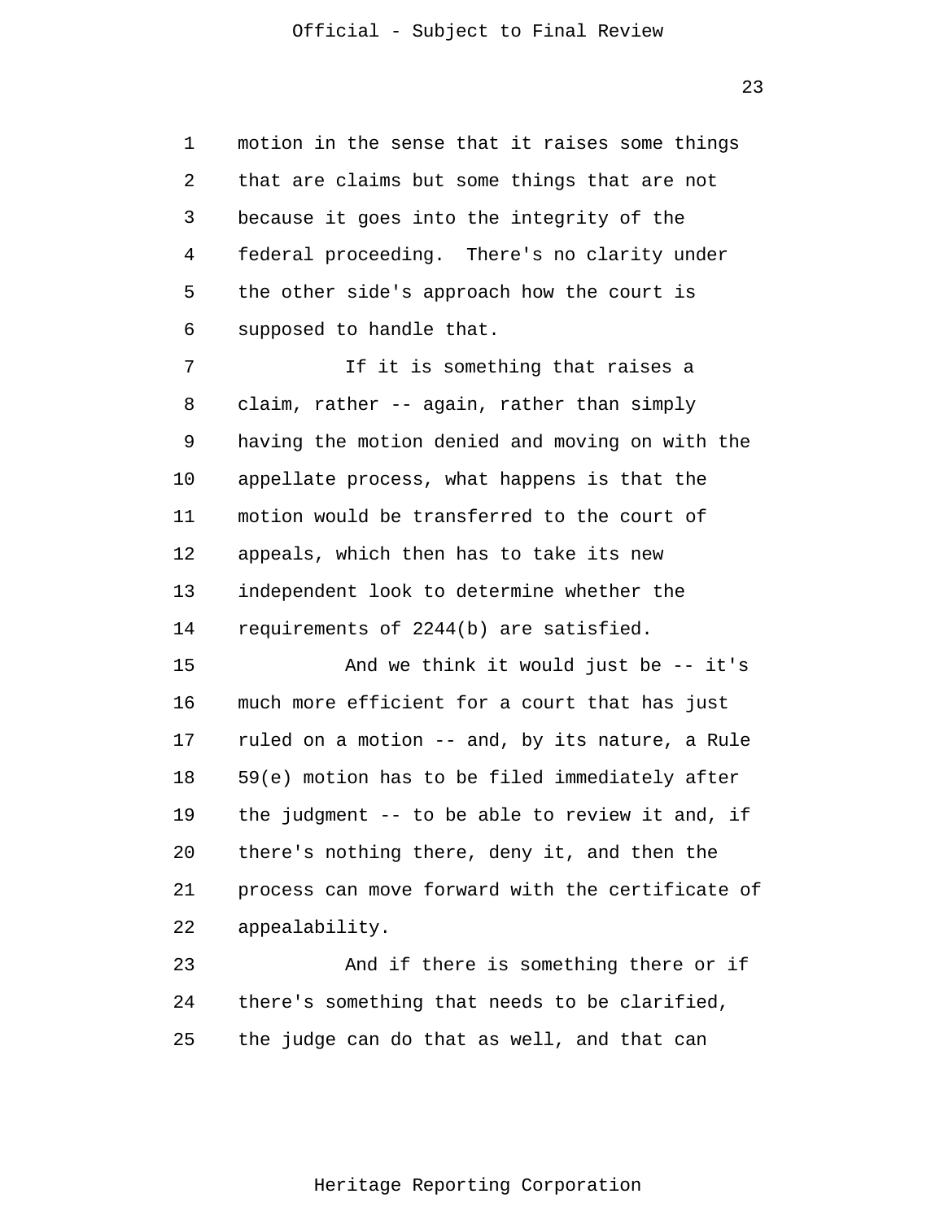motion in the sense that it raises some things that are claims but some things that are not because it goes into the integrity of the federal proceeding. There's no clarity under the other side's approach how the court is supposed to handle that.

If it is something that raises a claim, rather -- again, rather than simply having the motion denied and moving on with the appellate process, what happens is that the motion would be transferred to the court of appeals, which then has to take its new independent look to determine whether the requirements of 2244(b) are satisfied.

And we think it would just be -- it's much more efficient for a court that has just ruled on a motion -- and, by its nature, a Rule 59(e) motion has to be filed immediately after the judgment -- to be able to review it and, if there's nothing there, deny it, and then the process can move forward with the certificate of appealability.

And if there is something there or if there's something that needs to be clarified, the judge can do that as well, and that can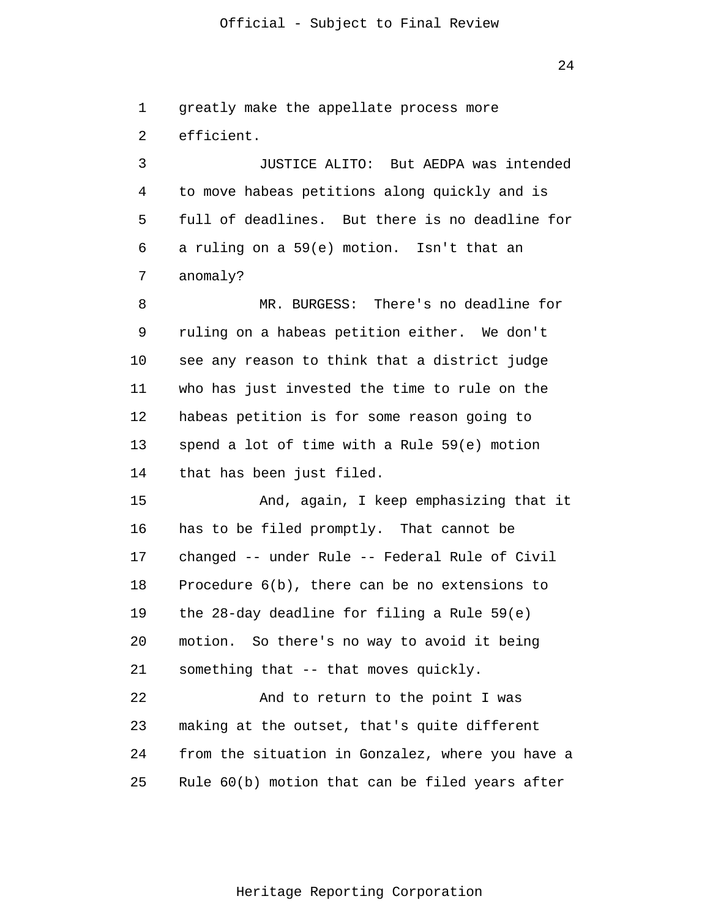greatly make the appellate process more efficient.

JUSTICE ALITO: But AEDPA was intended to move habeas petitions along quickly and is full of deadlines. But there is no deadline for a ruling on a 59(e) motion. Isn't that an anomaly?

MR. BURGESS: There's no deadline for ruling on a habeas petition either. We don't see any reason to think that a district judge who has just invested the time to rule on the habeas petition is for some reason going to spend a lot of time with a Rule 59(e) motion that has been just filed.

And, again, I keep emphasizing that it has to be filed promptly. That cannot be changed -- under Rule -- Federal Rule of Civil Procedure 6(b), there can be no extensions to the 28-day deadline for filing a Rule 59(e) motion. So there's no way to avoid it being something that -- that moves quickly.

And to return to the point I was making at the outset, that's quite different from the situation in Gonzalez, where you have a Rule 60(b) motion that can be filed years after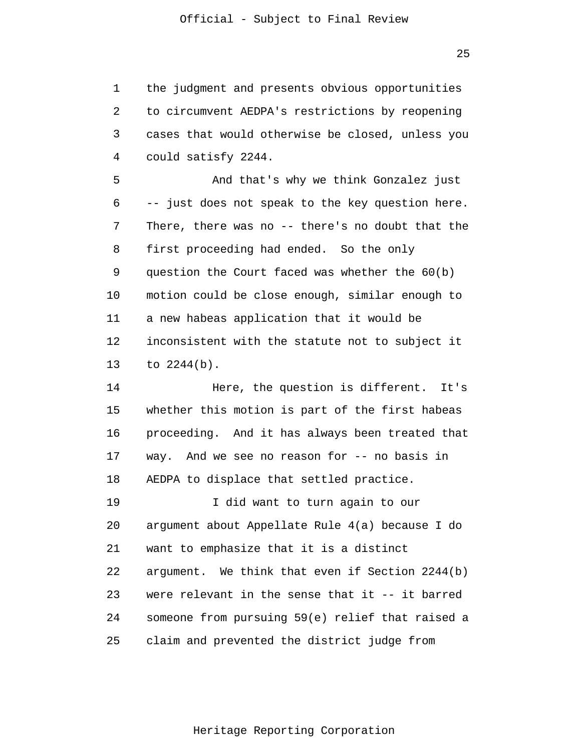the judgment and presents obvious opportunities to circumvent AEDPA's restrictions by reopening cases that would otherwise be closed, unless you could satisfy 2244.

And that's why we think Gonzalez just -- just does not speak to the key question here. There, there was no -- there's no doubt that the first proceeding had ended. So the only question the Court faced was whether the 60(b) motion could be close enough, similar enough to a new habeas application that it would be inconsistent with the statute not to subject it to 2244(b).

Here, the question is different. It's whether this motion is part of the first habeas proceeding. And it has always been treated that way. And we see no reason for -- no basis in AEDPA to displace that settled practice.

I did want to turn again to our argument about Appellate Rule 4(a) because I do want to emphasize that it is a distinct argument. We think that even if Section 2244(b) were relevant in the sense that it -- it barred someone from pursuing 59(e) relief that raised a claim and prevented the district judge from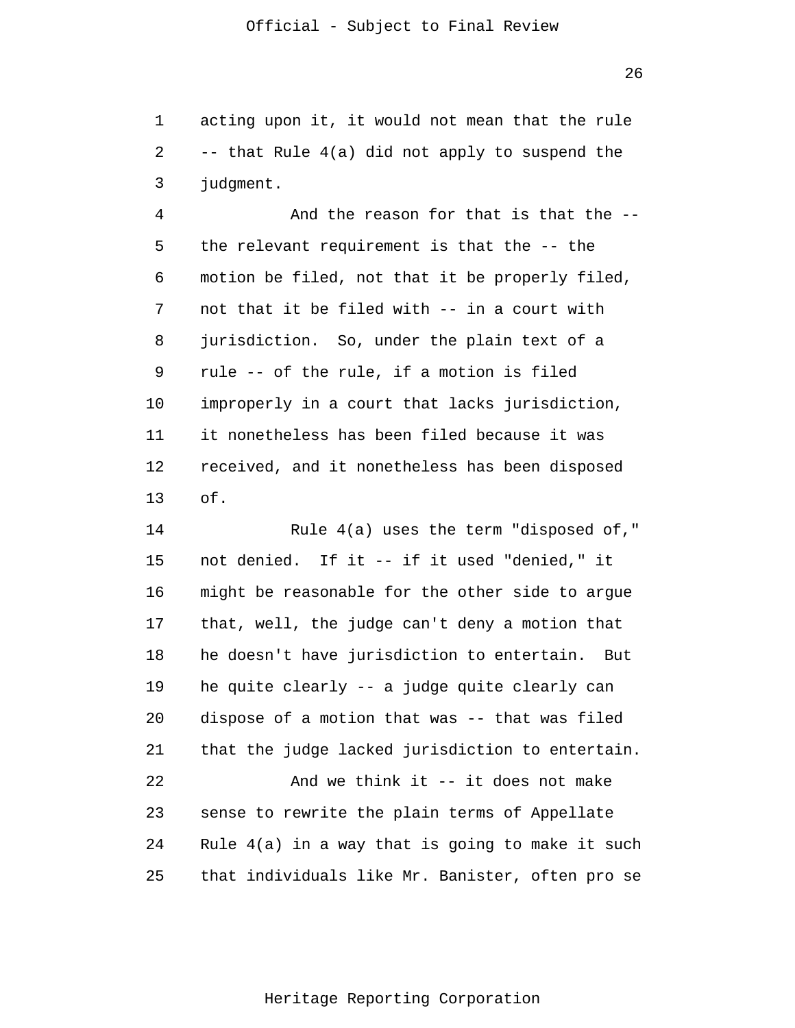acting upon it, it would not mean that the rule -- that Rule 4(a) did not apply to suspend the judgment.

And the reason for that is that the -- the relevant requirement is that the -- the motion be filed, not that it be properly filed, not that it be filed with -- in a court with jurisdiction. So, under the plain text of a rule -- of the rule, if a motion is filed improperly in a court that lacks jurisdiction, it nonetheless has been filed because it was received, and it nonetheless has been disposed of.

Rule 4(a) uses the term "disposed of," not denied. If it -- if it used "denied," it might be reasonable for the other side to argue that, well, the judge can't deny a motion that he doesn't have jurisdiction to entertain. But he quite clearly -- a judge quite clearly can dispose of a motion that was -- that was filed that the judge lacked jurisdiction to entertain.

And we think it -- it does not make sense to rewrite the plain terms of Appellate Rule 4(a) in a way that is going to make it such that individuals like Mr. Banister, often pro se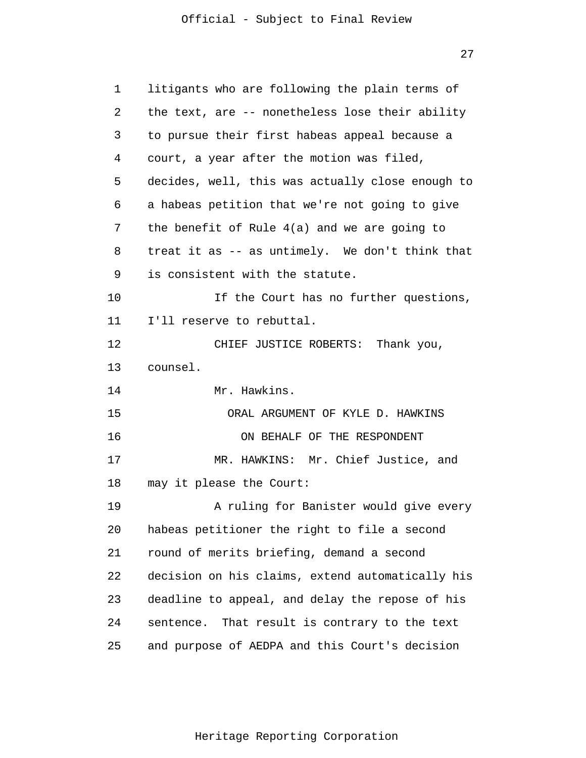litigants who are following the plain terms of the text, are -- nonetheless lose their ability to pursue their first habeas appeal because a court, a year after the motion was filed, decides, well, this was actually close enough to a habeas petition that we're not going to give the benefit of Rule 4(a) and we are going to treat it as -- as untimely. We don't think that is consistent with the statute.

If the Court has no further questions, I'll reserve to rebuttal.

CHIEF JUSTICE ROBERTS: Thank you, counsel.

Mr. Hawkins.

ORAL ARGUMENT OF KYLE D. HAWKINS

ON BEHALF OF THE RESPONDENT

MR. HAWKINS: Mr. Chief Justice, and may it please the Court:

A ruling for Banister would give every habeas petitioner the right to file a second round of merits briefing, demand a second decision on his claims, extend automatically his deadline to appeal, and delay the repose of his sentence. That result is contrary to the text and purpose of AEDPA and this Court's decision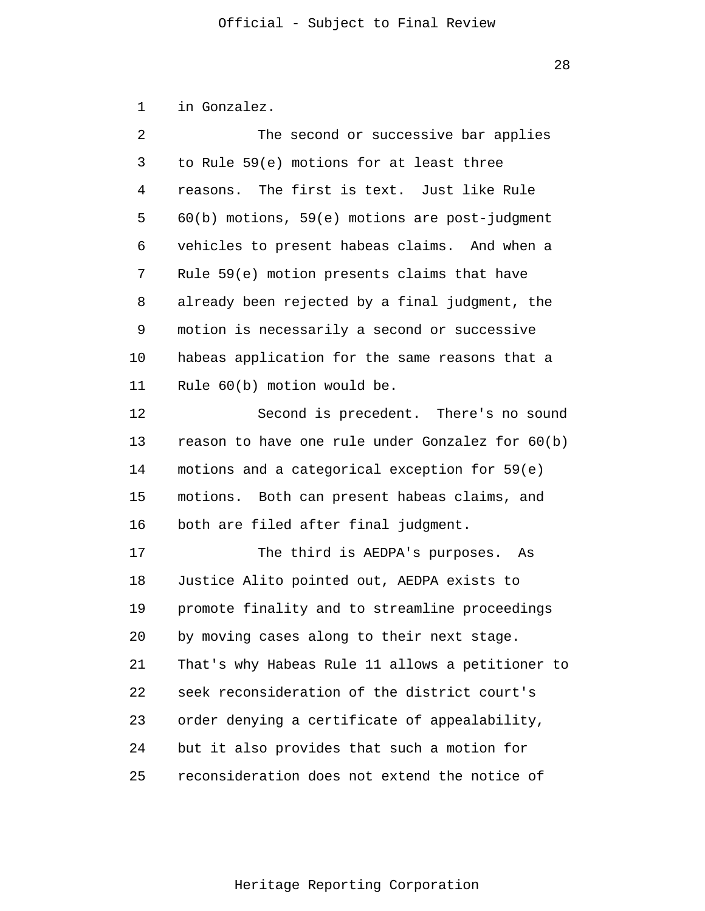in Gonzalez.

The second or successive bar applies to Rule 59(e) motions for at least three reasons. The first is text. Just like Rule 60(b) motions, 59(e) motions are post-judgment vehicles to present habeas claims. And when a Rule 59(e) motion presents claims that have already been rejected by a final judgment, the motion is necessarily a second or successive habeas application for the same reasons that a Rule 60(b) motion would be.

Second is precedent. There's no sound reason to have one rule under Gonzalez for 60(b) motions and a categorical exception for 59(e) motions. Both can present habeas claims, and both are filed after final judgment.

The third is AEDPA's purposes. As Justice Alito pointed out, AEDPA exists to promote finality and to streamline proceedings by moving cases along to their next stage. That's why Habeas Rule 11 allows a petitioner to seek reconsideration of the district court's order denying a certificate of appealability, but it also provides that such a motion for reconsideration does not extend the notice of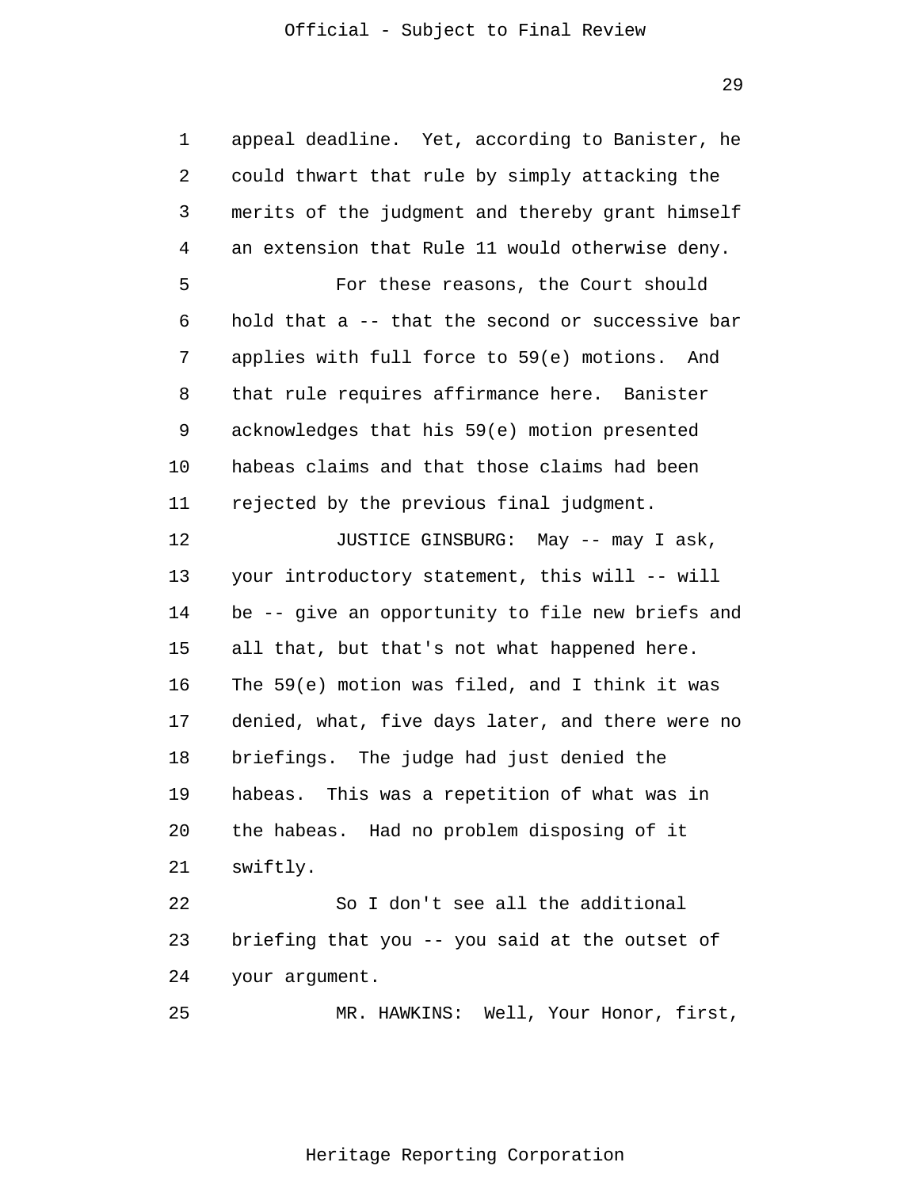appeal deadline. Yet, according to Banister, he could thwart that rule by simply attacking the merits of the judgment and thereby grant himself an extension that Rule 11 would otherwise deny.

For these reasons, the Court should hold that a -- that the second or successive bar applies with full force to 59(e) motions. And that rule requires affirmance here. Banister acknowledges that his 59(e) motion presented habeas claims and that those claims had been rejected by the previous final judgment.

JUSTICE GINSBURG: May -- may I ask, your introductory statement, this will -- will be -- give an opportunity to file new briefs and all that, but that's not what happened here. The 59(e) motion was filed, and I think it was denied, what, five days later, and there were no briefings. The judge had just denied the habeas. This was a repetition of what was in the habeas. Had no problem disposing of it swiftly.

So I don't see all the additional briefing that you -- you said at the outset of your argument.

MR. HAWKINS: Well, Your Honor, first,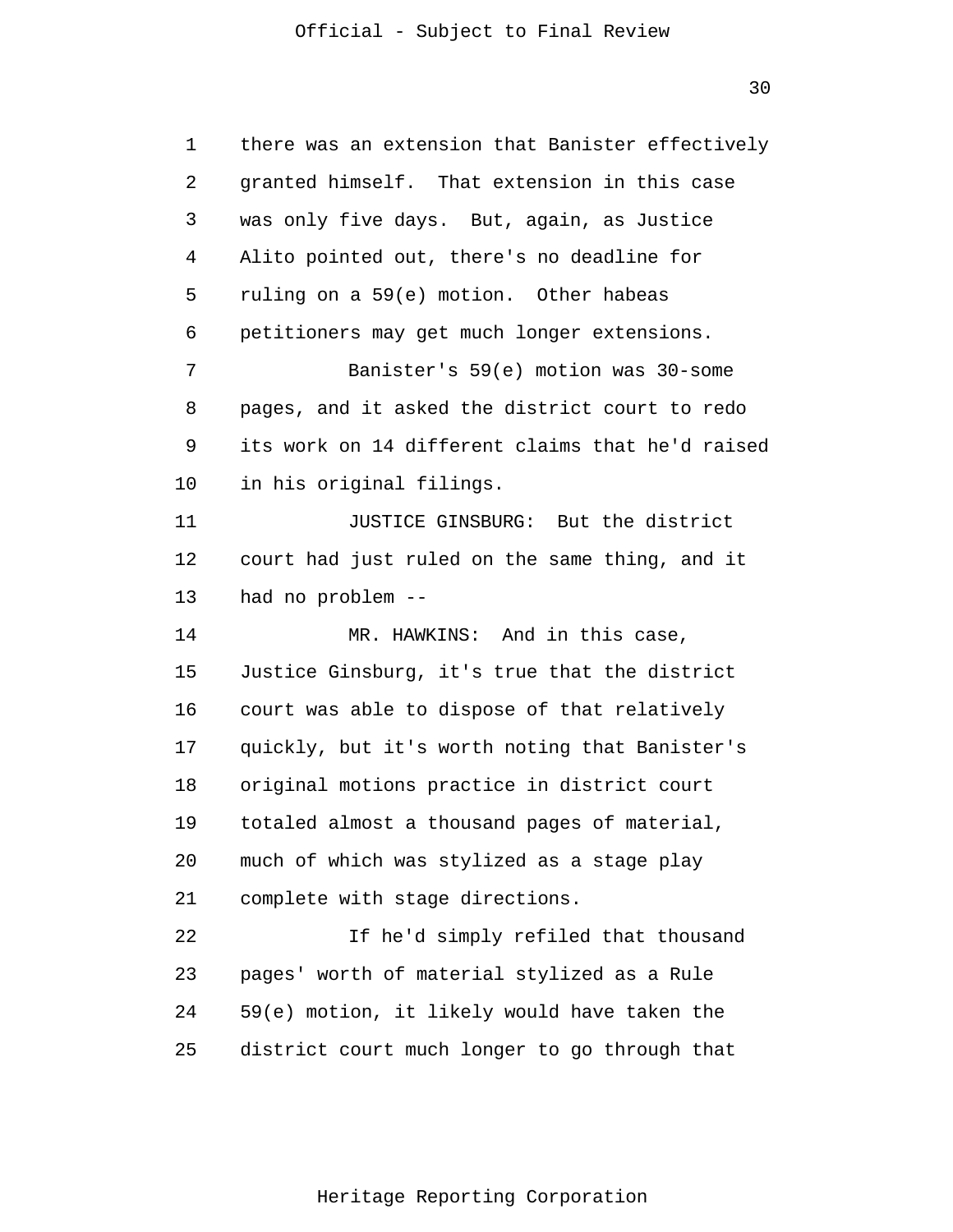there was an extension that Banister effectively granted himself. That extension in this case was only five days. But, again, as Justice Alito pointed out, there's no deadline for ruling on a 59(e) motion. Other habeas petitioners may get much longer extensions.

Banister's 59(e) motion was 30-some pages, and it asked the district court to redo its work on 14 different claims that he'd raised in his original filings.

JUSTICE GINSBURG: But the district court had just ruled on the same thing, and it had no problem --

MR. HAWKINS: And in this case, Justice Ginsburg, it's true that the district court was able to dispose of that relatively quickly, but it's worth noting that Banister's original motions practice in district court totaled almost a thousand pages of material, much of which was stylized as a stage play complete with stage directions.

If he'd simply refiled that thousand pages' worth of material stylized as a Rule 59(e) motion, it likely would have taken the district court much longer to go through that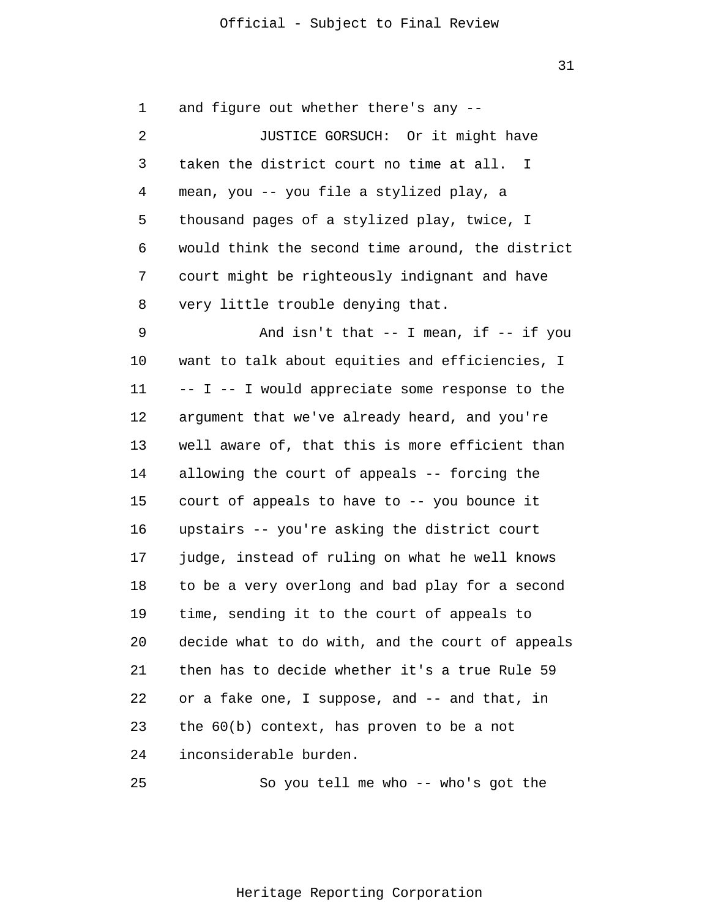and figure out whether there's any --

JUSTICE GORSUCH: Or it might have taken the district court no time at all. I mean, you -- you file a stylized play, a thousand pages of a stylized play, twice, I would think the second time around, the district court might be righteously indignant and have very little trouble denying that.

And isn't that -- I mean, if -- if you want to talk about equities and efficiencies, I -- I -- I would appreciate some response to the argument that we've already heard, and you're well aware of, that this is more efficient than allowing the court of appeals -- forcing the court of appeals to have to -- you bounce it upstairs -- you're asking the district court judge, instead of ruling on what he well knows to be a very overlong and bad play for a second time, sending it to the court of appeals to decide what to do with, and the court of appeals then has to decide whether it's a true Rule 59 or a fake one, I suppose, and -- and that, in the 60(b) context, has proven to be a not inconsiderable burden.

So you tell me who -- who's got the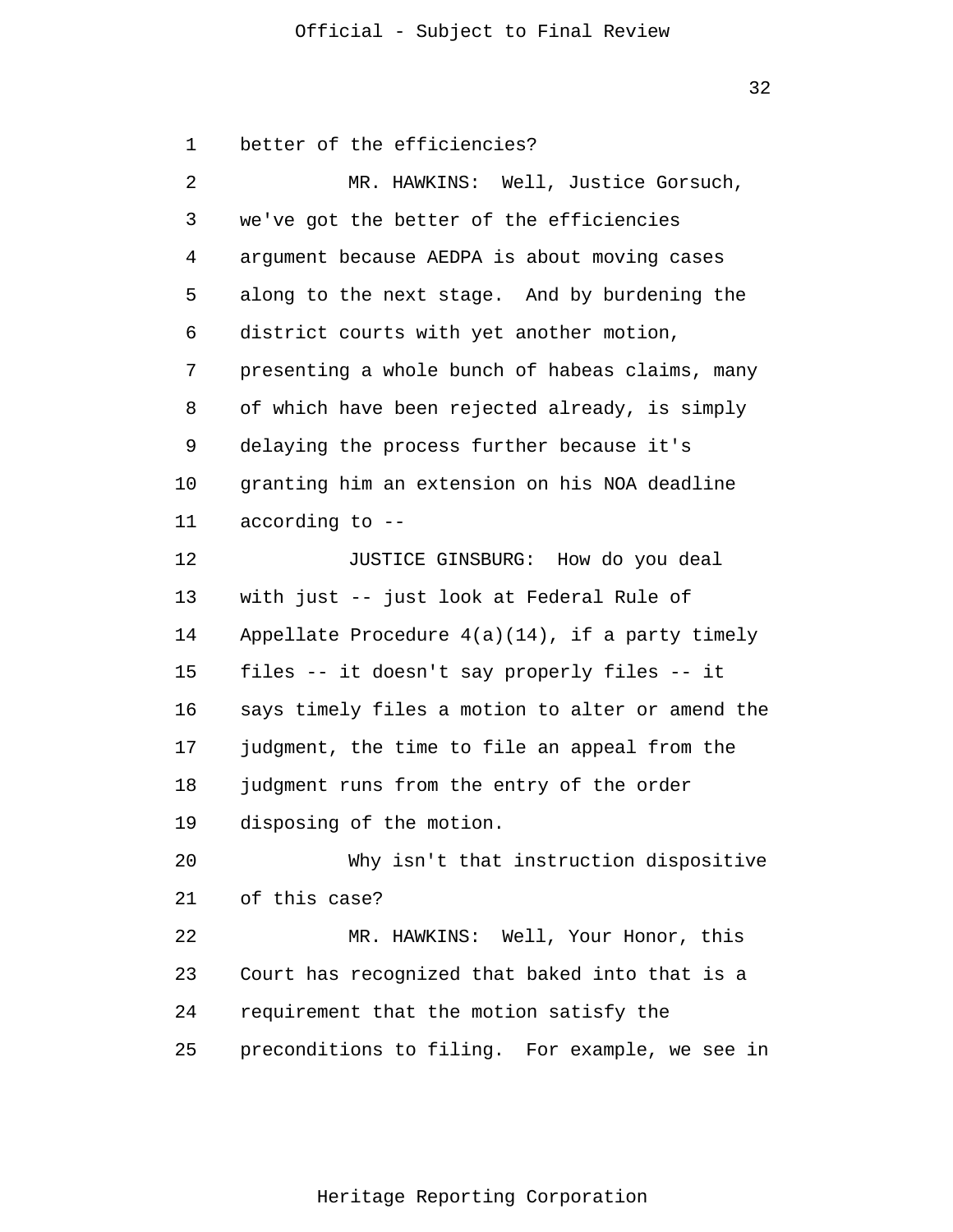better of the efficiencies?

MR. HAWKINS: Well, Justice Gorsuch, we've got the better of the efficiencies argument because AEDPA is about moving cases along to the next stage. And by burdening the district courts with yet another motion, presenting a whole bunch of habeas claims, many of which have been rejected already, is simply delaying the process further because it's granting him an extension on his NOA deadline according to --

JUSTICE GINSBURG: How do you deal with just -- just look at Federal Rule of Appellate Procedure 4(a)(14), if a party timely files -- it doesn't say properly files -- it says timely files a motion to alter or amend the judgment, the time to file an appeal from the judgment runs from the entry of the order disposing of the motion.

Why isn't that instruction dispositive of this case?

MR. HAWKINS: Well, Your Honor, this Court has recognized that baked into that is a requirement that the motion satisfy the preconditions to filing. For example, we see in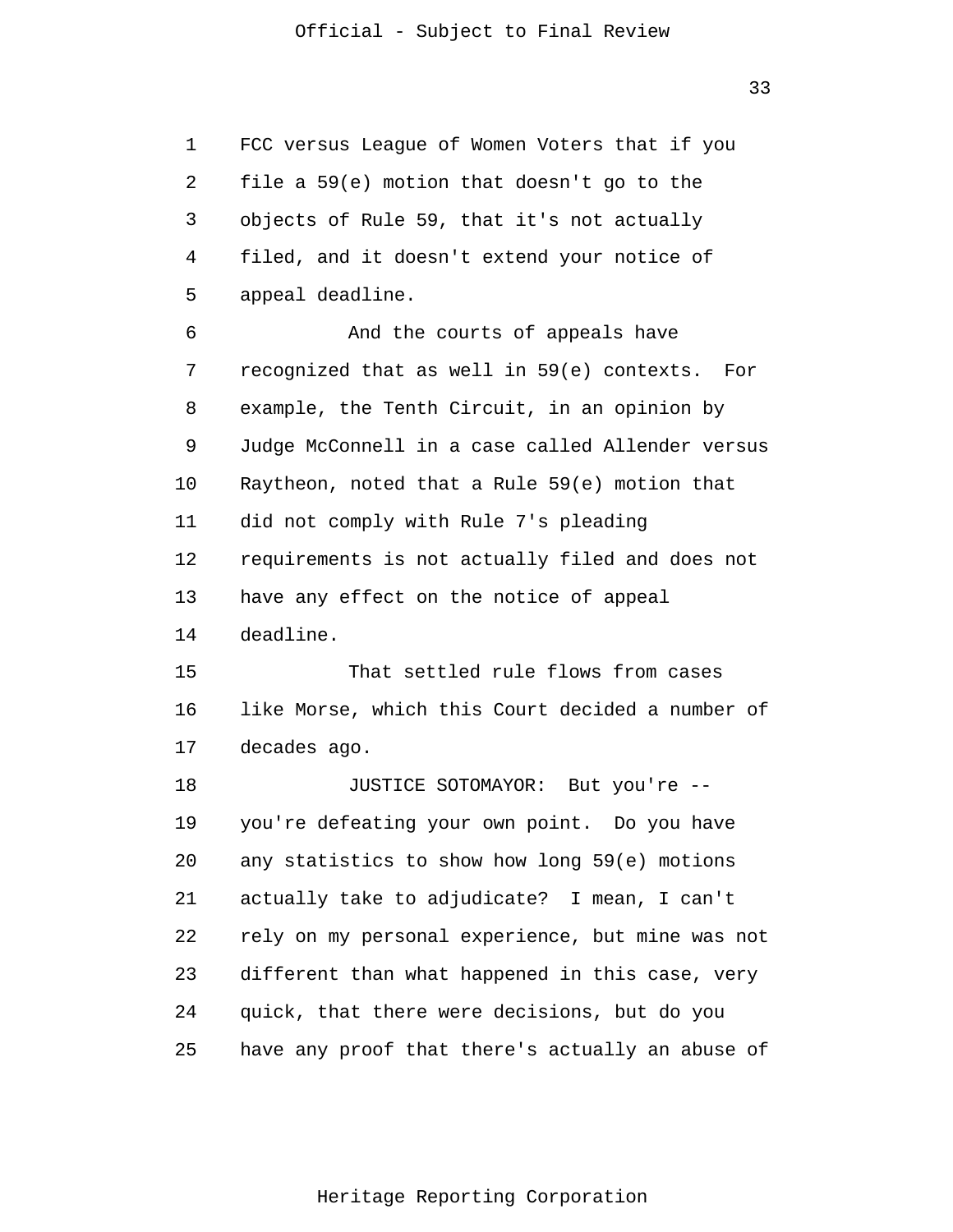FCC versus League of Women Voters that if you file a 59(e) motion that doesn't go to the objects of Rule 59, that it's not actually filed, and it doesn't extend your notice of appeal deadline.

And the courts of appeals have recognized that as well in 59(e) contexts. For example, the Tenth Circuit, in an opinion by Judge McConnell in a case called Allender versus Raytheon, noted that a Rule 59(e) motion that did not comply with Rule 7's pleading requirements is not actually filed and does not have any effect on the notice of appeal deadline.

That settled rule flows from cases like Morse, which this Court decided a number of decades ago.

JUSTICE SOTOMAYOR: But you're -- you're defeating your own point. Do you have any statistics to show how long 59(e) motions actually take to adjudicate? I mean, I can't rely on my personal experience, but mine was not different than what happened in this case, very quick, that there were decisions, but do you have any proof that there's actually an abuse of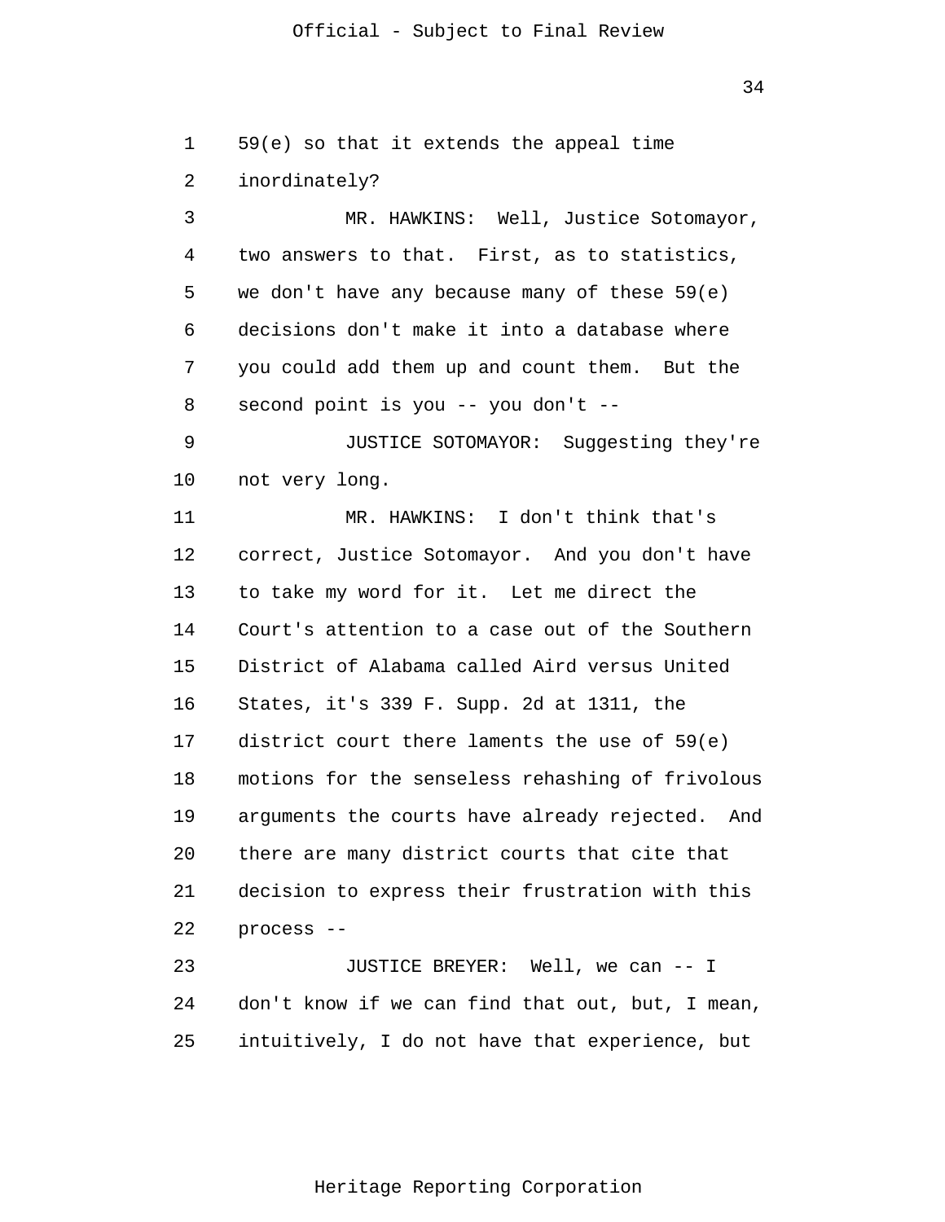59(e) so that it extends the appeal time inordinately?

MR. HAWKINS: Well, Justice Sotomayor, two answers to that. First, as to statistics, we don't have any because many of these 59(e) decisions don't make it into a database where you could add them up and count them. But the second point is you -- you don't --

JUSTICE SOTOMAYOR: Suggesting they're not very long.

MR. HAWKINS: I don't think that's correct, Justice Sotomayor. And you don't have to take my word for it. Let me direct the Court's attention to a case out of the Southern District of Alabama called Aird versus United States, it's 339 F. Supp. 2d at 1311, the district court there laments the use of 59(e) motions for the senseless rehashing of frivolous arguments the courts have already rejected. And there are many district courts that cite that decision to express their frustration with this process --

JUSTICE BREYER: Well, we can -- I don't know if we can find that out, but, I mean, intuitively, I do not have that experience, but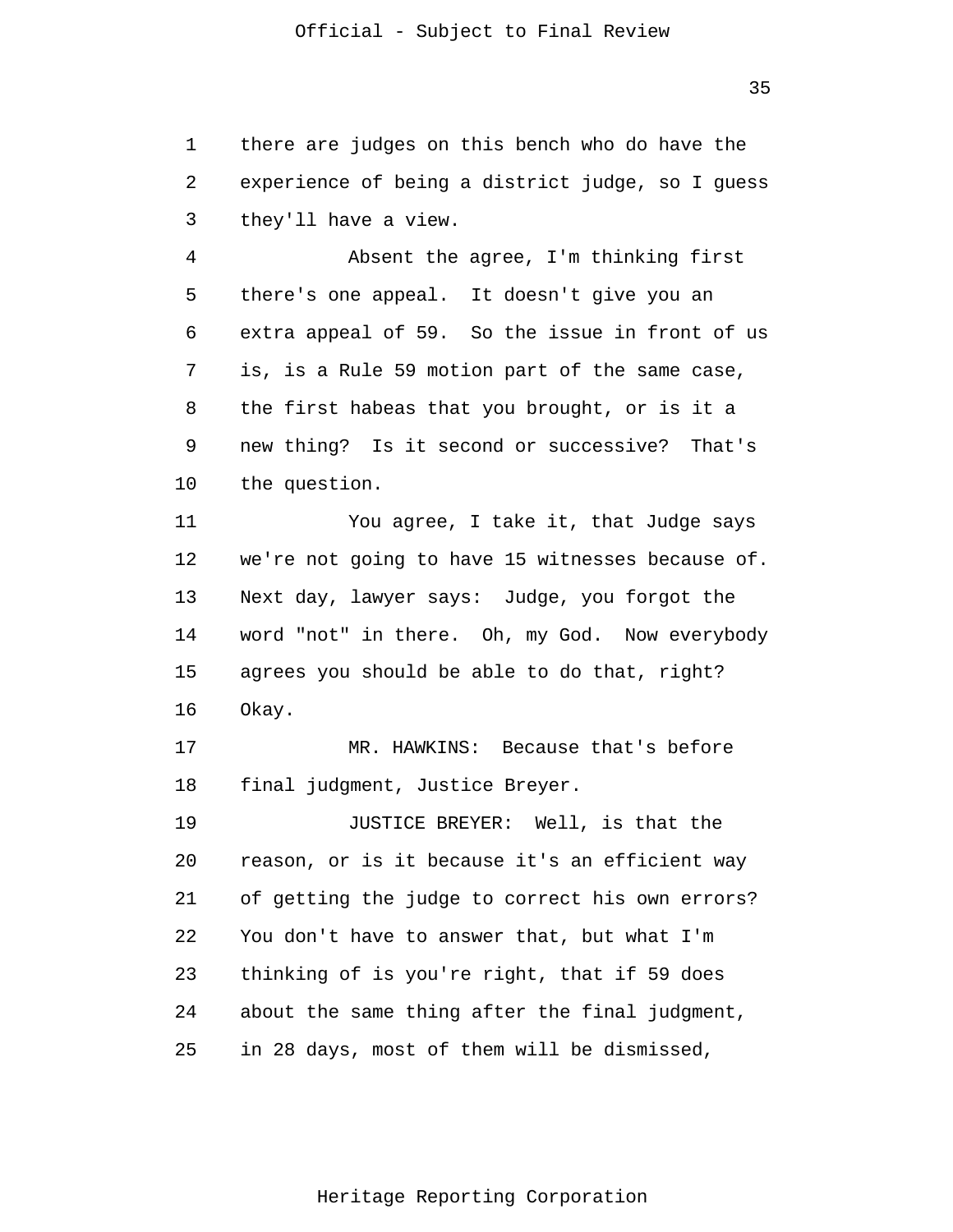there are judges on this bench who do have the experience of being a district judge, so I guess they'll have a view.

Absent the agree, I'm thinking first there's one appeal. It doesn't give you an extra appeal of 59. So the issue in front of us is, is a Rule 59 motion part of the same case, the first habeas that you brought, or is it a new thing? Is it second or successive? That's the question.

You agree, I take it, that Judge says we're not going to have 15 witnesses because of. Next day, lawyer says: Judge, you forgot the word "not" in there. Oh, my God. Now everybody agrees you should be able to do that, right? Okay.

MR. HAWKINS: Because that's before final judgment, Justice Breyer.

JUSTICE BREYER: Well, is that the reason, or is it because it's an efficient way of getting the judge to correct his own errors? You don't have to answer that, but what I'm thinking of is you're right, that if 59 does about the same thing after the final judgment, in 28 days, most of them will be dismissed,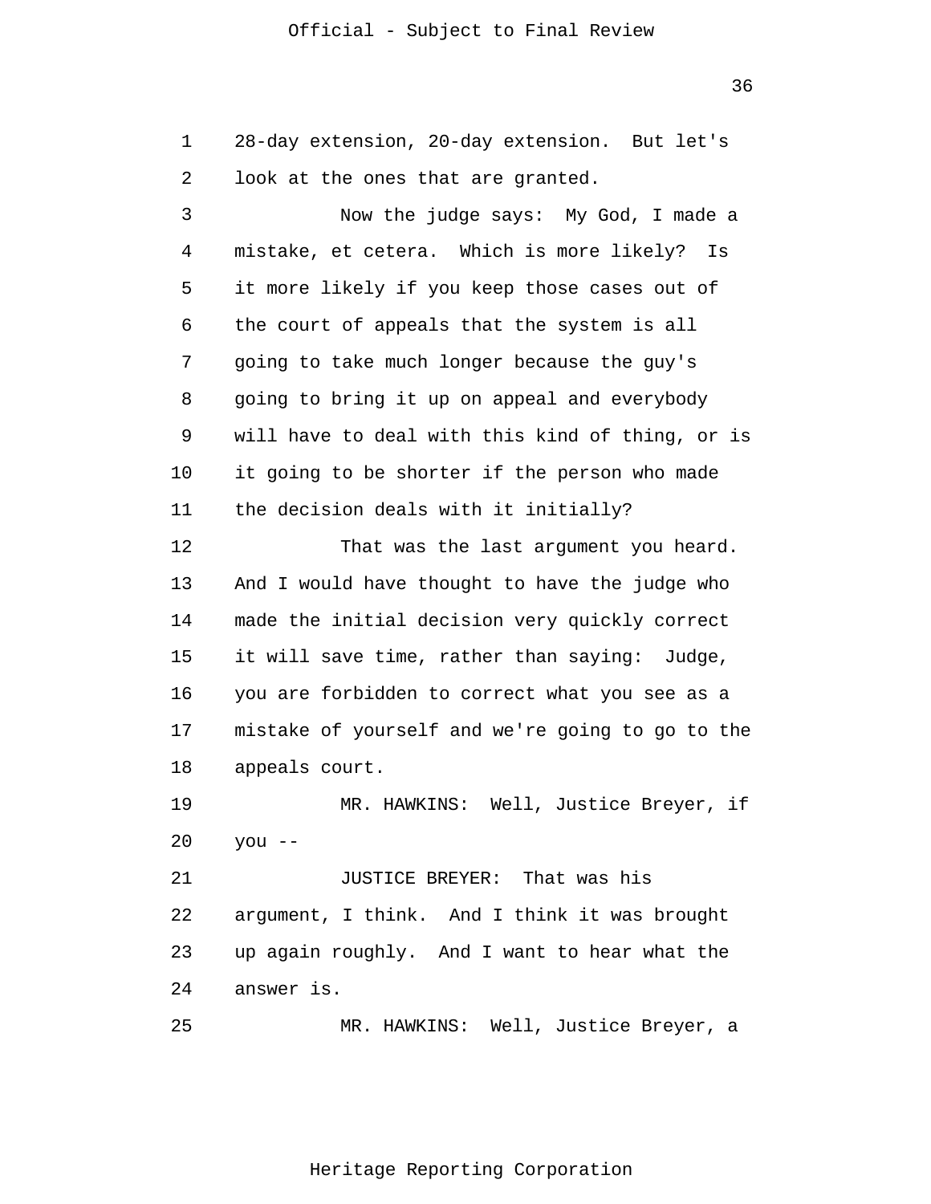28-day extension, 20-day extension. But let's look at the ones that are granted.

Now the judge says: My God, I made a mistake, et cetera. Which is more likely? Is it more likely if you keep those cases out of the court of appeals that the system is all going to take much longer because the guy's going to bring it up on appeal and everybody will have to deal with this kind of thing, or is it going to be shorter if the person who made the decision deals with it initially?

That was the last argument you heard. And I would have thought to have the judge who made the initial decision very quickly correct it will save time, rather than saying: Judge, you are forbidden to correct what you see as a mistake of yourself and we're going to go to the appeals court.

MR. HAWKINS: Well, Justice Breyer, if you --

JUSTICE BREYER: That was his argument, I think. And I think it was brought up again roughly. And I want to hear what the answer is.

MR. HAWKINS: Well, Justice Breyer, a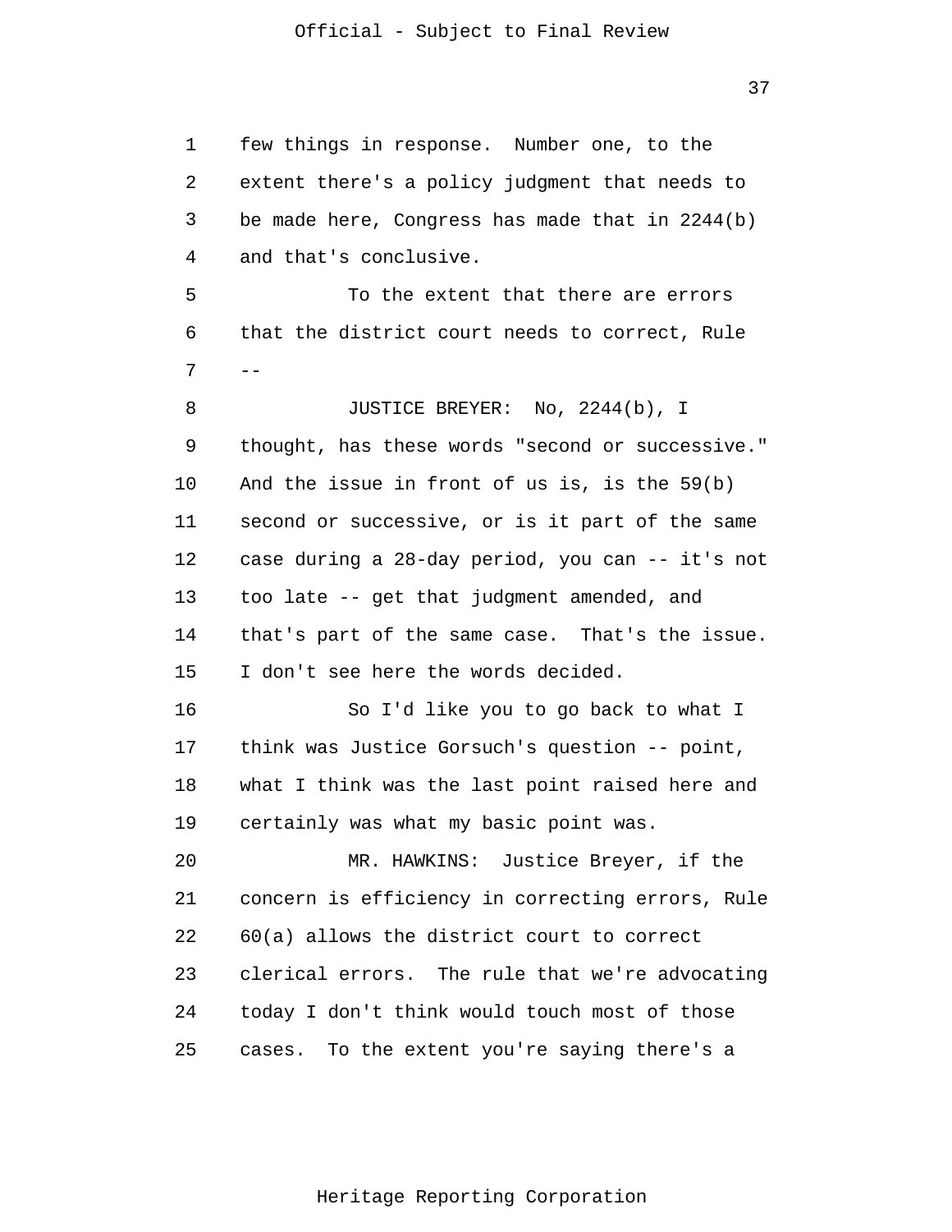few things in response. Number one, to the extent there's a policy judgment that needs to be made here, Congress has made that in 2244(b) and that's conclusive.

To the extent that there are errors that the district court needs to correct, Rule --

JUSTICE BREYER: No, 2244(b), I thought, has these words "second or successive." And the issue in front of us is, is the 59(b) second or successive, or is it part of the same case during a 28-day period, you can -- it's not too late -- get that judgment amended, and that's part of the same case. That's the issue. I don't see here the words decided.

So I'd like you to go back to what I think was Justice Gorsuch's question -- point, what I think was the last point raised here and certainly was what my basic point was.

MR. HAWKINS: Justice Breyer, if the concern is efficiency in correcting errors, Rule 60(a) allows the district court to correct clerical errors. The rule that we're advocating today I don't think would touch most of those cases. To the extent you're saying there's a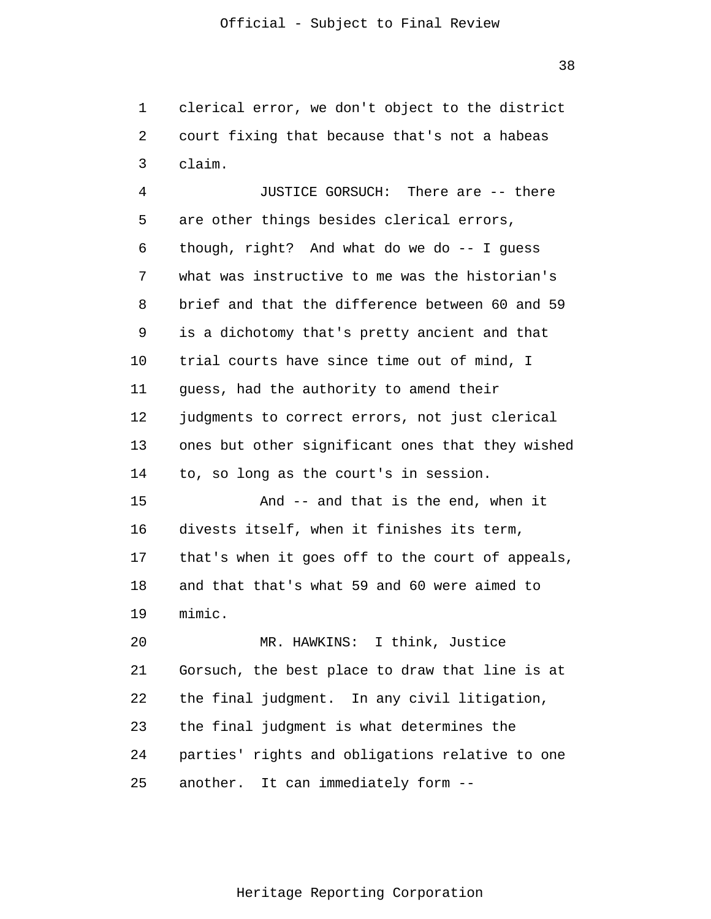clerical error, we don't object to the district court fixing that because that's not a habeas claim.

JUSTICE GORSUCH: There are -- there are other things besides clerical errors, though, right? And what do we do -- I guess what was instructive to me was the historian's brief and that the difference between 60 and 59 is a dichotomy that's pretty ancient and that trial courts have since time out of mind, I guess, had the authority to amend their judgments to correct errors, not just clerical ones but other significant ones that they wished to, so long as the court's in session.

And -- and that is the end, when it divests itself, when it finishes its term, that's when it goes off to the court of appeals, and that that's what 59 and 60 were aimed to mimic.

MR. HAWKINS: I think, Justice Gorsuch, the best place to draw that line is at the final judgment. In any civil litigation, the final judgment is what determines the parties' rights and obligations relative to one another. It can immediately form --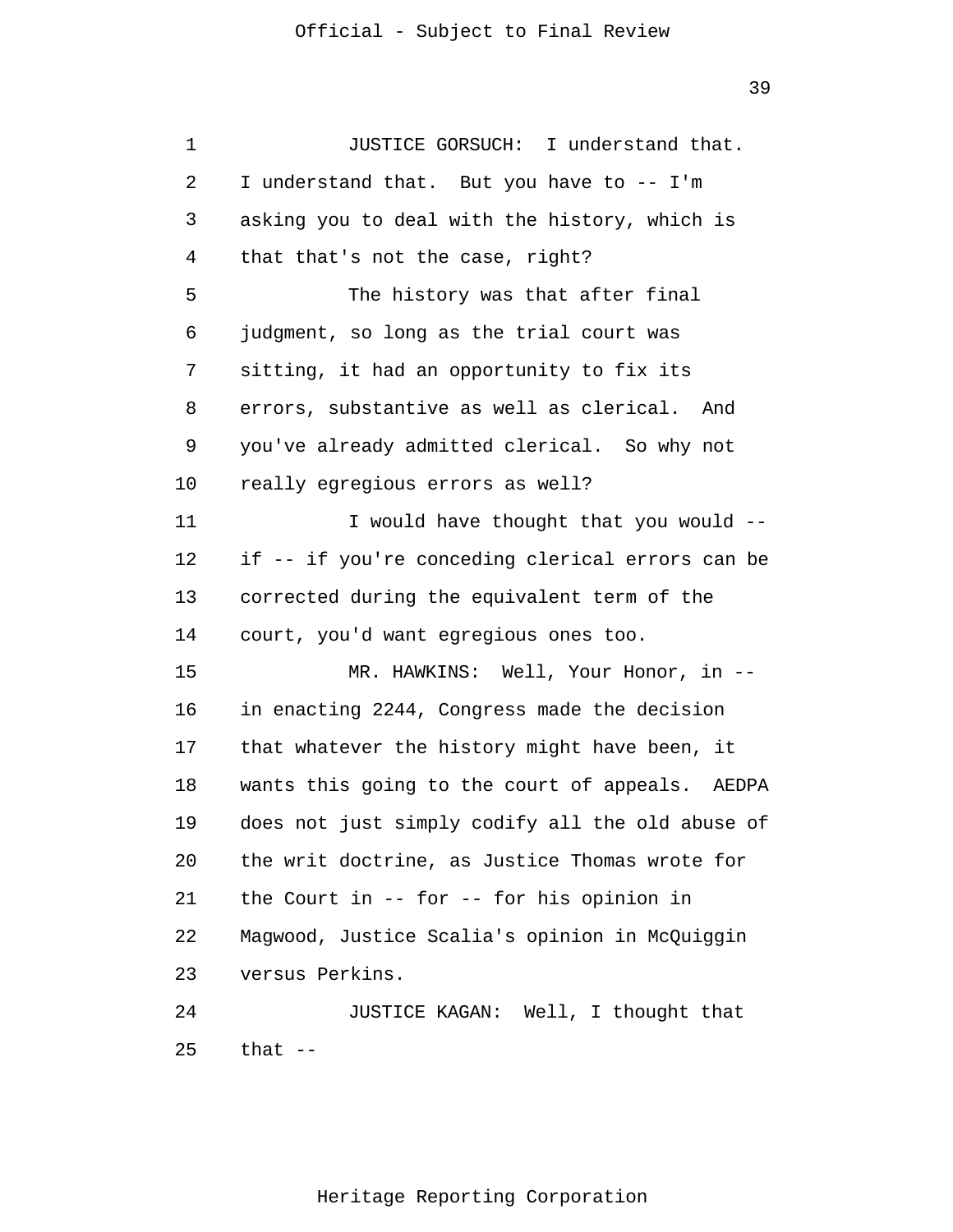JUSTICE GORSUCH: I understand that. I understand that. But you have to -- I'm asking you to deal with the history, which is that that's not the case, right?

The history was that after final judgment, so long as the trial court was sitting, it had an opportunity to fix its errors, substantive as well as clerical. And you've already admitted clerical. So why not really egregious errors as well?

I would have thought that you would -- if -- if you're conceding clerical errors can be corrected during the equivalent term of the court, you'd want egregious ones too.

MR. HAWKINS: Well, Your Honor, in -- in enacting 2244, Congress made the decision that whatever the history might have been, it wants this going to the court of appeals. AEDPA does not just simply codify all the old abuse of the writ doctrine, as Justice Thomas wrote for the Court in -- for -- for his opinion in Magwood, Justice Scalia's opinion in McQuiggin versus Perkins.

JUSTICE KAGAN: Well, I thought that that --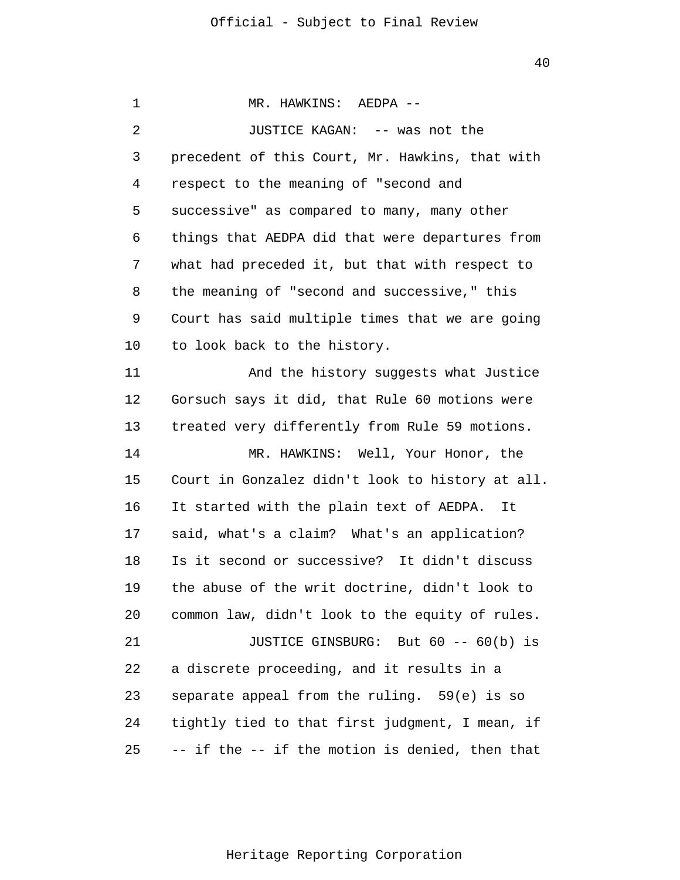MR. HAWKINS: AEDPA --

JUSTICE KAGAN: -- was not the precedent of this Court, Mr. Hawkins, that with respect to the meaning of "second and successive" as compared to many, many other things that AEDPA did that were departures from what had preceded it, but that with respect to the meaning of "second and successive," this Court has said multiple times that we are going to look back to the history.

And the history suggests what Justice Gorsuch says it did, that Rule 60 motions were treated very differently from Rule 59 motions.

MR. HAWKINS: Well, Your Honor, the Court in Gonzalez didn't look to history at all. It started with the plain text of AEDPA. It said, what's a claim? What's an application? Is it second or successive? It didn't discuss the abuse of the writ doctrine, didn't look to common law, didn't look to the equity of rules.

JUSTICE GINSBURG: But 60 -- 60(b) is a discrete proceeding, and it results in a separate appeal from the ruling. 59(e) is so tightly tied to that first judgment, I mean, if -- if the -- if the motion is denied, then that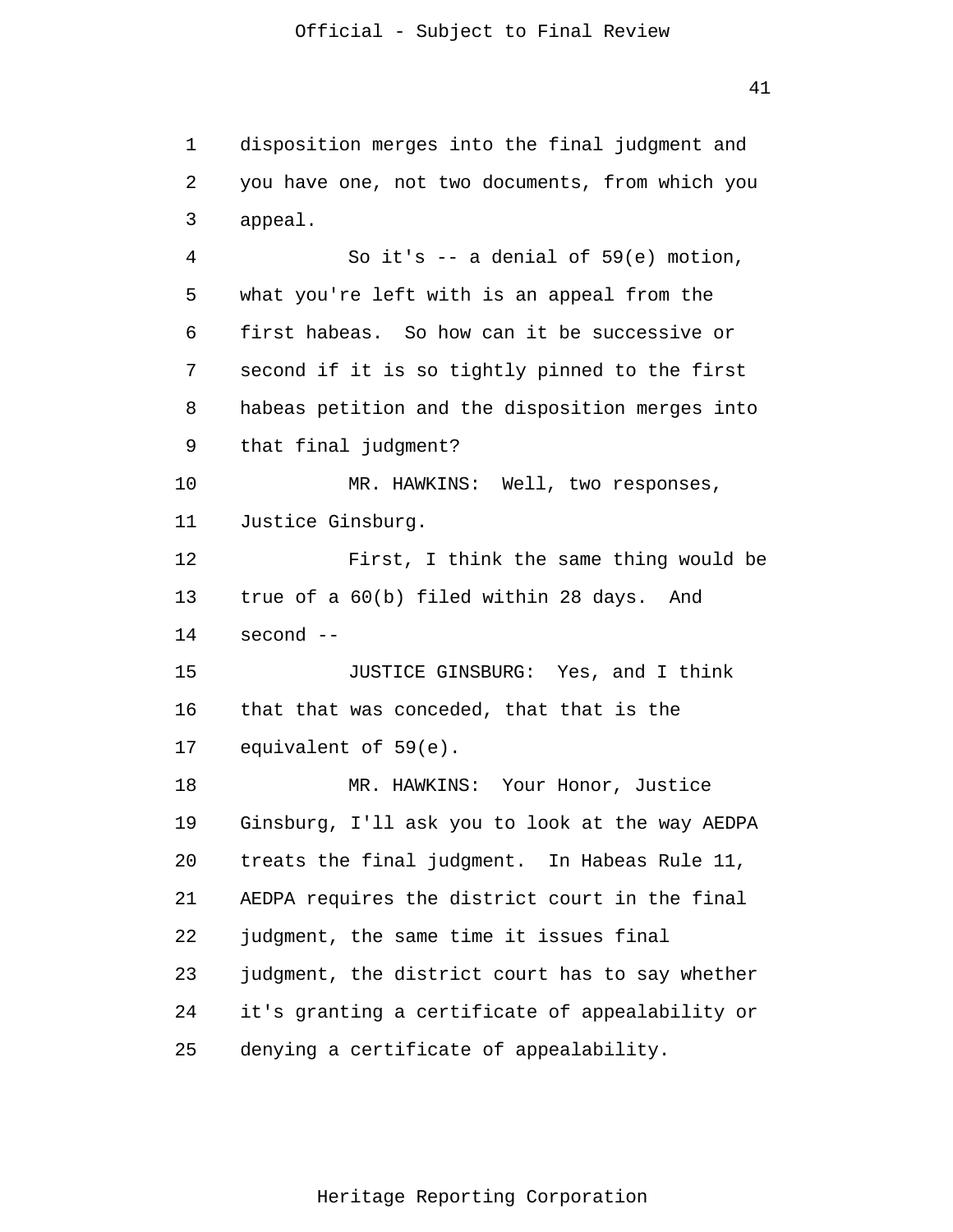disposition merges into the final judgment and you have one, not two documents, from which you appeal.

So it's -- a denial of 59(e) motion, what you're left with is an appeal from the first habeas. So how can it be successive or second if it is so tightly pinned to the first habeas petition and the disposition merges into that final judgment?

MR. HAWKINS: Well, two responses, Justice Ginsburg.

First, I think the same thing would be true of a 60(b) filed within 28 days. And second --

JUSTICE GINSBURG: Yes, and I think that that was conceded, that that is the equivalent of 59(e).

MR. HAWKINS: Your Honor, Justice Ginsburg, I'll ask you to look at the way AEDPA treats the final judgment. In Habeas Rule 11, AEDPA requires the district court in the final judgment, the same time it issues final judgment, the district court has to say whether it's granting a certificate of appealability or denying a certificate of appealability.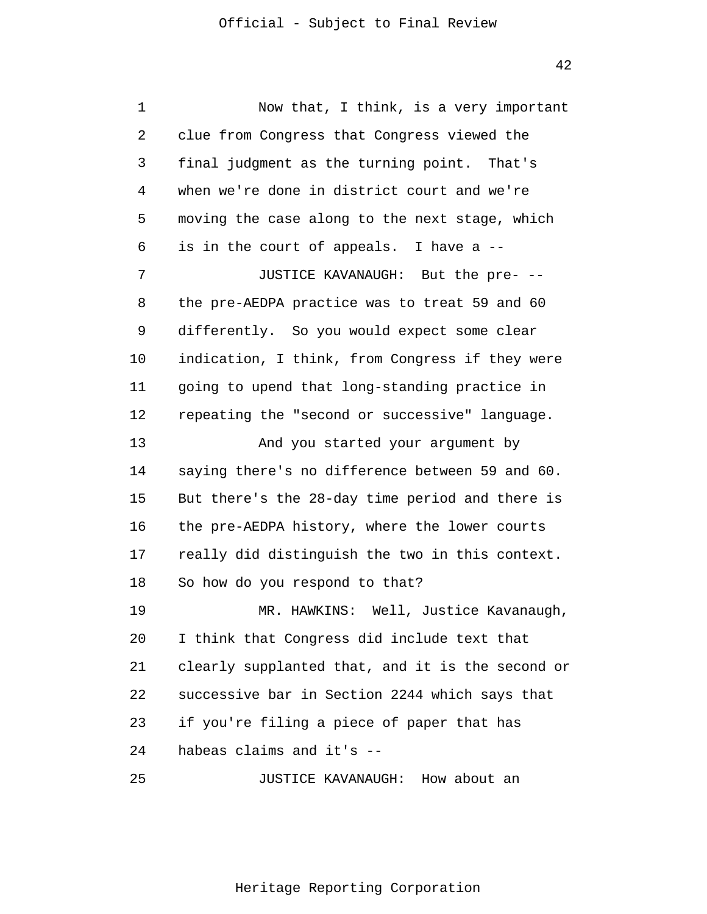Now that, I think, is a very important clue from Congress that Congress viewed the final judgment as the turning point. That's when we're done in district court and we're moving the case along to the next stage, which is in the court of appeals. I have a --

JUSTICE KAVANAUGH: But the pre- -- the pre-AEDPA practice was to treat 59 and 60 differently. So you would expect some clear indication, I think, from Congress if they were going to upend that long-standing practice in repeating the "second or successive" language.

And you started your argument by saying there's no difference between 59 and 60. But there's the 28-day time period and there is the pre-AEDPA history, where the lower courts really did distinguish the two in this context. So how do you respond to that?

MR. HAWKINS: Well, Justice Kavanaugh, I think that Congress did include text that clearly supplanted that, and it is the second or successive bar in Section 2244 which says that if you're filing a piece of paper that has habeas claims and it's --

JUSTICE KAVANAUGH: How about an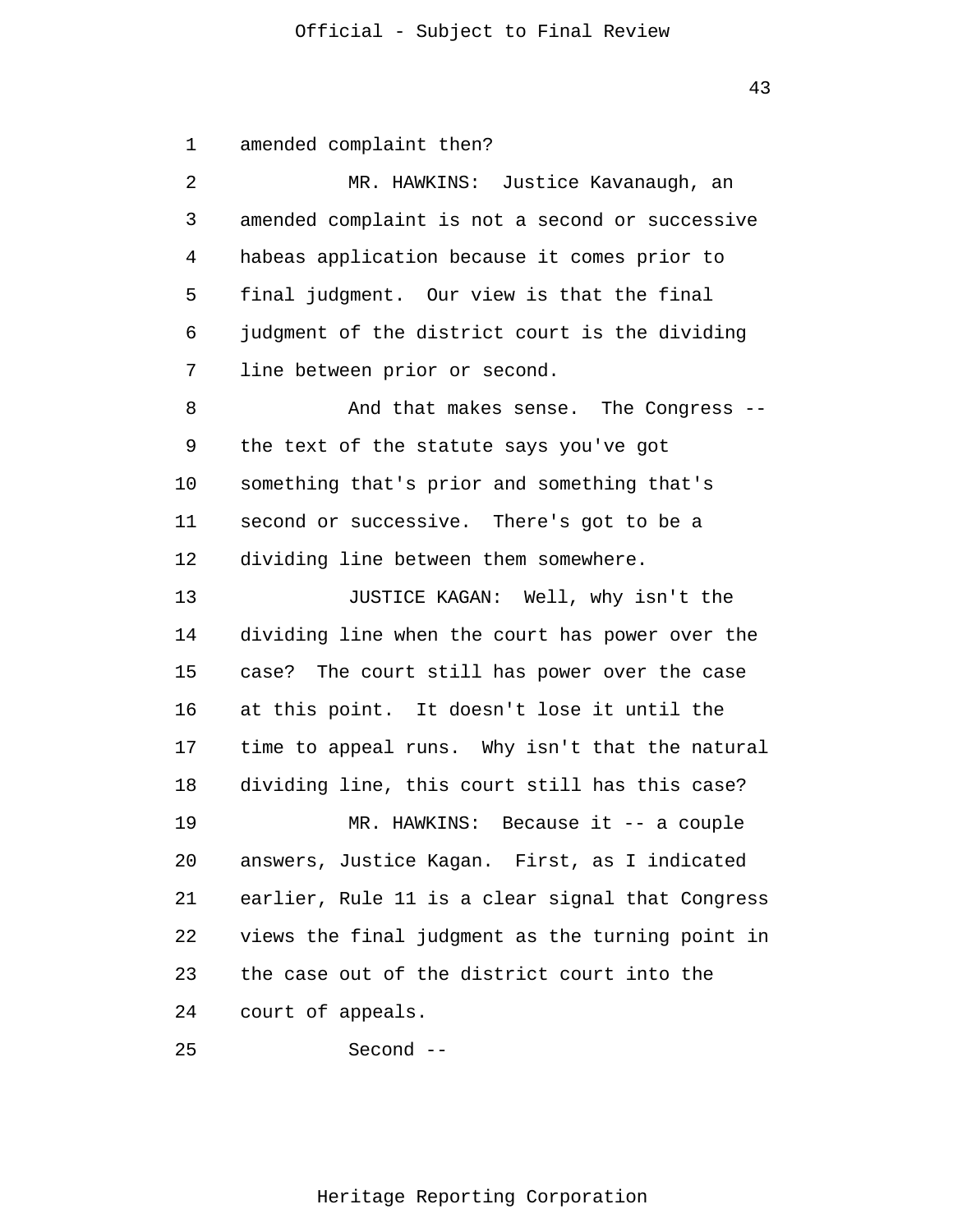amended complaint then?

MR. HAWKINS: Justice Kavanaugh, an amended complaint is not a second or successive habeas application because it comes prior to final judgment. Our view is that the final judgment of the district court is the dividing line between prior or second.

And that makes sense. The Congress -- the text of the statute says you've got something that's prior and something that's second or successive. There's got to be a dividing line between them somewhere.

JUSTICE KAGAN: Well, why isn't the dividing line when the court has power over the case? The court still has power over the case at this point. It doesn't lose it until the time to appeal runs. Why isn't that the natural dividing line, this court still has this case?

MR. HAWKINS: Because it -- a couple answers, Justice Kagan. First, as I indicated earlier, Rule 11 is a clear signal that Congress views the final judgment as the turning point in the case out of the district court into the court of appeals.

Second --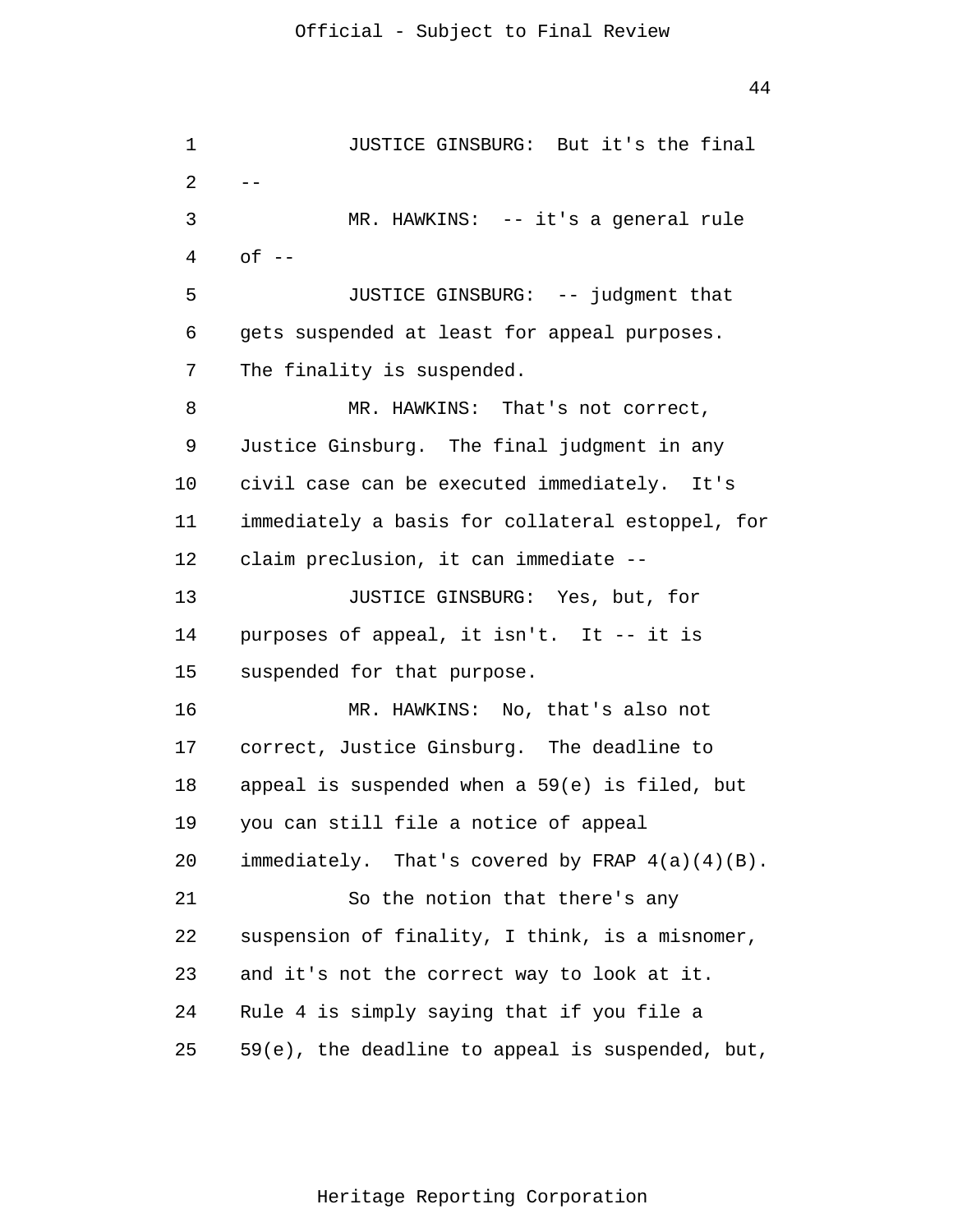JUSTICE GINSBURG: But it's the final --

MR. HAWKINS: -- it's a general rule of --

JUSTICE GINSBURG: -- judgment that gets suspended at least for appeal purposes. The finality is suspended.

MR. HAWKINS: That's not correct, Justice Ginsburg. The final judgment in any civil case can be executed immediately. It's immediately a basis for collateral estoppel, for claim preclusion, it can immediate --

JUSTICE GINSBURG: Yes, but, for purposes of appeal, it isn't. It -- it is suspended for that purpose.

MR. HAWKINS: No, that's also not correct, Justice Ginsburg. The deadline to appeal is suspended when a 59(e) is filed, but you can still file a notice of appeal immediately. That's covered by FRAP 4(a)(4)(B).

So the notion that there's any suspension of finality, I think, is a misnomer, and it's not the correct way to look at it. Rule 4 is simply saying that if you file a 59(e), the deadline to appeal is suspended, but,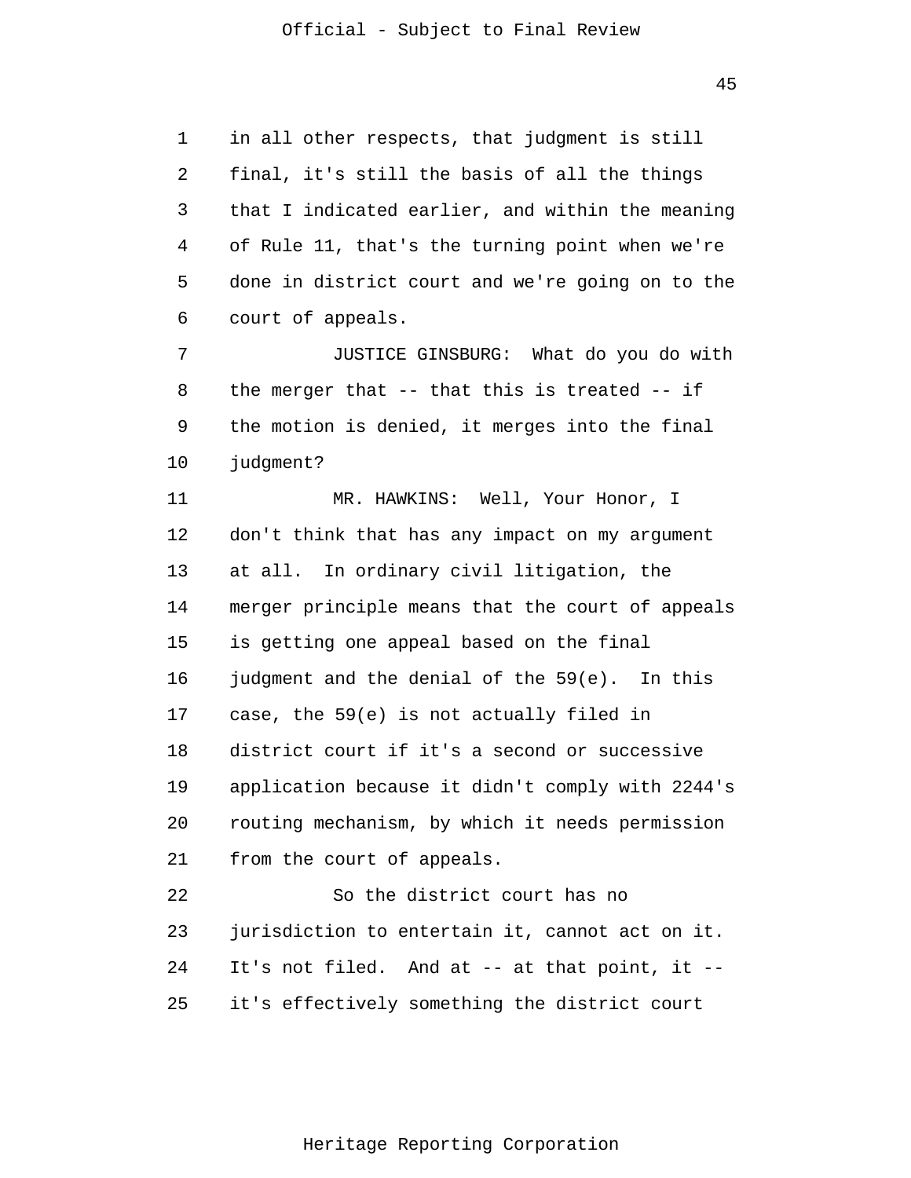in all other respects, that judgment is still final, it's still the basis of all the things that I indicated earlier, and within the meaning of Rule 11, that's the turning point when we're done in district court and we're going on to the court of appeals.

JUSTICE GINSBURG: What do you do with the merger that -- that this is treated -- if the motion is denied, it merges into the final judgment?

MR. HAWKINS: Well, Your Honor, I don't think that has any impact on my argument at all. In ordinary civil litigation, the merger principle means that the court of appeals is getting one appeal based on the final judgment and the denial of the 59(e). In this case, the 59(e) is not actually filed in district court if it's a second or successive application because it didn't comply with 2244's routing mechanism, by which it needs permission from the court of appeals.

So the district court has no jurisdiction to entertain it, cannot act on it. It's not filed. And at -- at that point, it -- it's effectively something the district court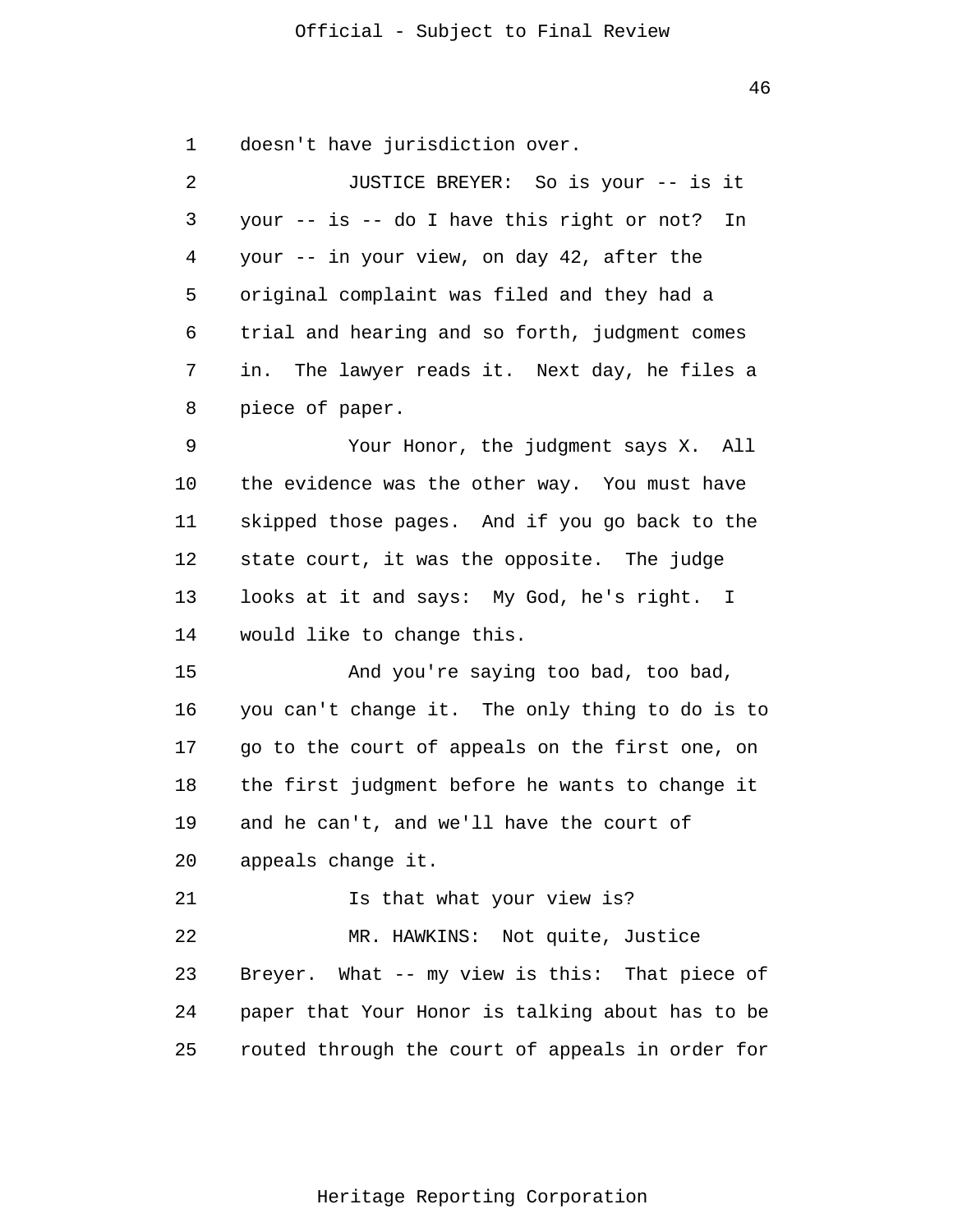doesn't have jurisdiction over.

JUSTICE BREYER: So is your -- is it your -- is -- do I have this right or not? In your -- in your view, on day 42, after the original complaint was filed and they had a trial and hearing and so forth, judgment comes in. The lawyer reads it. Next day, he files a piece of paper.

Your Honor, the judgment says X. All the evidence was the other way. You must have skipped those pages. And if you go back to the state court, it was the opposite. The judge looks at it and says: My God, he's right. I would like to change this.

And you're saying too bad, too bad, you can't change it. The only thing to do is to go to the court of appeals on the first one, on the first judgment before he wants to change it and he can't, and we'll have the court of appeals change it.

Is that what your view is?

MR. HAWKINS: Not quite, Justice Breyer. What -- my view is this: That piece of paper that Your Honor is talking about has to be routed through the court of appeals in order for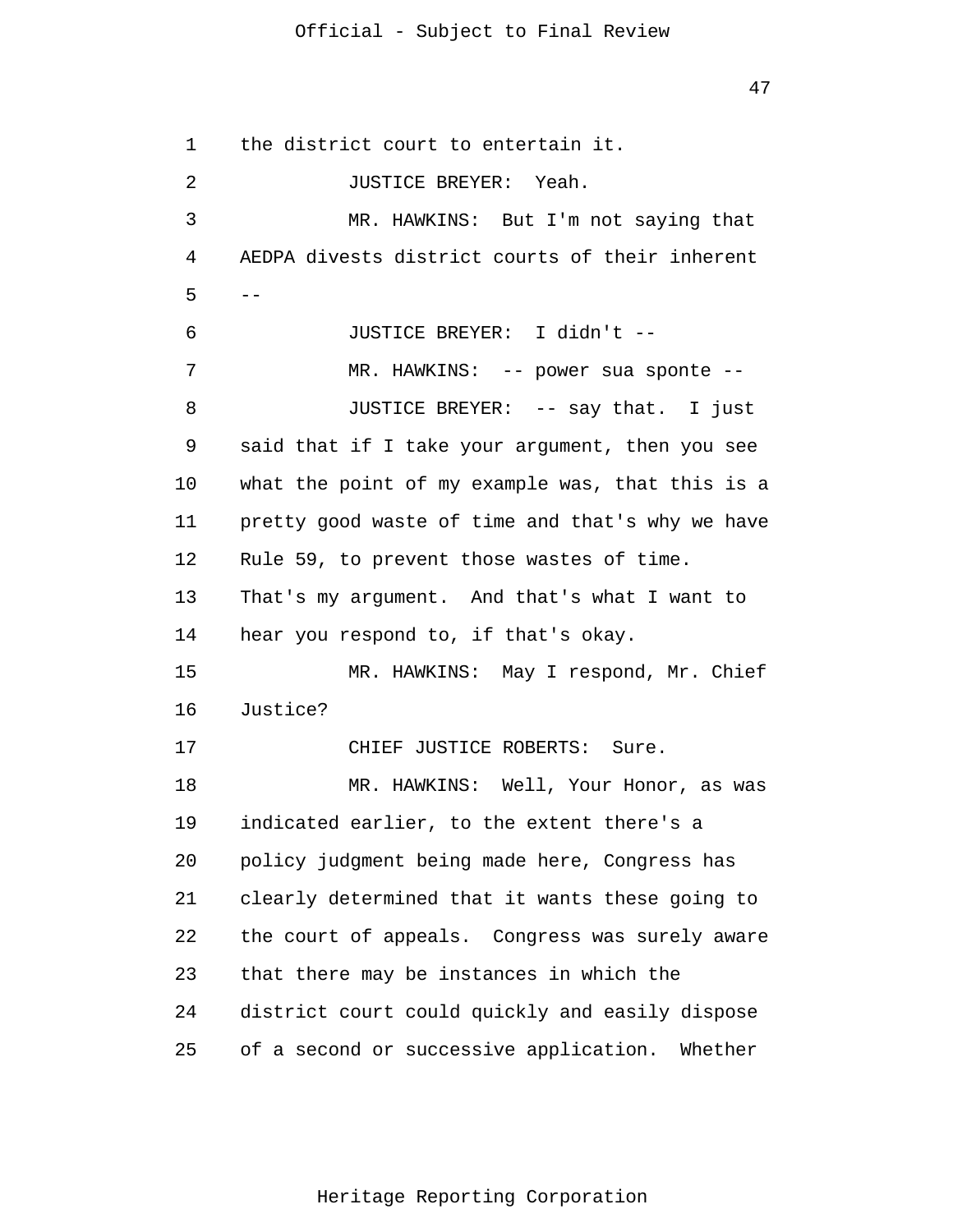the district court to entertain it.

JUSTICE BREYER: Yeah.

MR. HAWKINS: But I'm not saying that AEDPA divests district courts of their inherent --

JUSTICE BREYER: I didn't --

MR. HAWKINS: -- power sua sponte --

JUSTICE BREYER: -- say that. I just said that if I take your argument, then you see what the point of my example was, that this is a pretty good waste of time and that's why we have Rule 59, to prevent those wastes of time. That's my argument. And that's what I want to hear you respond to, if that's okay.

MR. HAWKINS: May I respond, Mr. Chief Justice?

CHIEF JUSTICE ROBERTS: Sure.

MR. HAWKINS: Well, Your Honor, as was indicated earlier, to the extent there's a policy judgment being made here, Congress has clearly determined that it wants these going to the court of appeals. Congress was surely aware that there may be instances in which the district court could quickly and easily dispose of a second or successive application. Whether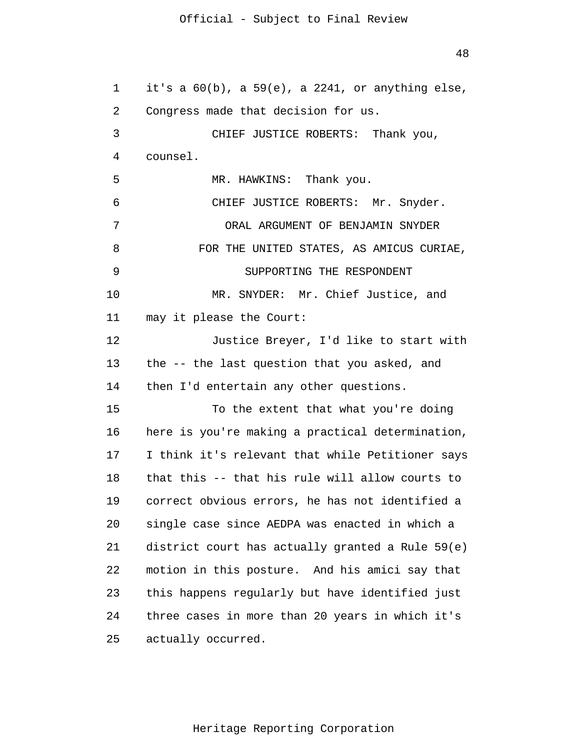it's a 60(b), a 59(e), a 2241, or anything else, Congress made that decision for us.

CHIEF JUSTICE ROBERTS: Thank you, counsel.

MR. HAWKINS: Thank you.

CHIEF JUSTICE ROBERTS: Mr. Snyder.

ORAL ARGUMENT OF BENJAMIN SNYDER
FOR THE UNITED STATES, AS AMICUS CURIAE,
SUPPORTING THE RESPONDENT

MR. SNYDER: Mr. Chief Justice, and may it please the Court:

Justice Breyer, I'd like to start with the -- the last question that you asked, and then I'd entertain any other questions.

To the extent that what you're doing here is you're making a practical determination, I think it's relevant that while Petitioner says that this -- that his rule will allow courts to correct obvious errors, he has not identified a single case since AEDPA was enacted in which a district court has actually granted a Rule 59(e) motion in this posture. And his amici say that this happens regularly but have identified just three cases in more than 20 years in which it's actually occurred.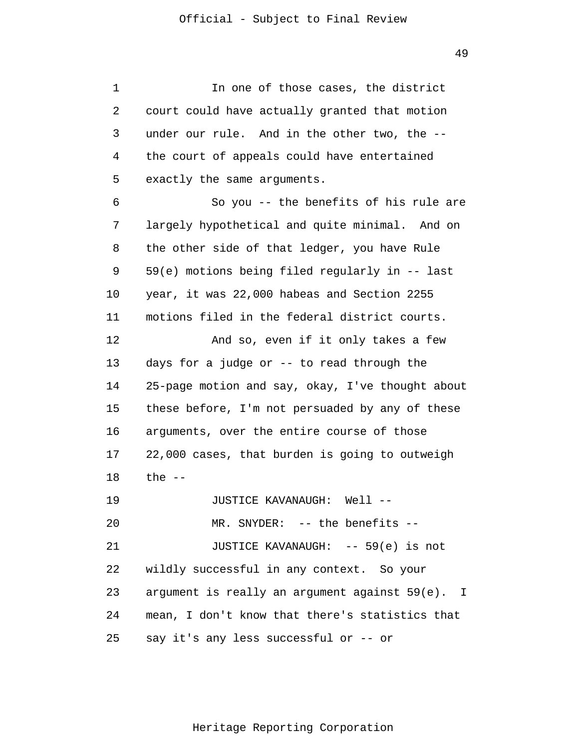In one of those cases, the district court could have actually granted that motion under our rule. And in the other two, the -- the court of appeals could have entertained exactly the same arguments.

So you -- the benefits of his rule are largely hypothetical and quite minimal. And on the other side of that ledger, you have Rule 59(e) motions being filed regularly in -- last year, it was 22,000 habeas and Section 2255 motions filed in the federal district courts.

And so, even if it only takes a few days for a judge or -- to read through the 25-page motion and say, okay, I've thought about these before, I'm not persuaded by any of these arguments, over the entire course of those 22,000 cases, that burden is going to outweigh the --

JUSTICE KAVANAUGH: Well --

MR. SNYDER: -- the benefits --

JUSTICE KAVANAUGH: -- 59(e) is not wildly successful in any context. So your argument is really an argument against 59(e). I mean, I don't know that there's statistics that say it's any less successful or -- or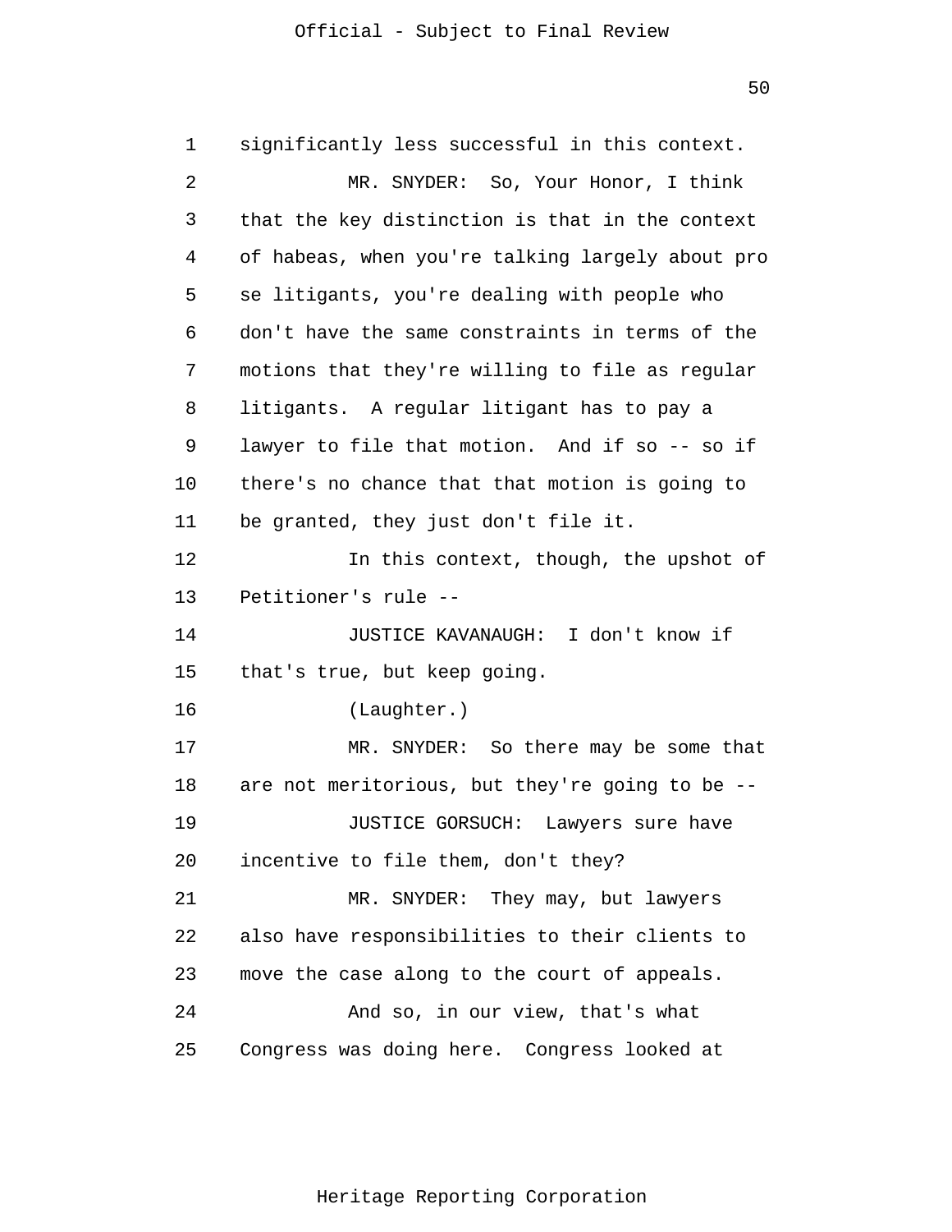significantly less successful in this context.

MR. SNYDER: So, Your Honor, I think that the key distinction is that in the context of habeas, when you're talking largely about pro se litigants, you're dealing with people who don't have the same constraints in terms of the motions that they're willing to file as regular litigants. A regular litigant has to pay a lawyer to file that motion. And if so -- so if there's no chance that that motion is going to be granted, they just don't file it.

In this context, though, the upshot of Petitioner's rule --

JUSTICE KAVANAUGH: I don't know if that's true, but keep going.

(Laughter.)

MR. SNYDER: So there may be some that are not meritorious, but they're going to be --

JUSTICE GORSUCH: Lawyers sure have incentive to file them, don't they?

MR. SNYDER: They may, but lawyers also have responsibilities to their clients to move the case along to the court of appeals.

And so, in our view, that's what Congress was doing here. Congress looked at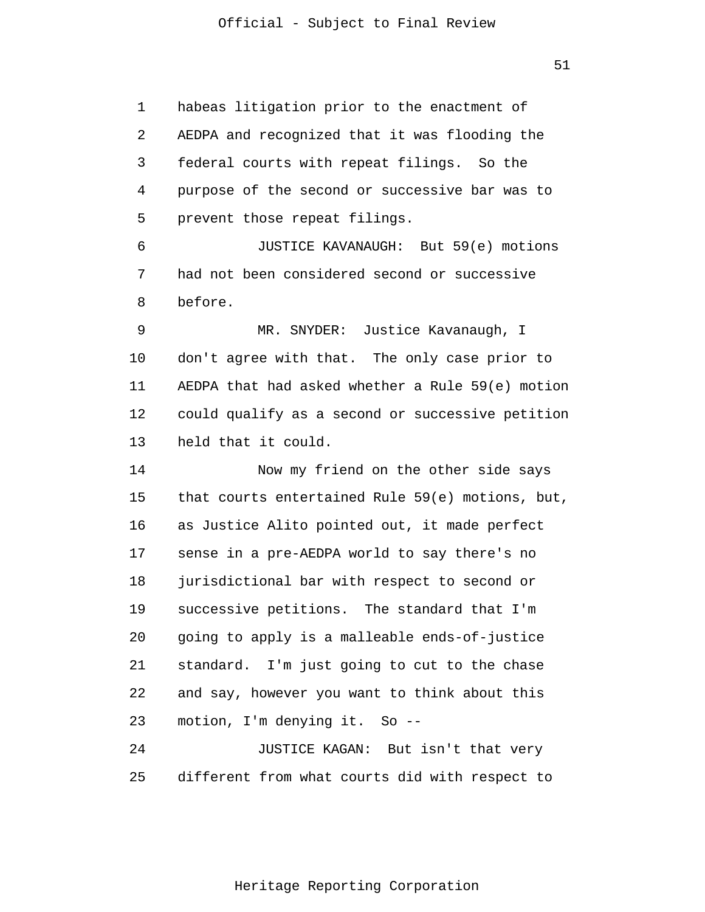habeas litigation prior to the enactment of AEDPA and recognized that it was flooding the federal courts with repeat filings. So the purpose of the second or successive bar was to prevent those repeat filings.

JUSTICE KAVANAUGH: But 59(e) motions had not been considered second or successive before.

MR. SNYDER: Justice Kavanaugh, I don't agree with that. The only case prior to AEDPA that had asked whether a Rule 59(e) motion could qualify as a second or successive petition held that it could.

Now my friend on the other side says that courts entertained Rule 59(e) motions, but, as Justice Alito pointed out, it made perfect sense in a pre-AEDPA world to say there's no jurisdictional bar with respect to second or successive petitions. The standard that I'm going to apply is a malleable ends-of-justice standard. I'm just going to cut to the chase and say, however you want to think about this motion, I'm denying it. So --

JUSTICE KAGAN: But isn't that very different from what courts did with respect to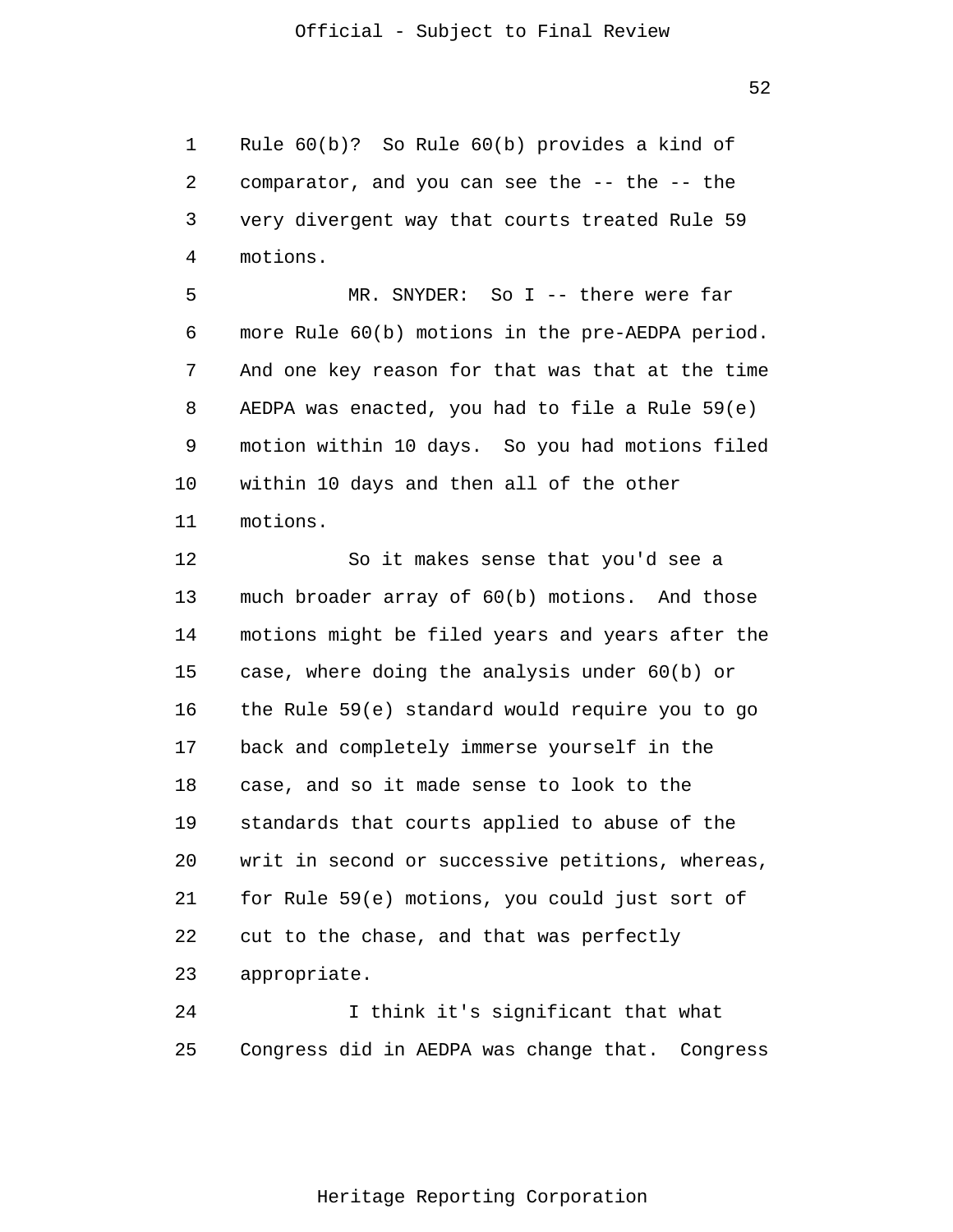Rule 60(b)? So Rule 60(b) provides a kind of comparator, and you can see the -- the -- the very divergent way that courts treated Rule 59 motions.

MR. SNYDER: So I -- there were far more Rule 60(b) motions in the pre-AEDPA period. And one key reason for that was that at the time AEDPA was enacted, you had to file a Rule 59(e) motion within 10 days. So you had motions filed within 10 days and then all of the other motions.

So it makes sense that you'd see a much broader array of 60(b) motions. And those motions might be filed years and years after the case, where doing the analysis under 60(b) or the Rule 59(e) standard would require you to go back and completely immerse yourself in the case, and so it made sense to look to the standards that courts applied to abuse of the writ in second or successive petitions, whereas, for Rule 59(e) motions, you could just sort of cut to the chase, and that was perfectly appropriate.

I think it's significant that what Congress did in AEDPA was change that. Congress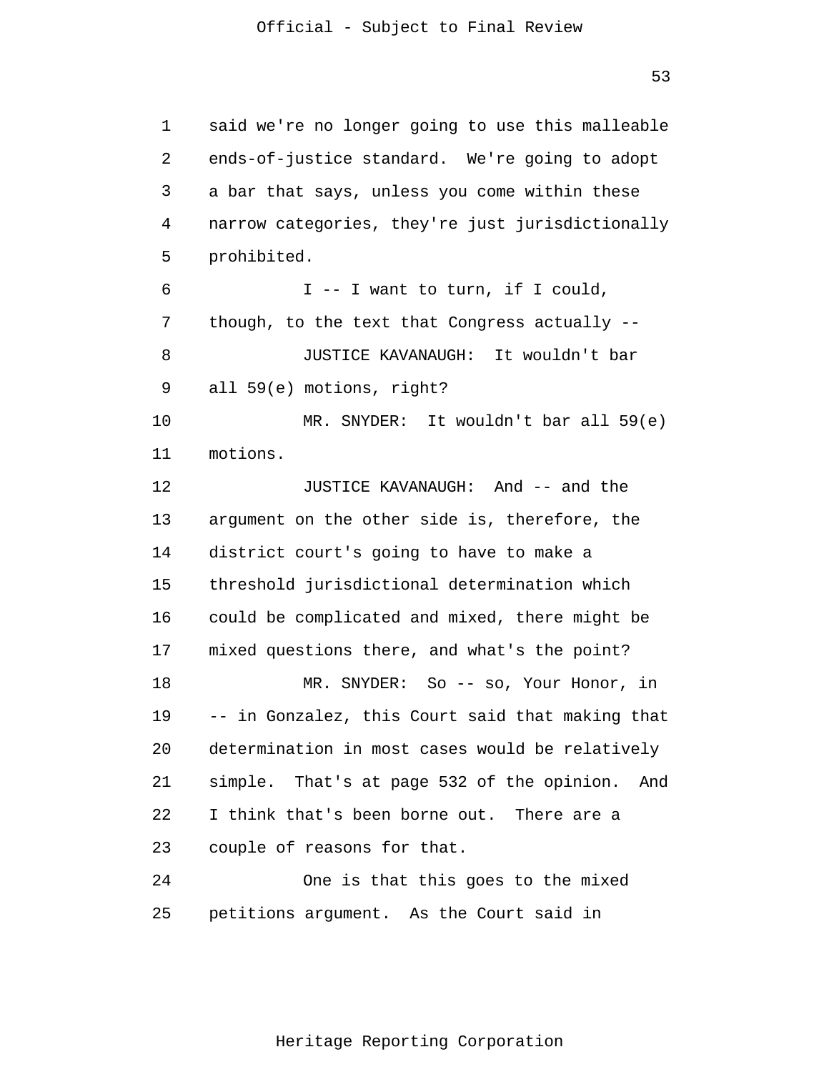said we're no longer going to use this malleable ends-of-justice standard. We're going to adopt a bar that says, unless you come within these narrow categories, they're just jurisdictionally prohibited.

I -- I want to turn, if I could, though, to the text that Congress actually --

JUSTICE KAVANAUGH: It wouldn't bar all 59(e) motions, right?

MR. SNYDER: It wouldn't bar all 59(e) motions.

JUSTICE KAVANAUGH: And -- and the argument on the other side is, therefore, the district court's going to have to make a threshold jurisdictional determination which could be complicated and mixed, there might be mixed questions there, and what's the point?

MR. SNYDER: So -- so, Your Honor, in -- in Gonzalez, this Court said that making that determination in most cases would be relatively simple. That's at page 532 of the opinion. And I think that's been borne out. There are a couple of reasons for that.

One is that this goes to the mixed petitions argument. As the Court said in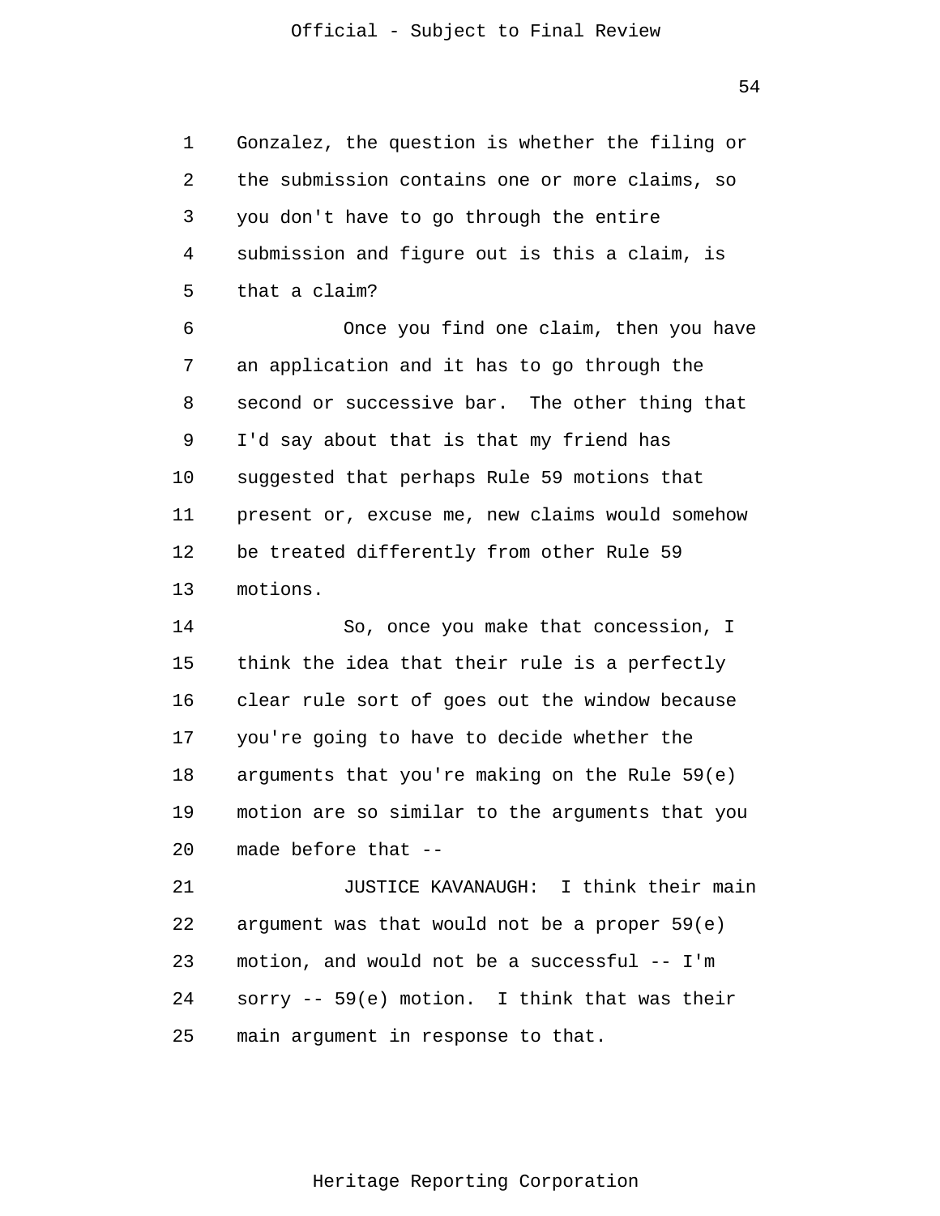Gonzalez, the question is whether the filing or the submission contains one or more claims, so you don't have to go through the entire submission and figure out is this a claim, is that a claim?

Once you find one claim, then you have an application and it has to go through the second or successive bar. The other thing that I'd say about that is that my friend has suggested that perhaps Rule 59 motions that present or, excuse me, new claims would somehow be treated differently from other Rule 59 motions.

So, once you make that concession, I think the idea that their rule is a perfectly clear rule sort of goes out the window because you're going to have to decide whether the arguments that you're making on the Rule 59(e) motion are so similar to the arguments that you made before that --

JUSTICE KAVANAUGH: I think their main argument was that would not be a proper 59(e) motion, and would not be a successful -- I'm sorry -- 59(e) motion. I think that was their main argument in response to that.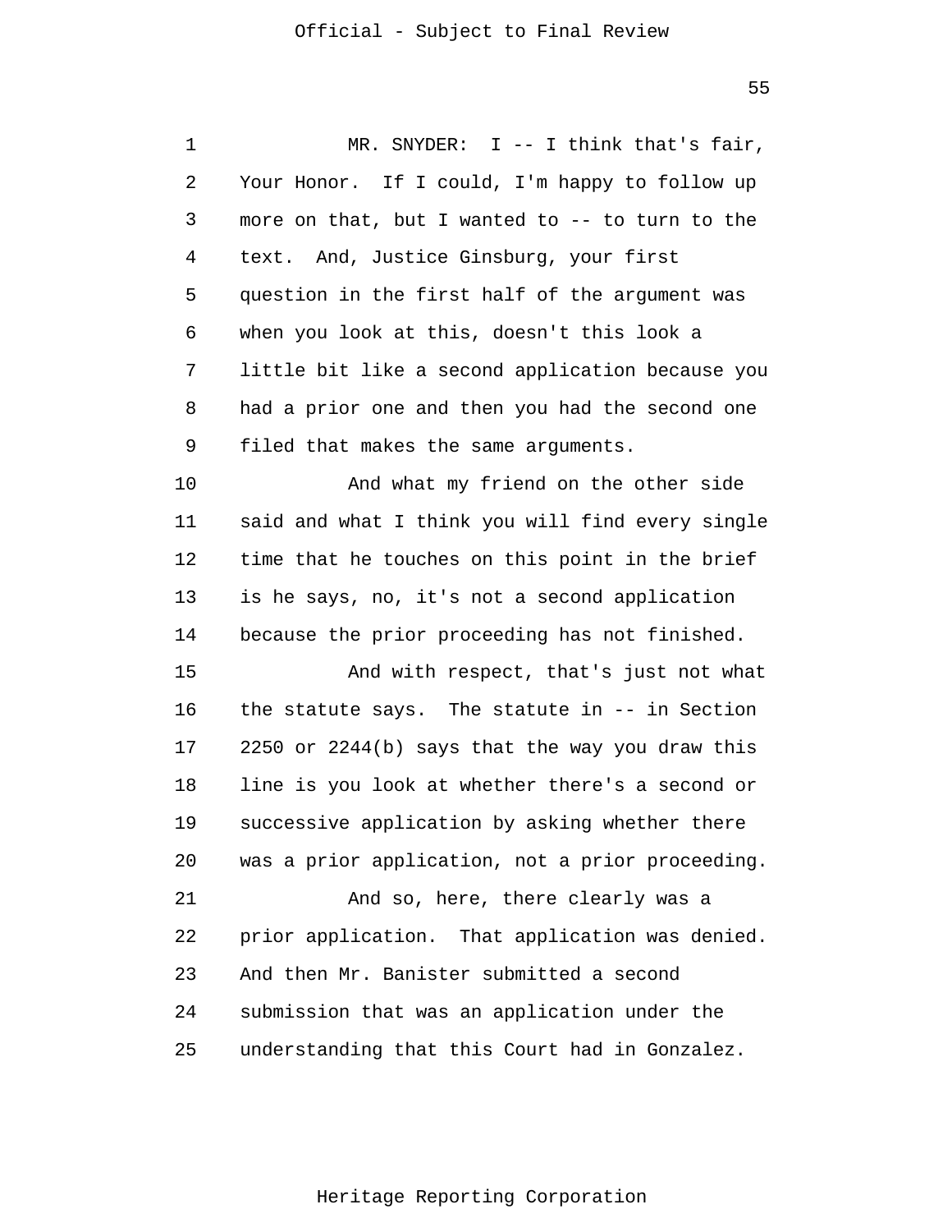MR. SNYDER: I -- I think that's fair, Your Honor. If I could, I'm happy to follow up more on that, but I wanted to -- to turn to the text. And, Justice Ginsburg, your first question in the first half of the argument was when you look at this, doesn't this look a little bit like a second application because you had a prior one and then you had the second one filed that makes the same arguments.

And what my friend on the other side said and what I think you will find every single time that he touches on this point in the brief is he says, no, it's not a second application because the prior proceeding has not finished.

And with respect, that's just not what the statute says. The statute in -- in Section 2250 or 2244(b) says that the way you draw this line is you look at whether there's a second or successive application by asking whether there was a prior application, not a prior proceeding.

And so, here, there clearly was a prior application. That application was denied. And then Mr. Banister submitted a second submission that was an application under the understanding that this Court had in Gonzalez.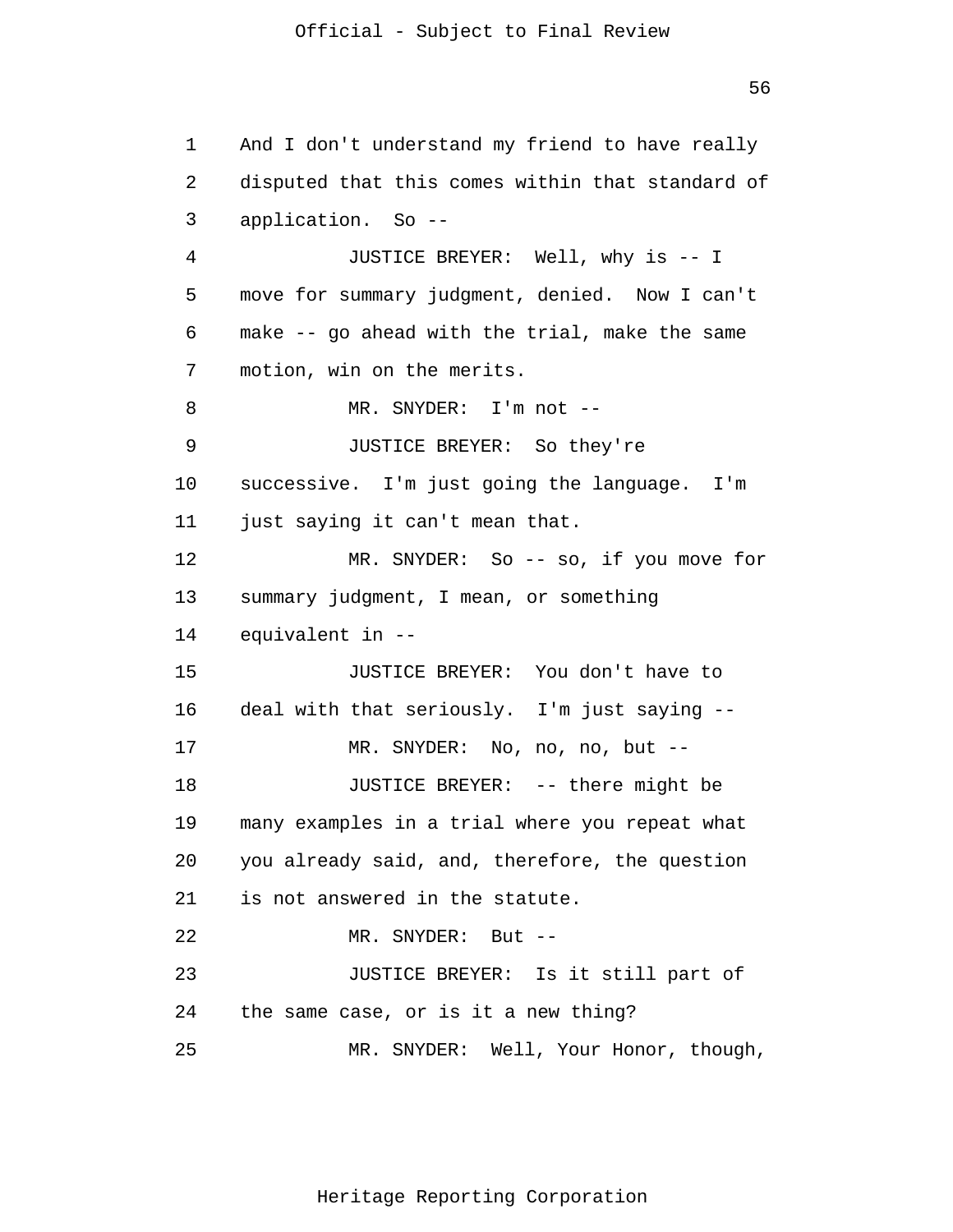And I don't understand my friend to have really disputed that this comes within that standard of application. So --

JUSTICE BREYER: Well, why is -- I move for summary judgment, denied. Now I can't make -- go ahead with the trial, make the same motion, win on the merits.

MR. SNYDER: I'm not --

JUSTICE BREYER: So they're successive. I'm just going the language. I'm just saying it can't mean that.

MR. SNYDER: So -- so, if you move for summary judgment, I mean, or something equivalent in --

JUSTICE BREYER: You don't have to deal with that seriously. I'm just saying --

MR. SNYDER: No, no, no, but --

JUSTICE BREYER: -- there might be many examples in a trial where you repeat what you already said, and, therefore, the question is not answered in the statute.

MR. SNYDER: But --

JUSTICE BREYER: Is it still part of the same case, or is it a new thing?

MR. SNYDER: Well, Your Honor, though,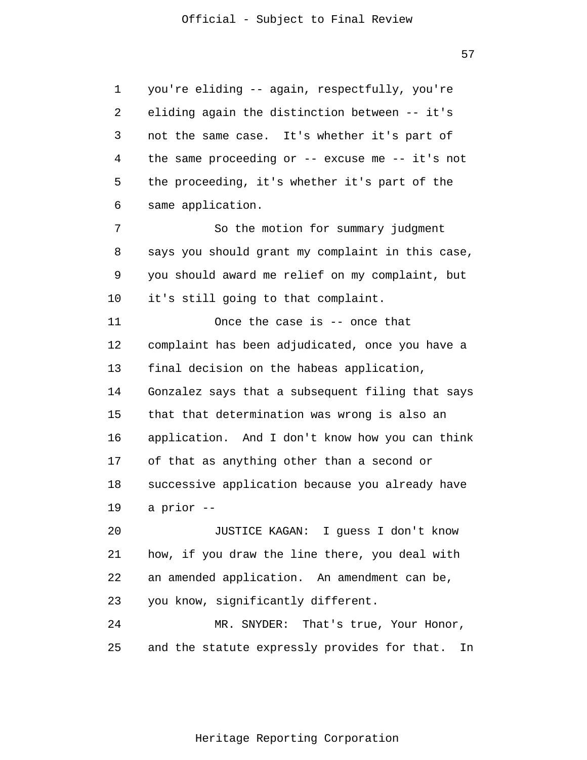you're eliding -- again, respectfully, you're eliding again the distinction between -- it's not the same case. It's whether it's part of the same proceeding or -- excuse me -- it's not the proceeding, it's whether it's part of the same application.

So the motion for summary judgment says you should grant my complaint in this case, you should award me relief on my complaint, but it's still going to that complaint.

Once the case is -- once that complaint has been adjudicated, once you have a final decision on the habeas application, Gonzalez says that a subsequent filing that says that that determination was wrong is also an application. And I don't know how you can think of that as anything other than a second or successive application because you already have a prior --

JUSTICE KAGAN: I guess I don't know how, if you draw the line there, you deal with an amended application. An amendment can be, you know, significantly different.

MR. SNYDER: That's true, Your Honor, and the statute expressly provides for that. In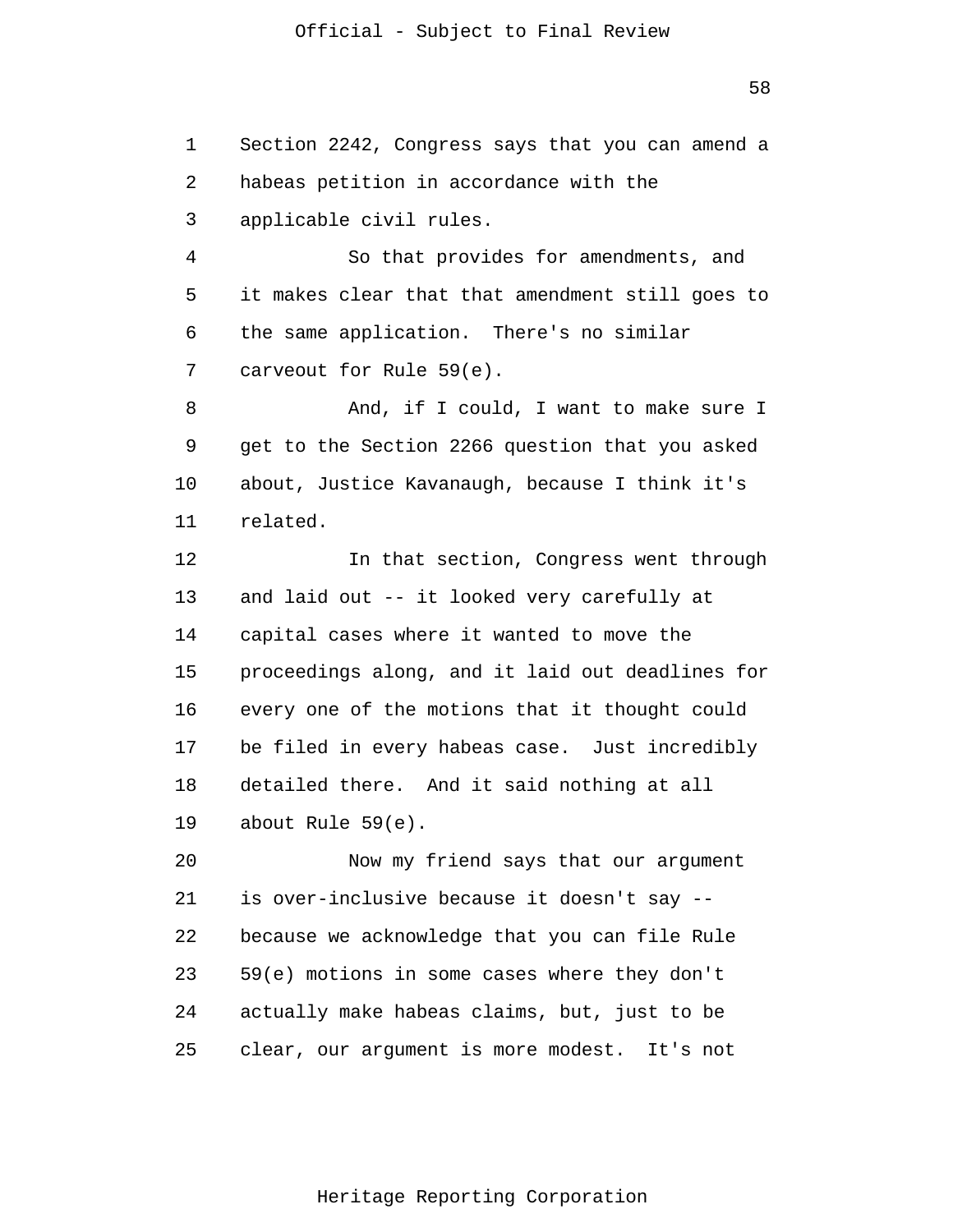Section 2242, Congress says that you can amend a habeas petition in accordance with the applicable civil rules.

So that provides for amendments, and it makes clear that that amendment still goes to the same application. There's no similar carveout for Rule 59(e).

And, if I could, I want to make sure I get to the Section 2266 question that you asked about, Justice Kavanaugh, because I think it's related.

In that section, Congress went through and laid out -- it looked very carefully at capital cases where it wanted to move the proceedings along, and it laid out deadlines for every one of the motions that it thought could be filed in every habeas case. Just incredibly detailed there. And it said nothing at all about Rule 59(e).

Now my friend says that our argument is over-inclusive because it doesn't say -- because we acknowledge that you can file Rule 59(e) motions in some cases where they don't actually make habeas claims, but, just to be clear, our argument is more modest. It's not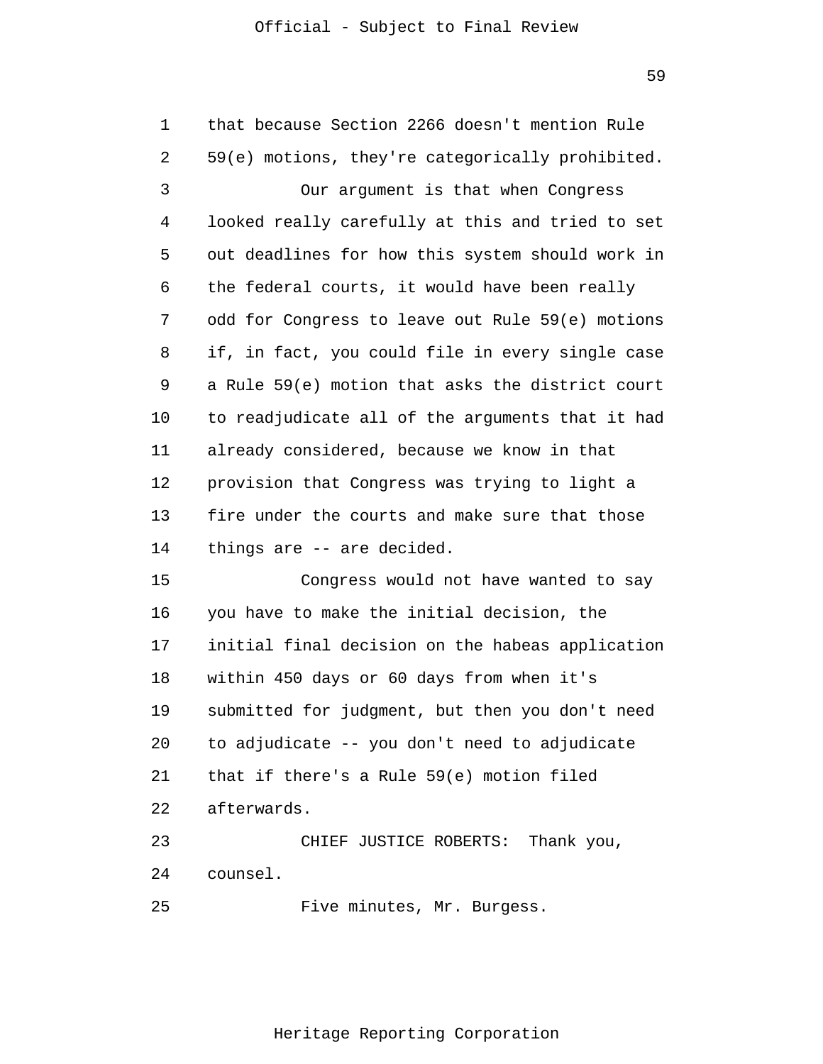that because Section 2266 doesn't mention Rule 59(e) motions, they're categorically prohibited.

Our argument is that when Congress looked really carefully at this and tried to set out deadlines for how this system should work in the federal courts, it would have been really odd for Congress to leave out Rule 59(e) motions if, in fact, you could file in every single case a Rule 59(e) motion that asks the district court to readjudicate all of the arguments that it had already considered, because we know in that provision that Congress was trying to light a fire under the courts and make sure that those things are -- are decided.

Congress would not have wanted to say you have to make the initial decision, the initial final decision on the habeas application within 450 days or 60 days from when it's submitted for judgment, but then you don't need to adjudicate -- you don't need to adjudicate that if there's a Rule 59(e) motion filed afterwards.

CHIEF JUSTICE ROBERTS: Thank you, counsel.

Five minutes, Mr. Burgess.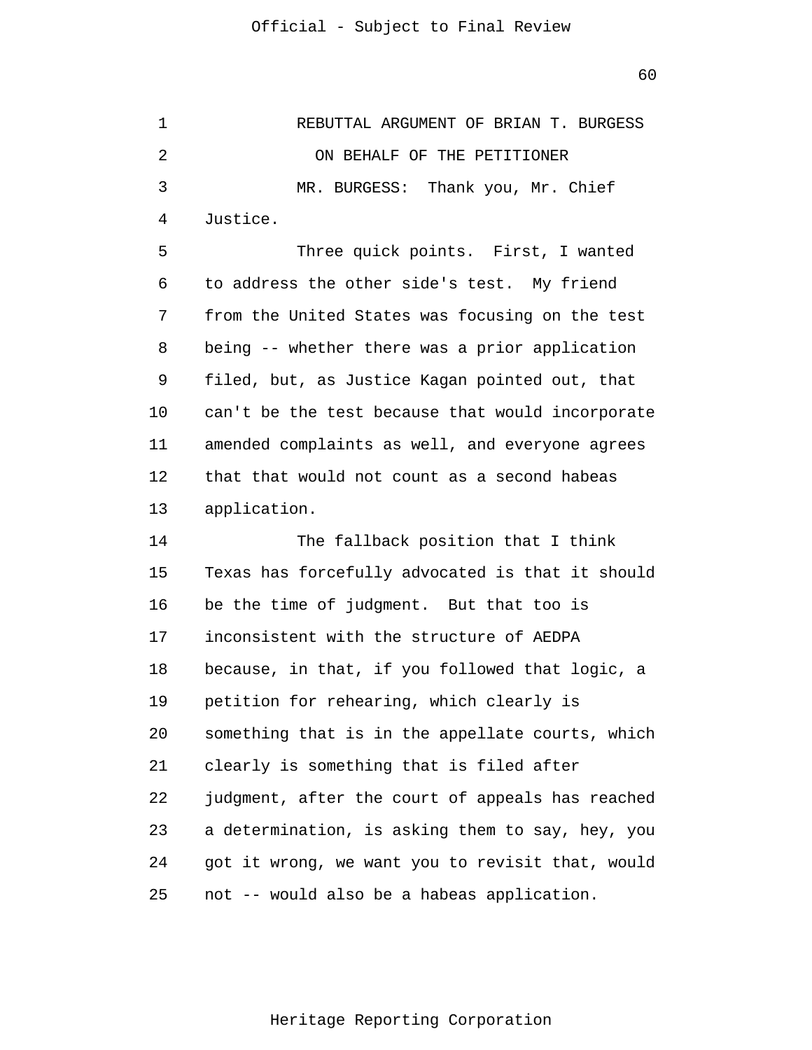REBUTTAL ARGUMENT OF BRIAN T. BURGESS

ON BEHALF OF THE PETITIONER

MR. BURGESS: Thank you, Mr. Chief Justice.

Three quick points. First, I wanted to address the other side's test. My friend from the United States was focusing on the test being -- whether there was a prior application filed, but, as Justice Kagan pointed out, that can't be the test because that would incorporate amended complaints as well, and everyone agrees that that would not count as a second habeas application.

The fallback position that I think Texas has forcefully advocated is that it should be the time of judgment. But that too is inconsistent with the structure of AEDPA because, in that, if you followed that logic, a petition for rehearing, which clearly is something that is in the appellate courts, which clearly is something that is filed after judgment, after the court of appeals has reached a determination, is asking them to say, hey, you got it wrong, we want you to revisit that, would not -- would also be a habeas application.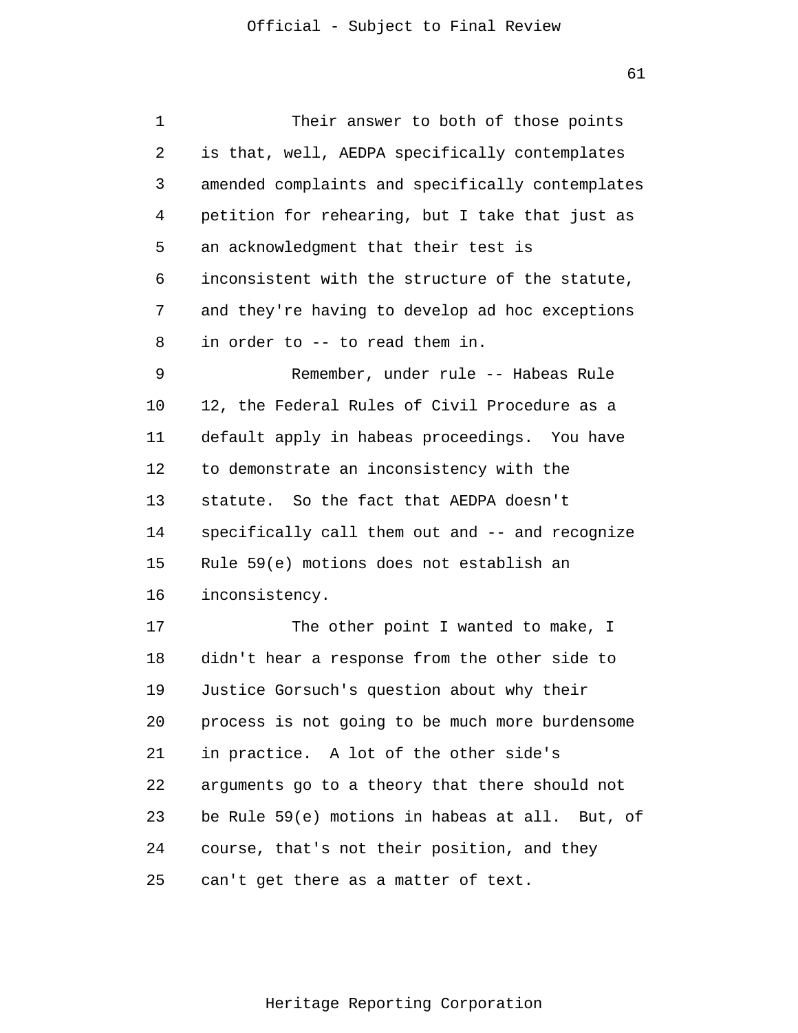Their answer to both of those points is that, well, AEDPA specifically contemplates amended complaints and specifically contemplates petition for rehearing, but I take that just as an acknowledgment that their test is inconsistent with the structure of the statute, and they're having to develop ad hoc exceptions in order to -- to read them in.

Remember, under rule -- Habeas Rule 12, the Federal Rules of Civil Procedure as a default apply in habeas proceedings. You have to demonstrate an inconsistency with the statute. So the fact that AEDPA doesn't specifically call them out and -- and recognize Rule 59(e) motions does not establish an inconsistency.

The other point I wanted to make, I didn't hear a response from the other side to Justice Gorsuch's question about why their process is not going to be much more burdensome in practice. A lot of the other side's arguments go to a theory that there should not be Rule 59(e) motions in habeas at all. But, of course, that's not their position, and they can't get there as a matter of text.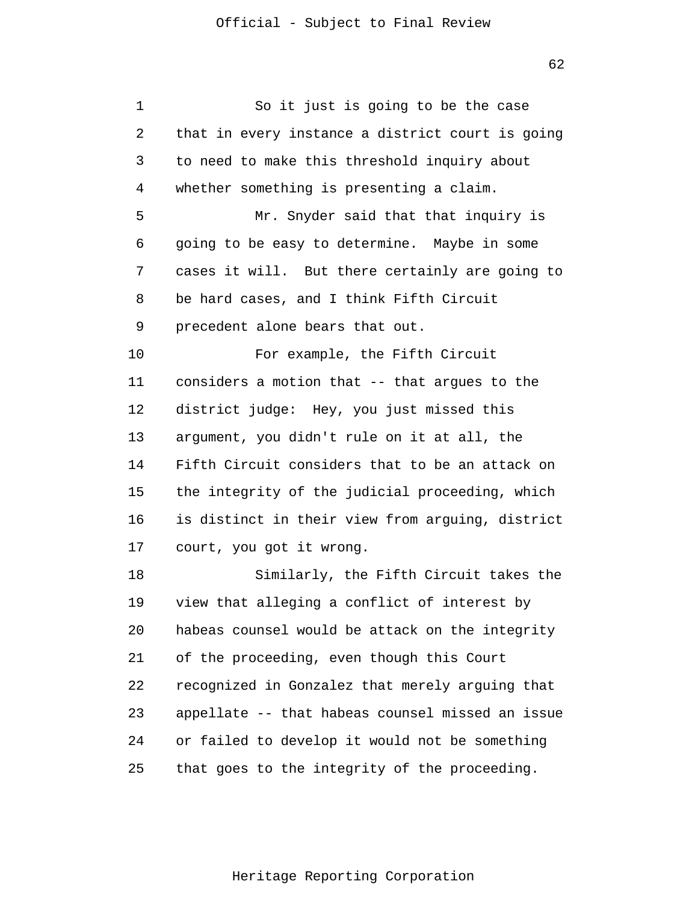So it just is going to be the case that in every instance a district court is going to need to make this threshold inquiry about whether something is presenting a claim.

Mr. Snyder said that that inquiry is going to be easy to determine. Maybe in some cases it will. But there certainly are going to be hard cases, and I think Fifth Circuit precedent alone bears that out.

For example, the Fifth Circuit considers a motion that -- that argues to the district judge: Hey, you just missed this argument, you didn't rule on it at all, the Fifth Circuit considers that to be an attack on the integrity of the judicial proceeding, which is distinct in their view from arguing, district court, you got it wrong.

Similarly, the Fifth Circuit takes the view that alleging a conflict of interest by habeas counsel would be attack on the integrity of the proceeding, even though this Court recognized in Gonzalez that merely arguing that appellate -- that habeas counsel missed an issue or failed to develop it would not be something that goes to the integrity of the proceeding.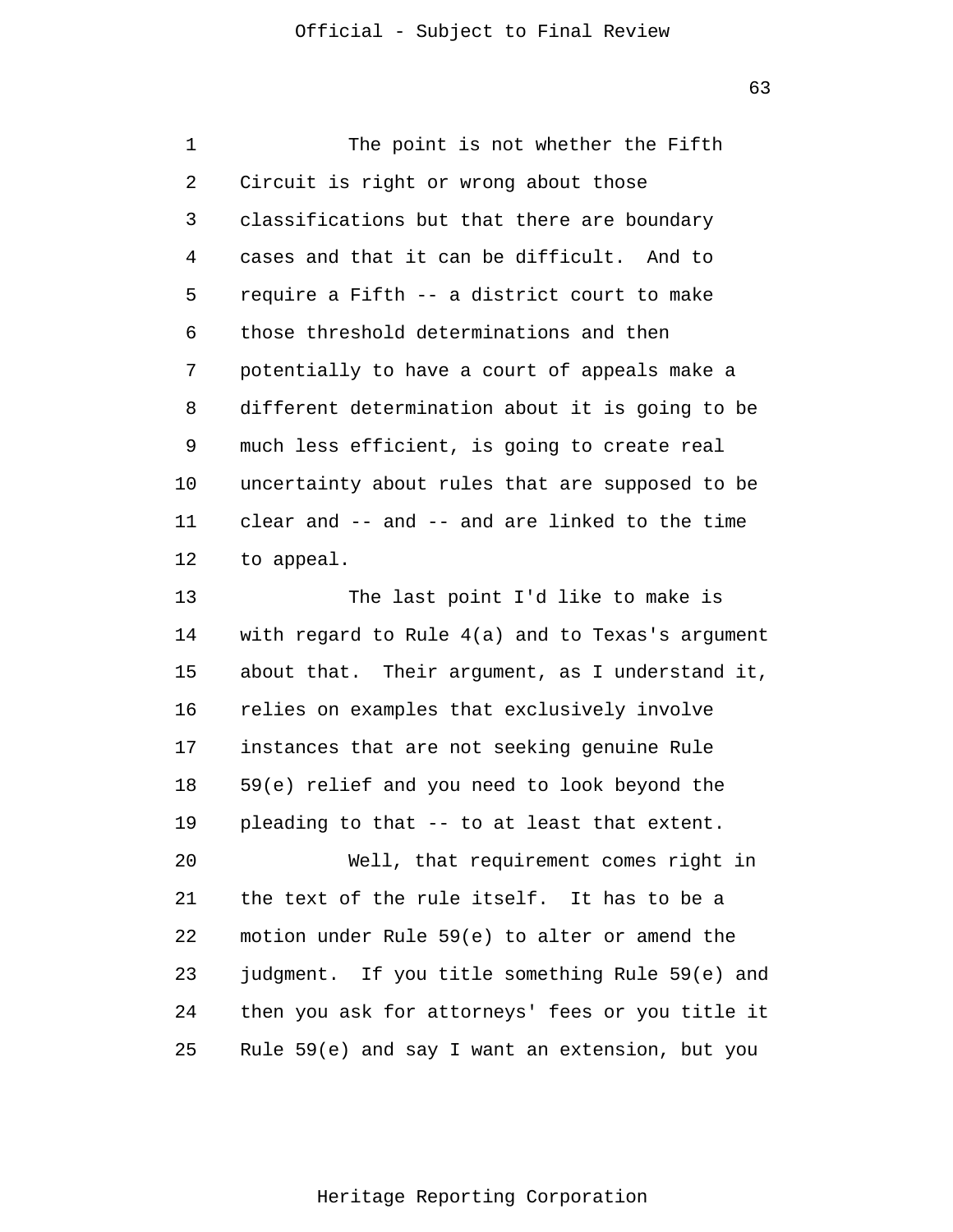The point is not whether the Fifth Circuit is right or wrong about those classifications but that there are boundary cases and that it can be difficult. And to require a Fifth -- a district court to make those threshold determinations and then potentially to have a court of appeals make a different determination about it is going to be much less efficient, is going to create real uncertainty about rules that are supposed to be clear and -- and -- and are linked to the time to appeal.

The last point I'd like to make is with regard to Rule 4(a) and to Texas's argument about that. Their argument, as I understand it, relies on examples that exclusively involve instances that are not seeking genuine Rule 59(e) relief and you need to look beyond the pleading to that -- to at least that extent.

Well, that requirement comes right in the text of the rule itself. It has to be a motion under Rule 59(e) to alter or amend the judgment. If you title something Rule 59(e) and then you ask for attorneys' fees or you title it Rule 59(e) and say I want an extension, but you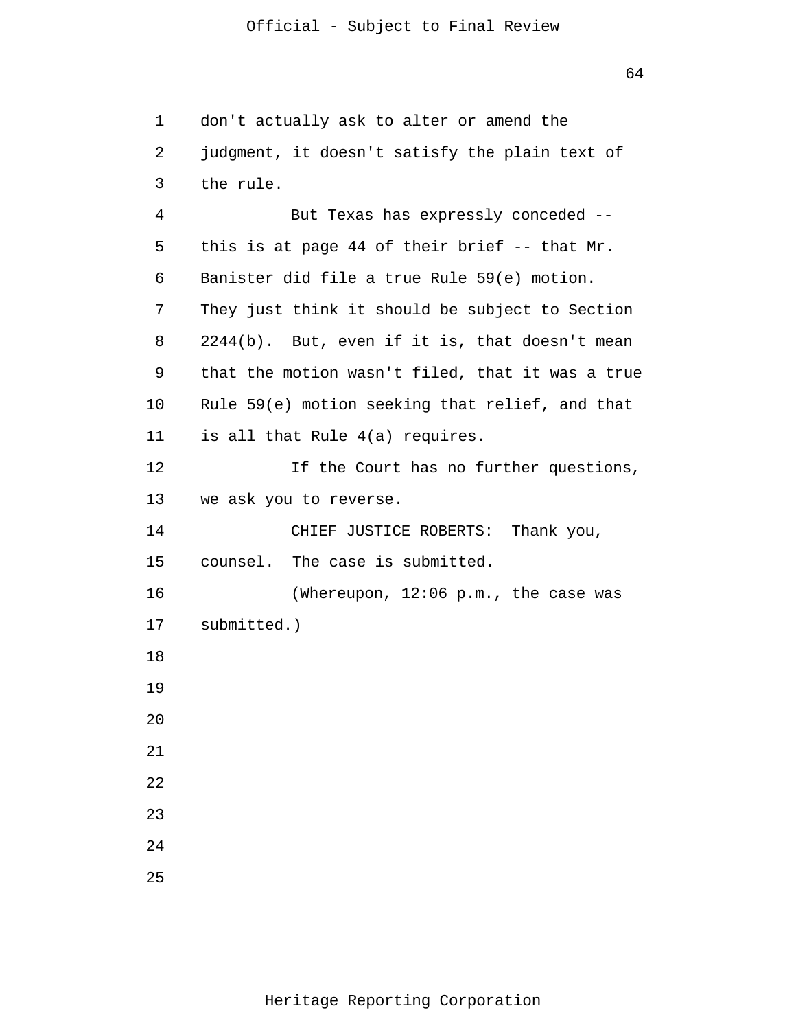don't actually ask to alter or amend the judgment, it doesn't satisfy the plain text of the rule.

But Texas has expressly conceded -- this is at page 44 of their brief -- that Mr. Banister did file a true Rule 59(e) motion. They just think it should be subject to Section 2244(b). But, even if it is, that doesn't mean that the motion wasn't filed, that it was a true Rule 59(e) motion seeking that relief, and that is all that Rule 4(a) requires.

If the Court has no further questions, we ask you to reverse.

CHIEF JUSTICE ROBERTS: Thank you, counsel. The case is submitted.

(Whereupon, 12:06 p.m., the case was submitted.)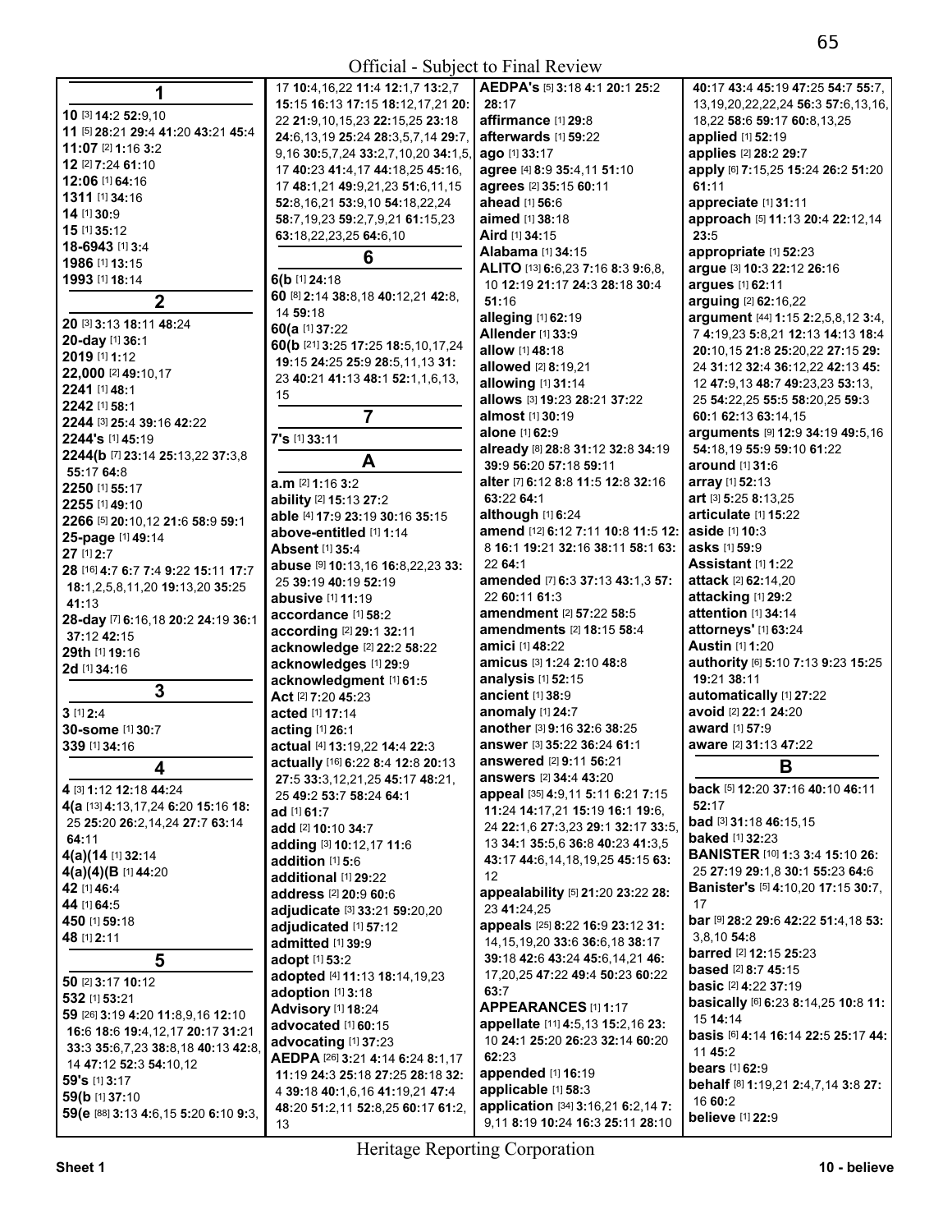Official - Subject to Final Review

## 1

**10** [3] **14:**2 **52:**9,10
**11** [5] **28:**21 **29:**4 **41:**20 **43:**21 **45:**4
**11:07** [2] **1:**16 **3:**2
**12** [2] **7:**24 **61:**10
**12:06** [1] **64:**16
**1311** [1] **34:**16
**14** [1] **30:**9
**15** [1] **35:**12
**18-6943** [1] **3:**4
**1986** [1] **13:**15
**1993** [1] **18:**14

## 2

**20** [3] **3:**13 **18:**11 **48:**24
**20-day** [1] **36:**1
**2019** [1] **1:**12
**22,000** [2] **49:**10,17
**2241** [1] **48:**1
**2242** [1] **58:**1
**2244** [3] **25:**4 **39:**16 **42:**22
**2244's** [1] **45:**19
**2244(b** [7] **23:**14 **25:**13,22 **37:**3,8 **55:**17 **64:**8
**2250** [1] **55:**17
**2255** [1] **49:**10
**2266** [5] **20:**10,12 **21:**6 **58:**9 **59:**1
**25-page** [1] **49:**14
**27** [1] **2:**7
**28** [16] **4:**7 **6:**7 **7:**4 **9:**22 **15:**11 **17:**7 **18:**1,2,5,8,11,20 **19:**13,20 **35:**25 **41:**13
**28-day** [7] **6:**16,18 **20:**2 **24:**19 **36:**1 **37:**12 **42:**15
**29th** [1] **19:**16
**2d** [1] **34:**16

## 3

**3** [1] **2:**4
**30-some** [1] **30:**7
**339** [1] **34:**16

## 4

**4** [3] **1:**12 **12:**18 **44:**24
**4(a** [13] **4:**13,17,24 **6:**20 **15:**16 **18:**25 **25:**20 **26:**2,14,24 **27:**7 **63:**14 **64:**11
**4(a)(14** [1] **32:**14
**4(a)(4)(B** [1] **44:**20
**42** [1] **46:**4
**44** [1] **64:**5
**450** [1] **59:**18
**48** [1] **2:**11

## 5

**50** [2] **3:**17 **10:**12
**532** [1] **53:**21
**59** [26] **3:**19 **4:**20 **11:**8,9,16 **12:**10 **16:**6 **18:**6 **19:**4,12,17 **20:**17 **31:**21 **33:**3 **35:**6,7,23 **38:**8,18 **40:**13 **42:**8,14 **47:**12 **52:**3 **54:**10,12
**59's** [1] **3:**17
**59(b** [1] **37:**10
**59(e** [88] **3:**13 **4:**6,15 **5:**20 **6:**10 **9:**3,17 **10:**4,16,22 **11:**4 **12:**1,7 **13:**2,7 **15:**15 **16:**13 **17:**15 **18:**12,17,21 **20:**22 **21:**9,10,15,23 **22:**15,25 **23:**18 **24:**6,13,19 **25:**24 **28:**3,5,7,14 **29:**7,9,16 **30:**5,7,24 **33:**2,7,10,20 **34:**1,5,17 **40:**23 **41:**4,17 **44:**18,25 **45:**16,17 **48:**1,21 **49:**9,21,23 **51:**6,11,15 **52:**8,16,21 **53:**9,10 **54:**18,22,24 **58:**7,19,23 **59:**2,7,9,21 **61:**15,23 **63:**18,22,23,25 **64:**6,10

## 6

**6(b** [1] **24:**18
**60** [8] **2:**14 **38:**8,18 **40:**12,21 **42:**8,14 **59:**18
**60(a** [1] **37:**22
**60(b** [21] **3:**25 **17:**25 **18:**5,10,17,24 **19:**15 **24:**25 **25:**9 **28:**5,11,13 **31:**23 **40:**21 **41:**13 **48:**1 **52:**1,1,6,13,15

## 7

**7's** [1] **33:**11

## A

**a.m** [2] **1:**16 **3:**2
**ability** [2] **15:**13 **27:**2
**able** [4] **17:**9 **23:**19 **30:**16 **35:**15
**above-entitled** [1] **1:**14
**Absent** [1] **35:**4
**abuse** [9] **10:**13,16 **16:**8,22,23 **33:**25 **39:**19 **40:**19 **52:**19
**abusive** [1] **11:**19
**accordance** [1] **58:**2
**according** [2] **29:**1 **32:**11
**acknowledge** [2] **22:**2 **58:**22
**acknowledges** [1] **29:**9
**acknowledgment** [1] **61:**5
**Act** [2] **7:**20 **45:**23
**acted** [1] **17:**14
**acting** [1] **26:**1
**actual** [4] **13:**19,22 **14:**4 **22:**3
**actually** [16] **6:**22 **8:**4 **12:**8 **20:**13 **27:**5 **33:**3,12,21,25 **45:**17 **48:**21,25 **49:**2 **53:**7 **58:**24 **64:**1
**ad** [1] **61:**7
**add** [2] **10:**10 **34:**7
**adding** [3] **10:**12,17 **11:**6
**addition** [1] **5:**6
**additional** [1] **29:**22
**address** [2] **20:**9 **60:**6
**adjudicate** [3] **33:**21 **59:**20,20
**adjudicated** [1] **57:**12
**admitted** [1] **39:**9
**adopt** [1] **53:**2
**adopted** [4] **11:**13 **18:**14,19,23
**adoption** [1] **3:**18
**Advisory** [1] **18:**24
**advocated** [1] **60:**15
**advocating** [1] **37:**23
**AEDPA** [26] **3:**21 **4:**14 **6:**24 **8:**1,17 **11:**19 **24:**3 **25:**18 **27:**25 **28:**18 **32:**4 **39:**18 **40:**1,6,16 **41:**19,21 **47:**4 **48:**20 **51:**2,11 **52:**8,25 **60:**17 **61:**2,13
**AEDPA's** [5] **3:**18 **4:**1 **20:**1 **25:**2 **28:**17
**affirmance** [1] **29:**8
**afterwards** [1] **59:**22
**ago** [1] **33:**17
**agree** [4] **8:**9 **35:**4,11 **51:**10
**agrees** [2] **35:**15 **60:**11
**ahead** [1] **56:**6
**aimed** [1] **38:**18
**Aird** [1] **34:**15
**Alabama** [1] **34:**15
**ALITO** [13] **6:**6,23 **7:**16 **8:**3 **9:**6,8,10 **12:**19 **21:**17 **24:**3 **28:**18 **30:**4 **51:**16
**alleging** [1] **62:**19
**Allender** [1] **33:**9
**allow** [1] **48:**18
**allowed** [2] **8:**19,21
**allowing** [1] **31:**14
**allows** [3] **19:**23 **28:**21 **37:**22
**almost** [1] **30:**19
**alone** [1] **62:**9
**already** [8] **28:**8 **31:**12 **32:**8 **34:**19 **39:**9 **56:**20 **57:**18 **59:**11
**alter** [7] **6:**12 **8:**8 **11:**5 **12:**8 **32:**16 **63:**22 **64:**1
**although** [1] **6:**24
**amend** [12] **6:**12 **7:**11 **10:**8 **11:**5 **12:**8 **16:**1 **19:**21 **32:**16 **38:**11 **58:**1 **63:**22 **64:**1
**amended** [7] **6:**3 **37:**13 **43:**1,3 **57:**22 **60:**11 **61:**3
**amendment** [2] **57:**22 **58:**5
**amendments** [2] **18:**15 **58:**4
**amici** [1] **48:**22
**amicus** [3] **1:**24 **2:**10 **48:**8
**analysis** [1] **52:**15
**ancient** [1] **38:**9
**anomaly** [1] **24:**7
**another** [3] **9:**16 **32:**6 **38:**25
**answer** [3] **35:**22 **36:**24 **61:**1
**answered** [2] **9:**11 **56:**21
**answers** [2] **34:**4 **43:**20
**appeal** [35] **4:**9,11 **5:**11 **6:**21 **7:**15 **11:**24 **14:**17,21 **15:**19 **16:**1 **19:**6,24 **22:**1,6 **27:**3,23 **29:**1 **32:**17 **33:**5,13 **34:**1 **35:**5,6 **36:**8 **40:**23 **41:**3,5 **43:**17 **44:**6,14,18,19,25 **45:**15 **63:**12
**appealability** [5] **21:**20 **23:**22 **28:**23 **41:**24,25
**appeals** [25] **8:**22 **16:**9 **23:**12 **31:**14,15,19,20 **33:**6 **36:**6,18 **38:**17 **39:**18 **42:**6 **43:**24 **45:**6,14,21 **46:**17,20,25 **47:**22 **49:**4 **50:**23 **60:**22 **63:**7
**APPEARANCES** [1] **1:**17
**appellate** [11] **4:**5,13 **15:**2,16 **23:**10 **24:**1 **25:**20 **26:**23 **32:**14 **60:**20 **62:**23
**appended** [1] **16:**19
**applicable** [1] **58:**3
**application** [34] **3:**16,21 **6:**2,14 **7:**9,11 **8:**19 **10:**24 **16:**3 **25:**11 **28:**10 **40:**17 **43:**4 **45:**19 **47:**25 **54:**7 **55:**7,13,19,20,22,22,24 **56:**3 **57:**6,13,16,18,22 **58:**6 **59:**17 **60:**8,13,25
**applied** [1] **52:**19
**applies** [2] **28:**2 **29:**7
**apply** [6] **7:**15,25 **15:**24 **26:**2 **51:**20 **61:**11
**appreciate** [1] **31:**11
**approach** [5] **11:**13 **20:**4 **22:**12,14 **23:**5
**appropriate** [1] **52:**23
**argue** [3] **10:**3 **22:**12 **26:**16
**argues** [1] **62:**11
**arguing** [2] **62:**16,22
**argument** [44] **1:**15 **2:**2,5,8,12 **3:**4,7 **4:**19,23 **5:**8,21 **12:**13 **14:**13 **18:**4 **20:**10,15 **21:**8 **25:**20,22 **27:**15 **29:**24 **31:**12 **32:**4 **36:**12,22 **42:**13 **45:**12 **47:**9,13 **48:**7 **49:**23,23 **53:**13,25 **54:**22,25 **55:**5 **58:**20,25 **59:**3 **60:**1 **62:**13 **63:**14,15
**arguments** [9] **12:**9 **34:**19 **49:**5,16 **54:**18,19 **55:**9 **59:**10 **61:**22
**around** [1] **31:**6
**array** [1] **52:**13
**art** [3] **5:**25 **8:**13,25
**articulate** [1] **15:**22
**aside** [1] **10:**3
**asks** [1] **59:**9
**Assistant** [1] **1:**22
**attack** [2] **62:**14,20
**attacking** [1] **29:**2
**attention** [1] **34:**14
**attorneys'** [1] **63:**24
**Austin** [1] **1:**20
**authority** [6] **5:**10 **7:**13 **9:**23 **15:**25 **19:**21 **38:**11
**automatically** [1] **27:**22
**avoid** [2] **22:**1 **24:**20
**award** [1] **57:**9
**aware** [2] **31:**13 **47:**22

## B

**back** [5] **12:**20 **37:**16 **40:**10 **46:**11 **52:**17
**bad** [3] **31:**18 **46:**15,15
**baked** [1] **32:**23
**BANISTER** [10] **1:**3 **3:**4 **15:**10 **26:**25 **27:**19 **29:**1,8 **30:**1 **55:**23 **64:**6
**Banister's** [5] **4:**10,20 **17:**15 **30:**7,17
**bar** [9] **28:**2 **29:**6 **42:**22 **51:**4,18 **53:**3,8,10 **54:**8
**barred** [2] **12:**15 **25:**23
**based** [2] **8:**7 **45:**15
**basic** [2] **4:**22 **37:**19
**basically** [6] **6:**23 **8:**14,25 **10:**8 **11:**15 **14:**14
**basis** [6] **4:**14 **16:**14 **22:**5 **25:**17 **44:**11 **45:**2
**bears** [1] **62:**9
**behalf** [8] **1:**19,21 **2:**4,7,14 **3:**8 **27:**16 **60:**2
**believe** [1] **22:**9

Heritage Reporting Corporation

Sheet 1 10 - believe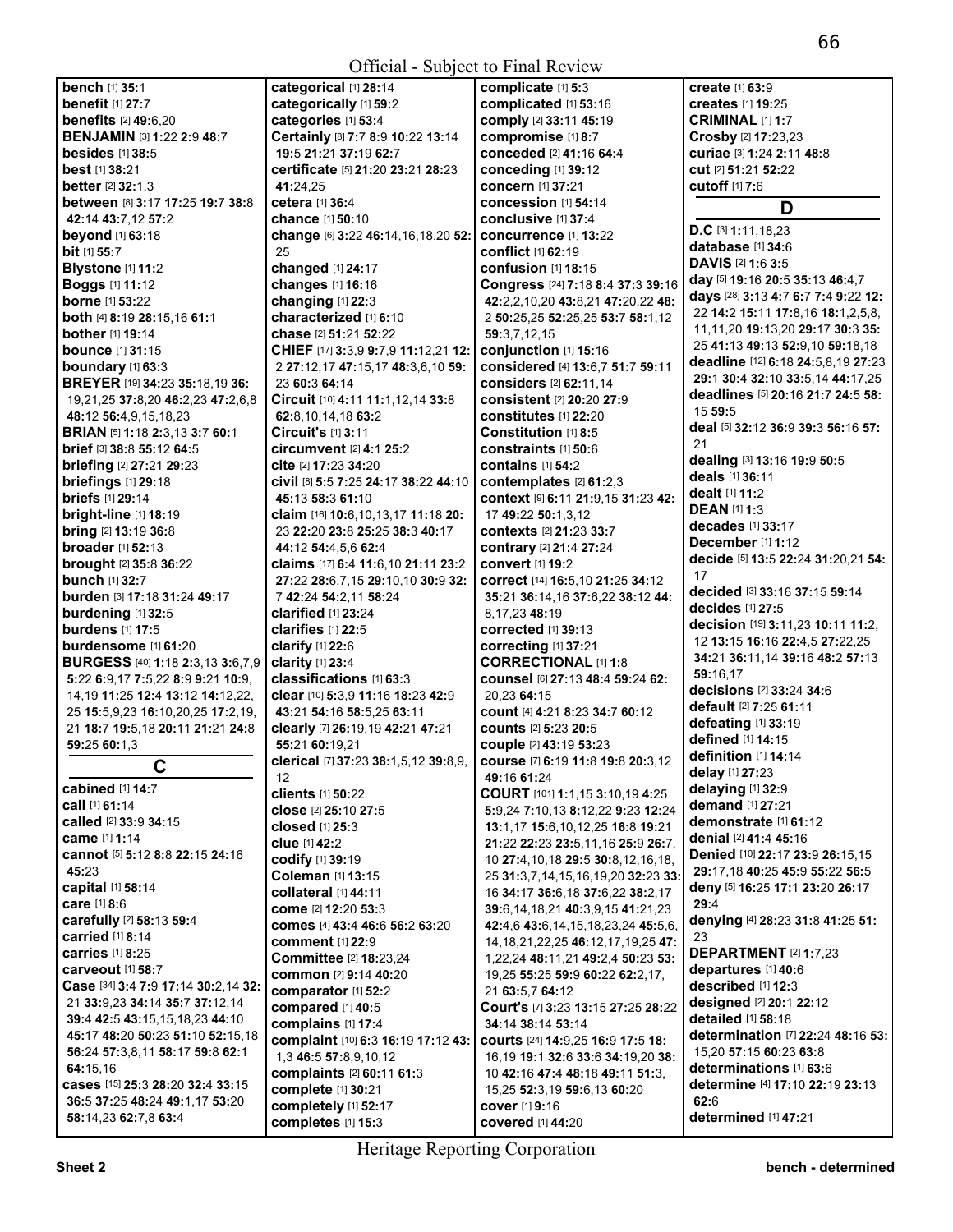**bench** [1] **35:**1
**benefit** [1] **27:**7
**benefits** [2] **49:**6,20
**BENJAMIN** [3] **1:**22 **2:**9 **48:**7
**besides** [1] **38:**5
**best** [1] **38:**21
**better** [2] **32:**1,3
**between** [8] **3:**17 **17:**25 **19:**7 **38:**8 **42:**14 **43:**7,12 **57:**2
**beyond** [1] **63:**18
**bit** [1] **55:**7
**Blystone** [1] **11:**2
**Boggs** [1] **11:**12
**borne** [1] **53:**22
**both** [4] **8:**19 **28:**15,16 **61:**1
**bother** [1] **19:**14
**bounce** [1] **31:**15
**boundary** [1] **63:**3
**BREYER** [19] **34:**23 **35:**18,19 **36:**19,21,25 **37:**8,20 **46:**2,23 **47:**2,6,8 **48:**12 **56:**4,9,15,18,23
**BRIAN** [5] **1:**18 **2:**3,13 **3:**7 **60:**1
**brief** [3] **38:**8 **55:**12 **64:**5
**briefing** [2] **27:**21 **29:**23
**briefings** [1] **29:**18
**briefs** [1] **29:**14
**bright-line** [1] **18:**19
**bring** [2] **13:**19 **36:**8
**broader** [1] **52:**13
**brought** [2] **35:**8 **36:**22
**bunch** [1] **32:**7
**burden** [3] **17:**18 **31:**24 **49:**17
**burdening** [1] **32:**5
**burdens** [1] **17:**5
**burdensome** [1] **61:**20
**BURGESS** [40] **1:**18 **2:**3,13 **3:**6,7,9 **5:**22 **6:**9,17 **7:**5,22 **8:**9 **9:**21 **10:**9, 14,19 **11:**25 **12:**4 **13:**12 **14:**12,22, 25 **15:**5,9,23 **16:**10,20,25 **17:**2,19, 21 **18:**7 **19:**5,18 **20:**11 **21:**21 **24:**8 **59:**25 **60:**1,3

## C

**cabined** [1] **14:**7
**call** [1] **61:**14
**called** [2] **33:**9 **34:**15
**came** [1] **1:**14
**cannot** [5] **5:**12 **8:**8 **22:**15 **24:**16 **45:**23
**capital** [1] **58:**14
**care** [1] **8:**6
**carefully** [2] **58:**13 **59:**4
**carried** [1] **8:**14
**carries** [1] **8:**25
**carveout** [1] **58:**7
**Case** [34] **3:**4 **7:**9 **17:**14 **30:**2,14 **32:**21 **33:**9,23 **34:**14 **35:**7 **37:**12,14 **39:**4 **42:**5 **43:**15,15,18,23 **44:**10 **45:**17 **48:**20 **50:**23 **51:**10 **52:**15,18 **56:**24 **57:**3,8,11 **58:**17 **59:**8 **62:**1 **64:**15,16
**cases** [15] **25:**3 **28:**20 **32:**4 **33:**15 **36:**5 **37:**25 **48:**24 **49:**1,17 **53:**20 **58:**14,23 **62:**7,8 **63:**4
**categorical** [1] **28:**14
**categorically** [1] **59:**2
**categories** [1] **53:**4
**Certainly** [8] **7:**7 **8:**9 **10:**22 **13:**14 **19:**5 **21:**21 **37:**19 **62:**7
**certificate** [5] **21:**20 **23:**21 **28:**23 **41:**24,25
**cetera** [1] **36:**4
**chance** [1] **50:**10
**change** [6] **3:**22 **46:**14,16,18,20 **52:**25
**changed** [1] **24:**17
**changes** [1] **16:**16
**changing** [1] **22:**3
**characterized** [1] **6:**10
**chase** [2] **51:**21 **52:**22
**CHIEF** [17] **3:**3,9 **9:**7,9 **11:**12,21 **12:**2 **27:**12,17 **47:**15,17 **48:**3,6,10 **59:**23 **60:**3 **64:**14
**Circuit** [10] **4:**11 **11:**1,12,14 **33:**8 **62:**8,10,14,18 **63:**2
**Circuit's** [1] **3:**11
**circumvent** [2] **4:**1 **25:**2
**cite** [2] **17:**23 **34:**20
**civil** [8] **5:**5 **7:**25 **24:**17 **38:**22 **44:**10 **45:**13 **58:**3 **61:**10
**claim** [16] **10:**6,10,13,17 **11:**18 **20:**23 **22:**20 **23:**8 **25:**25 **38:**3 **40:**17 **44:**12 **54:**4,5,6 **62:**4
**claims** [17] **6:**4 **11:**6,10 **21:**11 **23:**2 **27:**22 **28:**6,7,15 **29:**10,10 **30:**9 **32:**7 **42:**24 **54:**2,11 **58:**24
**clarified** [1] **23:**24
**clarifies** [1] **22:**5
**clarify** [1] **22:**6
**clarity** [1] **23:**4
**classifications** [1] **63:**3
**clear** [10] **5:**3,9 **11:**16 **18:**23 **42:**9 **43:**21 **54:**16 **58:**5,25 **63:**11
**clearly** [7] **26:**19,19 **42:**21 **47:**21 **55:**21 **60:**19,21
**clerical** [7] **37:**23 **38:**1,5,12 **39:**8,9, 12
**clients** [1] **50:**22
**close** [2] **25:**10 **27:**5
**closed** [1] **25:**3
**clue** [1] **42:**2
**codify** [1] **39:**19
**Coleman** [1] **13:**15
**collateral** [1] **44:**11
**come** [2] **12:**20 **53:**3
**comes** [4] **43:**4 **46:**6 **56:**2 **63:**20
**comment** [1] **22:**9
**Committee** [2] **18:**23,24
**common** [2] **9:**14 **40:**20
**comparator** [1] **52:**2
**compared** [1] **40:**5
**complains** [1] **17:**4
**complaint** [10] **6:**3 **16:**19 **17:**12 **43:**1,3 **46:**5 **57:**8,9,10,12
**complaints** [2] **60:**11 **61:**3
**complete** [1] **30:**21
**completely** [1] **52:**17
**completes** [1] **15:**3
**complicate** [1] **5:**3
**complicated** [1] **53:**16
**comply** [2] **33:**11 **45:**19
**compromise** [1] **8:**7
**conceded** [2] **41:**16 **64:**4
**conceding** [1] **39:**12
**concern** [1] **37:**21
**concession** [1] **54:**14
**conclusive** [1] **37:**4
**concurrence** [1] **13:**22
**conflict** [1] **62:**19
**confusion** [1] **18:**15
**Congress** [24] **7:**18 **8:**4 **37:**3 **39:**16 **42:**2,2,10,20 **43:**8,21 **47:**20,22 **48:**2 **50:**25,25 **52:**25,25 **53:**7 **58:**1,12 **59:**3,7,12,15
**conjunction** [1] **15:**16
**considered** [4] **13:**6,7 **51:**7 **59:**11
**considers** [2] **62:**11,14
**consistent** [2] **20:**20 **27:**9
**constitutes** [1] **22:**20
**Constitution** [1] **8:**5
**constraints** [1] **50:**6
**contains** [1] **54:**2
**contemplates** [2] **61:**2,3
**context** [9] **6:**11 **21:**9,15 **31:**23 **42:**17 **49:**22 **50:**1,3,12
**contexts** [2] **21:**23 **33:**7
**contrary** [2] **21:**4 **27:**24
**convert** [1] **19:**2
**correct** [14] **16:**5,10 **21:**25 **34:**12 **35:**21 **36:**14,16 **37:**6,22 **38:**12 **44:**8,17,23 **48:**19
**corrected** [1] **39:**13
**correcting** [1] **37:**21
**CORRECTIONAL** [1] **1:**8
**counsel** [6] **27:**13 **48:**4 **59:**24 **62:**20,23 **64:**15
**count** [4] **4:**21 **8:**23 **34:**7 **60:**12
**counts** [2] **5:**23 **20:**5
**couple** [2] **43:**19 **53:**23
**course** [7] **6:**19 **11:**8 **19:**8 **20:**3,12 **49:**16 **61:**24
**COURT** [101] **1:**1,15 **3:**10,19 **4:**25 **5:**9,24 **7:**10,13 **8:**12,22 **9:**23 **12:**24 **13:**1,17 **15:**6,10,12,25 **16:**8 **19:**21 **21:**22 **22:**23 **23:**5,11,16 **25:**9 **26:**7, 10 **27:**4,10,18 **29:**5 **30:**8,12,16,18, 25 **31:**3,7,14,15,16,19,20 **32:**23 **33:**16 **34:**17 **36:**6,18 **37:**6,22 **38:**2,17 **39:**6,14,18,21 **40:**3,9,15 **41:**21,23 **42:**4,6 **43:**6,14,15,18,23,24 **45:**5,6, 14,18,21,22,25 **46:**12,17,19,25 **47:**1,22,24 **48:**11,21 **49:**2,4 **50:**23 **53:**19,25 **55:**25 **59:**9 **60:**22 **62:**2,17, 21 **63:**5,7 **64:**12
**Court's** [7] **3:**23 **13:**15 **27:**25 **28:**22 **34:**14 **38:**14 **53:**14
**courts** [24] **14:**9,25 **16:**9 **17:**5 **18:**16,19 **19:**1 **32:**6 **33:**6 **34:**19,20 **38:**10 **42:**16 **47:**4 **48:**18 **49:**11 **51:**3, 15,25 **52:**3,19 **59:**6,13 **60:**20
**cover** [1] **9:**16
**covered** [1] **44:**20
**create** [1] **63:**9
**creates** [1] **19:**25
**CRIMINAL** [1] **1:**7
**Crosby** [2] **17:**23,23
**curiae** [3] **1:**24 **2:**11 **48:**8
**cut** [2] **51:**21 **52:**22
**cutoff** [1] **7:**6

## D

**D.C** [3] **1:**11,18,23
**database** [1] **34:**6
**DAVIS** [2] **1:**6 **3:**5
**day** [5] **19:**16 **20:**5 **35:**13 **46:**4,7
**days** [28] **3:**13 **4:**7 **6:**7 **7:**4 **9:**22 **12:**22 **14:**2 **15:**11 **17:**8,16 **18:**1,2,5,8, 11,11,20 **19:**13,20 **29:**17 **30:**3 **35:**25 **41:**13 **49:**13 **52:**9,10 **59:**18,18
**deadline** [12] **6:**18 **24:**5,8,19 **27:**23 **29:**1 **30:**4 **32:**10 **33:**5,14 **44:**17,25
**deadlines** [5] **20:**16 **21:**7 **24:**5 **58:**15 **59:**5
**deal** [5] **32:**12 **36:**9 **39:**3 **56:**16 **57:**21
**dealing** [3] **13:**16 **19:**9 **50:**5
**deals** [1] **36:**11
**dealt** [1] **11:**2
**DEAN** [1] **1:**3
**decades** [1] **33:**17
**December** [1] **1:**12
**decide** [5] **13:**5 **22:**24 **31:**20,21 **54:**17
**decided** [3] **33:**16 **37:**15 **59:**14
**decides** [1] **27:**5
**decision** [19] **3:**11,23 **10:**11 **11:**2, 12 **13:**15 **16:**16 **22:**4,5 **27:**22,25 **34:**21 **36:**11,14 **39:**16 **48:**2 **57:**13 **59:**16,17
**decisions** [2] **33:**24 **34:**6
**default** [2] **7:**25 **61:**11
**defeating** [1] **33:**19
**defined** [1] **14:**15
**definition** [1] **14:**14
**delay** [1] **27:**23
**delaying** [1] **32:**9
**demand** [1] **27:**21
**demonstrate** [1] **61:**12
**denial** [2] **41:**4 **45:**16
**Denied** [10] **22:**17 **23:**9 **26:**15,15 **29:**17,18 **40:**25 **45:**9 **55:**22 **56:**5
**deny** [5] **16:**25 **17:**1 **23:**20 **26:**17 **29:**4
**denying** [4] **28:**23 **31:**8 **41:**25 **51:**23
**DEPARTMENT** [2] **1:**7,23
**departures** [1] **40:**6
**described** [1] **12:**3
**designed** [2] **20:**1 **22:**12
**detailed** [1] **58:**18
**determination** [7] **22:**24 **48:**16 **53:**15,20 **57:**15 **60:**23 **63:**8
**determinations** [1] **63:**6
**determine** [4] **17:**10 **22:**19 **23:**13 **62:**6
**determined** [1] **47:**21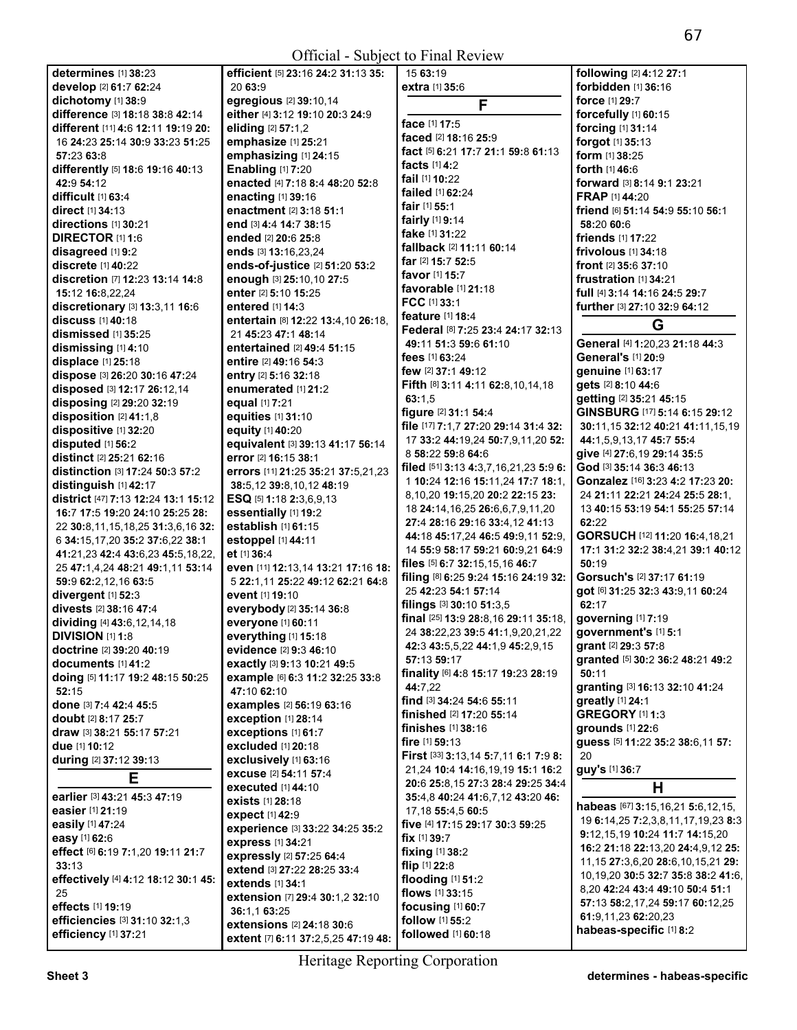**determines** [1] **38:**23
**develop** [2] **61:**7 **62:**24
**dichotomy** [1] **38:**9
**difference** [3] **18:**18 **38:**8 **42:**14
**different** [11] **4:**6 **12:**11 **19:**19 **20:**16 **24:**23 **25:**14 **30:**9 **33:**23 **51:**25 **57:**23 **63:**8
**differently** [5] **18:**6 **19:**16 **40:**13 **42:**9 **54:**12
**difficult** [1] **63:**4
**direct** [1] **34:**13
**directions** [1] **30:**21
**DIRECTOR** [1] **1:**6
**disagreed** [1] **9:**2
**discrete** [1] **40:**22
**discretion** [7] **12:**23 **13:**14 **14:**8 **15:**12 **16:**8,22,24
**discretionary** [3] **13:**3,11 **16:**6
**discuss** [1] **40:**18
**dismissed** [1] **35:**25
**dismissing** [1] **4:**10
**displace** [1] **25:**18
**dispose** [3] **26:**20 **30:**16 **47:**24
**disposed** [3] **12:**17 **26:**12,14
**disposing** [2] **29:**20 **32:**19
**disposition** [2] **41:**1,8
**dispositive** [1] **32:**20
**disputed** [1] **56:**2
**distinct** [2] **25:**21 **62:**16
**distinction** [3] **17:**24 **50:**3 **57:**2
**distinguish** [1] **42:**17
**district** [47] **7:**13 **12:**24 **13:**1 **15:**12 **16:**7 **17:**5 **19:**20 **24:**10 **25:**25 **28:**22 **30:**8,11,15,18,25 **31:**3,6,16 **32:**6 **34:**15,17,20 **35:**2 **37:**6,22 **38:**1 **41:**21,23 **42:**4 **43:**6,23 **45:**5,18,22,25 **47:**1,4,24 **48:**21 **49:**1,11 **53:**14 **59:**9 **62:**2,12,16 **63:**5
**divergent** [1] **52:**3
**divests** [2] **38:**16 **47:**4
**dividing** [4] **43:**6,12,14,18
**DIVISION** [1] **1:**8
**doctrine** [2] **39:**20 **40:**19
**documents** [1] **41:**2
**doing** [5] **11:**17 **19:**2 **48:**15 **50:**25 **52:**15
**done** [3] **7:**4 **42:**4 **45:**5
**doubt** [2] **8:**17 **25:**7
**draw** [3] **38:**21 **55:**17 **57:**21
**due** [1] **10:**12
**during** [2] **37:**12 **39:**13

## E

**earlier** [3] **43:**21 **45:**3 **47:**19
**easier** [1] **21:**19
**easily** [1] **47:**24
**easy** [1] **62:**6
**effect** [6] **6:**19 **7:**1,20 **19:**11 **21:**7 **33:**13
**effectively** [4] **4:**12 **18:**12 **30:**1 **45:**25
**effects** [1] **19:**19
**efficiencies** [3] **31:**10 **32:**1,3
**efficiency** [1] **37:**21
**efficient** [5] **23:**16 **24:**2 **31:**13 **35:**20 **63:**9
**egregious** [2] **39:**10,14
**either** [4] **3:**12 **19:**10 **20:**3 **24:**9
**eliding** [2] **57:**1,2
**emphasize** [1] **25:**21
**emphasizing** [1] **24:**15
**Enabling** [1] **7:**20
**enacted** [4] **7:**18 **8:**4 **48:**20 **52:**8
**enacting** [1] **39:**16
**enactment** [2] **3:**18 **51:**1
**end** [3] **4:**4 **14:**7 **38:**15
**ended** [2] **20:**6 **25:**8
**ends** [3] **13:**16,23,24
**ends-of-justice** [2] **51:**20 **53:**2
**enough** [3] **25:**10,10 **27:**5
**enter** [2] **5:**10 **15:**25
**entered** [1] **14:**3
**entertain** [8] **12:**22 **13:**4,10 **26:**18,21 **45:**23 **47:**1 **48:**14
**entertained** [2] **49:**4 **51:**15
**entire** [2] **49:**16 **54:**3
**entry** [2] **5:**16 **32:**18
**enumerated** [1] **21:**2
**equal** [1] **7:**21
**equities** [1] **31:**10
**equity** [1] **40:**20
**equivalent** [3] **39:**13 **41:**17 **56:**14
**error** [2] **16:**15 **38:**1
**errors** [11] **21:**25 **35:**21 **37:**5,21,23 **38:**5,12 **39:**8,10,12 **48:**19
**ESQ** [5] **1:**18 **2:**3,6,9,13
**essentially** [1] **19:**2
**establish** [1] **61:**15
**estoppel** [1] **44:**11
**et** [1] **36:**4
**even** [11] **12:**13,14 **13:**21 **17:**16 **18:**5 **22:**1,11 **25:**22 **49:**12 **62:**21 **64:**8
**event** [1] **19:**10
**everybody** [2] **35:**14 **36:**8
**everyone** [1] **60:**11
**everything** [1] **15:**18
**evidence** [2] **9:**3 **46:**10
**exactly** [3] **9:**13 **10:**21 **49:**5
**example** [6] **6:**3 **11:**2 **32:**25 **33:**8 **47:**10 **62:**10
**examples** [2] **56:**19 **63:**16
**exception** [1] **28:**14
**exceptions** [1] **61:**7
**excluded** [1] **20:**18
**exclusively** [1] **63:**16
**excuse** [2] **54:**11 **57:**4
**executed** [1] **44:**10
**exists** [1] **28:**18
**expect** [1] **42:**9
**experience** [3] **33:**22 **34:**25 **35:**2
**express** [1] **34:**21
**expressly** [2] **57:**25 **64:**4
**extend** [3] **27:**22 **28:**25 **33:**4
**extends** [1] **34:**1
**extension** [7] **29:**4 **30:**1,2 **32:**10 **36:**1,1 **63:**25
**extensions** [2] **24:**18 **30:**6
**extent** [7] **6:**11 **37:**2,5,25 **47:**19 **48:**15 **63:**19
**extra** [1] **35:**6

## F

**face** [1] **17:**5
**faced** [2] **18:**16 **25:**9
**fact** [5] **6:**21 **17:**7 **21:**1 **59:**8 **61:**13
**facts** [1] **4:**2
**fail** [1] **10:**22
**failed** [1] **62:**24
**fair** [1] **55:**1
**fairly** [1] **9:**14
**fake** [1] **31:**22
**fallback** [2] **11:**11 **60:**14
**far** [2] **15:**7 **52:**5
**favor** [1] **15:**7
**favorable** [1] **21:**18
**FCC** [1] **33:**1
**feature** [1] **18:**4
**Federal** [8] **7:**25 **23:**4 **24:**17 **32:**13 **49:**11 **51:**3 **59:**6 **61:**10
**fees** [1] **63:**24
**few** [2] **37:**1 **49:**12
**Fifth** [8] **3:**11 **4:**11 **62:**8,10,14,18 **63:**1,5
**figure** [2] **31:**1 **54:**4
**file** [17] **7:**1,7 **27:**20 **29:**14 **31:**4 **32:**17 **33:**2 **44:**19,24 **50:**7,9,11,20 **52:**8 **58:**22 **59:**8 **64:**6
**filed** [51] **3:**13 **4:**3,7,16,21,23 **5:**9 **6:**1 **10:**24 **12:**16 **15:**11,24 **17:**7 **18:**1,8,10,20 **19:**15,20 **20:**2 **22:**15 **23:**18 **24:**14,16,25 **26:**6,6,7,9,11,20 **27:**4 **28:**16 **29:**16 **33:**4,12 **41:**13 **44:**18 **45:**17,24 **46:**5 **49:**9,11 **52:**9,14 **55:**9 **58:**17 **59:**21 **60:**9,21 **64:**9
**files** [5] **6:**7 **32:**15,15,16 **46:**7
**filing** [8] **6:**25 **9:**24 **15:**16 **24:**19 **32:**25 **42:**23 **54:**1 **57:**14
**filings** [3] **30:**10 **51:**3,5
**final** [25] **13:**9 **28:**8,16 **29:**11 **35:**18,24 **38:**22,23 **39:**5 **41:**1,9,20,21,22 **42:**3 **43:**5,5,22 **44:**1,9 **45:**2,9,15 **57:**13 **59:**17
**finality** [6] **4:**8 **15:**17 **19:**23 **28:**19 **44:**7,22
**find** [3] **34:**24 **54:**6 **55:**11
**finished** [2] **17:**20 **55:**14
**finishes** [1] **38:**16
**fire** [1] **59:**13
**First** [33] **3:**13,14 **5:**7,11 **6:**1 **7:**9 **8:**21,24 **10:**4 **14:**16,19,19 **15:**1 **16:**2 **20:**6 **25:**8,15 **27:**3 **28:**4 **29:**25 **34:**4 **35:**4,8 **40:**24 **41:**6,7,12 **43:**20 **46:**17,18 **55:**4,5 **60:**5
**five** [4] **17:**15 **29:**17 **30:**3 **59:**25
**fix** [1] **39:**7
**fixing** [1] **38:**2
**flip** [1] **22:**8
**flooding** [1] **51:**2
**flows** [1] **33:**15
**focusing** [1] **60:**7
**follow** [1] **55:**2
**followed** [1] **60:**18
**following** [2] **4:**12 **27:**1
**forbidden** [1] **36:**16
**force** [1] **29:**7
**forcefully** [1] **60:**15
**forcing** [1] **31:**14
**forgot** [1] **35:**13
**form** [1] **38:**25
**forth** [1] **46:**6
**forward** [3] **8:**14 **9:**1 **23:**21
**FRAP** [1] **44:**20
**friend** [6] **51:**14 **54:**9 **55:**10 **56:**1 **58:**20 **60:**6
**friends** [1] **17:**22
**frivolous** [1] **34:**18
**front** [2] **35:**6 **37:**10
**frustration** [1] **34:**21
**full** [4] **3:**14 **14:**16 **24:**5 **29:**7
**further** [3] **27:**10 **32:**9 **64:**12

## G

**General** [4] **1:**20,23 **21:**18 **44:**3
**General's** [1] **20:**9
**genuine** [1] **63:**17
**gets** [2] **8:**10 **44:**6
**getting** [2] **35:**21 **45:**15
**GINSBURG** [17] **5:**14 **6:**15 **29:**12 **30:**11,15 **32:**12 **40:**21 **41:**11,15,19 **44:**1,5,9,13,17 **45:**7 **55:**4
**give** [4] **27:**6,19 **29:**14 **35:**5
**God** [3] **35:**14 **36:**3 **46:**13
**Gonzalez** [16] **3:**23 **4:**2 **17:**23 **20:**24 **21:**11 **22:**21 **24:**24 **25:**5 **28:**1,13 **40:**15 **53:**19 **54:**1 **55:**25 **57:**14 **62:**22
**GORSUCH** [12] **11:**20 **16:**4,18,21 **17:**1 **31:**2 **32:**2 **38:**4,21 **39:**1 **40:**12 **50:**19
**Gorsuch's** [2] **37:**17 **61:**19
**got** [6] **31:**25 **32:**3 **43:**9,11 **60:**24 **62:**17
**governing** [1] **7:**19
**government's** [1] **5:**1
**grant** [2] **29:**3 **57:**8
**granted** [5] **30:**2 **36:**2 **48:**21 **49:**2 **50:**11
**granting** [3] **16:**13 **32:**10 **41:**24
**greatly** [1] **24:**1
**GREGORY** [1] **1:**3
**grounds** [1] **22:**6
**guess** [5] **11:**22 **35:**2 **38:**6,11 **57:**20
**guy's** [1] **36:**7

## H

**habeas** [67] **3:**15,16,21 **5:**6,12,15,19 **6:**14,25 **7:**2,3,8,11,17,19,23 **8:**3 **9:**12,15,19 **10:**24 **11:**7 **14:**15,20 **16:**2 **21:**18 **22:**13,20 **24:**4,9,12 **25:**11,15 **27:**3,6,20 **28:**6,10,15,21 **29:**10,19,20 **30:**5 **32:**7 **35:**8 **38:**2 **41:**6,8,20 **42:**24 **43:**4 **49:**10 **50:**4 **51:**1 **57:**13 **58:**2,17,24 **59:**17 **60:**12,25 **61:**9,11,23 **62:**20,23
**habeas-specific** [1] **8:**2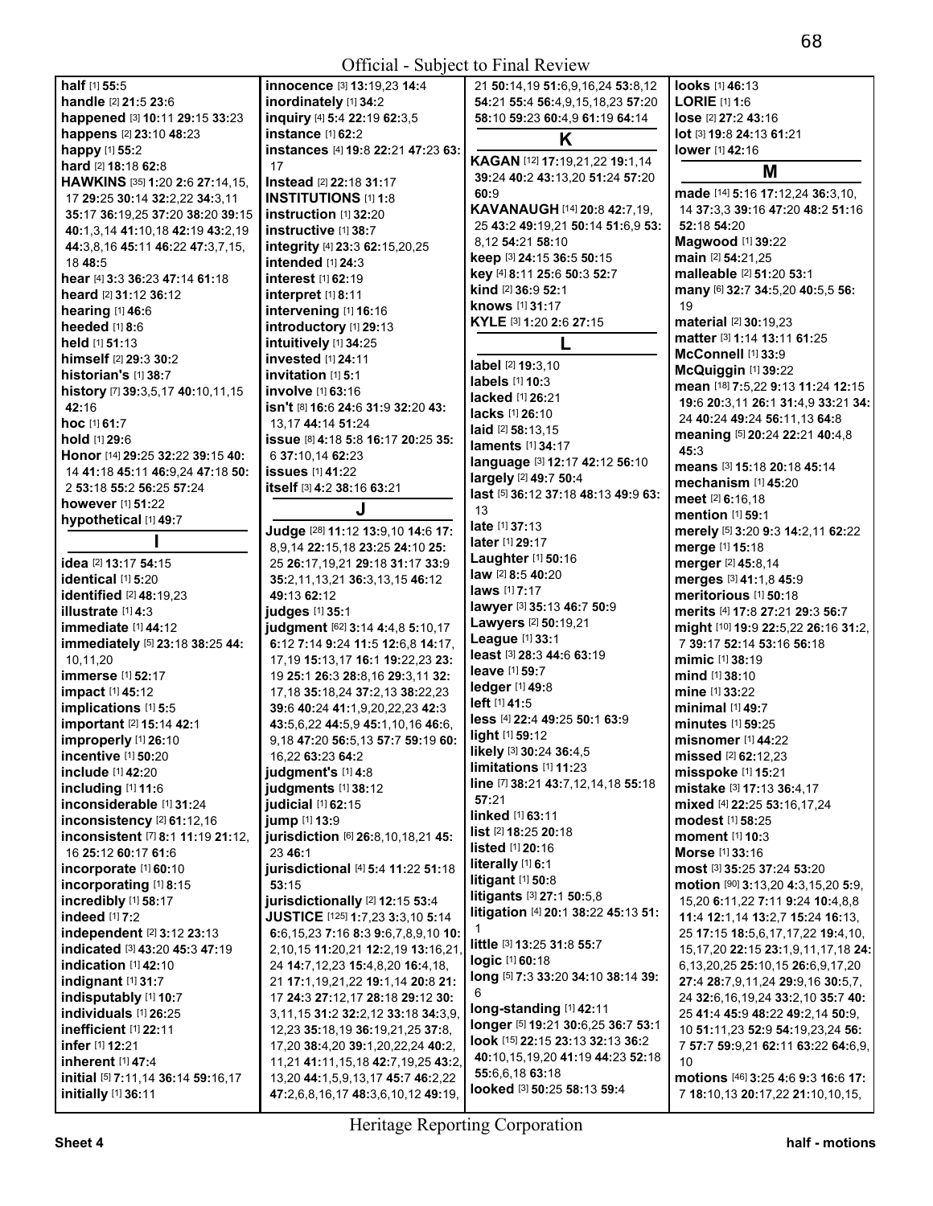**half** [1] **55:**5
**handle** [2] **21:**5 **23:**6
**happened** [3] **10:**11 **29:**15 **33:**23
**happens** [2] **23:**10 **48:**23
**happy** [1] **55:**2
**hard** [2] **18:**18 **62:**8
**HAWKINS** [35] **1:**20 **2:**6 **27:**14,15, 17 **29:**25 **30:**14 **32:**2,22 **34:**3,11 **35:**17 **36:**19,25 **37:**20 **38:**20 **39:**15 **40:**1,3,14 **41:**10,18 **42:**19 **43:**2,19 **44:**3,8,16 **45:**11 **46:**22 **47:**3,7,15, 18 **48:**5
**hear** [4] **3:**3 **36:**23 **47:**14 **61:**18
**heard** [2] **31:**12 **36:**12
**hearing** [1] **46:**6
**heeded** [1] **8:**6
**held** [1] **51:**13
**himself** [2] **29:**3 **30:**2
**historian's** [1] **38:**7
**history** [7] **39:**3,5,17 **40:**10,11,15 **42:**16
**hoc** [1] **61:**7
**hold** [1] **29:**6
**Honor** [14] **29:**25 **32:**22 **39:**15 **40:**14 **41:**18 **45:**11 **46:**9,24 **47:**18 **50:**2 **53:**18 **55:**2 **56:**25 **57:**24
**however** [1] **51:**22
**hypothetical** [1] **49:**7

## I

**idea** [2] **13:**17 **54:**15
**identical** [1] **5:**20
**identified** [2] **48:**19,23
**illustrate** [1] **4:**3
**immediate** [1] **44:**12
**immediately** [5] **23:**18 **38:**25 **44:**10,11,20
**immerse** [1] **52:**17
**impact** [1] **45:**12
**implications** [1] **5:**5
**important** [2] **15:**14 **42:**1
**improperly** [1] **26:**10
**incentive** [1] **50:**20
**include** [1] **42:**20
**including** [1] **11:**6
**inconsiderable** [1] **31:**24
**inconsistency** [2] **61:**12,16
**inconsistent** [7] **8:**1 **11:**19 **21:**12, 16 **25:**12 **60:**17 **61:**6
**incorporate** [1] **60:**10
**incorporating** [1] **8:**15
**incredibly** [1] **58:**17
**indeed** [1] **7:**2
**independent** [2] **3:**12 **23:**13
**indicated** [3] **43:**20 **45:**3 **47:**19
**indication** [1] **42:**10
**indignant** [1] **31:**7
**indisputably** [1] **10:**7
**individuals** [1] **26:**25
**inefficient** [1] **22:**11
**infer** [1] **12:**21
**inherent** [1] **47:**4
**initial** [5] **7:**11,14 **36:**14 **59:**16,17
**initially** [1] **36:**11
**innocence** [3] **13:**19,23 **14:**4
**inordinately** [1] **34:**2
**inquiry** [4] **5:**4 **22:**19 **62:**3,5
**instance** [1] **62:**2
**instances** [4] **19:**8 **22:**21 **47:**23 **63:**17
**Instead** [2] **22:**18 **31:**17
**INSTITUTIONS** [1] **1:**8
**instruction** [1] **32:**20
**instructive** [1] **38:**7
**integrity** [4] **23:**3 **62:**15,20,25
**intended** [1] **24:**3
**interest** [1] **62:**19
**interpret** [1] **8:**11
**intervening** [1] **16:**16
**introductory** [1] **29:**13
**intuitively** [1] **34:**25
**invested** [1] **24:**11
**invitation** [1] **5:**1
**involve** [1] **63:**16
**isn't** [8] **16:**6 **24:**6 **31:**9 **32:**20 **43:**13,17 **44:**14 **51:**24
**issue** [8] **4:**18 **5:**8 **16:**17 **20:**25 **35:**6 **37:**10,14 **62:**23
**issues** [1] **41:**22
**itself** [3] **4:**2 **38:**16 **63:**21

## J

**Judge** [28] **11:**12 **13:**9,10 **14:**6 **17:**8,9,14 **22:**15,18 **23:**25 **24:**10 **25:**25 **26:**17,19,21 **29:**18 **31:**17 **33:**9 **35:**2,11,13,21 **36:**3,13,15 **46:**12 **49:**13 **62:**12
**judges** [1] **35:**1
**judgment** [62] **3:**14 **4:**4,8 **5:**10,17 **6:**12 **7:**14 **9:**24 **11:**5 **12:**6,8 **14:**17, 17,19 **15:**13,17 **16:**1 **19:**22,23 **23:**19 **25:**1 **26:**3 **28:**8,16 **29:**3,11 **32:**17,18 **35:**18,24 **37:**2,13 **38:**22,23 **39:**6 **40:**24 **41:**1,9,20,22,23 **42:**3 **43:**5,6,22 **44:**5,9 **45:**1,10,16 **46:**6, 9,18 **47:**20 **56:**5,13 **57:**7 **59:**19 **60:**16,22 **63:**23 **64:**2
**judgment's** [1] **4:**8
**judgments** [1] **38:**12
**judicial** [1] **62:**15
**jump** [1] **13:**9
**jurisdiction** [6] **26:**8,10,18,21 **45:**23 **46:**1
**jurisdictional** [4] **5:**4 **11:**22 **51:**18 **53:**15
**jurisdictionally** [2] **12:**15 **53:**4
**JUSTICE** [125] **1:**7,23 **3:**3,10 **5:**14 **6:**6,15,23 **7:**16 **8:**3 **9:**6,7,8,9,10 **10:**2,10,15 **11:**20,21 **12:**2,19 **13:**16,21, 24 **14:**7,12,23 **15:**4,8,20 **16:**4,18, 21 **17:**1,19,21,22 **19:**1,14 **20:**8 **21:**3,11,15 **31:**2 **32:**2,12 **33:**18 **34:**3,9, 12,23 **35:**18,19 **36:**19,21,25 **37:**8, 17,20 **38:**4,20 **39:**1,20,22,24 **40:**2, 11,21 **41:**11,15,18 **42:**7,19,25 **43:**2, 13,20 **44:**1,5,9,13,17 **45:**7 **46:**2,22 **47:**2,6,8,16,17 **48:**3,6,10,12 **49:**19, 21 **50:**14,19 **51:**6,9,16,24 **53:**8,12 **54:**21 **55:**4 **56:**4,9,15,18,23 **57:**20 **58:**10 **59:**23 **60:**4,9 **61:**19 **64:**14

## K

**KAGAN** [12] **17:**19,21,22 **19:**1,14 **39:**24 **40:**2 **43:**13,20 **51:**24 **57:**20 **60:**9
**KAVANAUGH** [14] **20:**8 **42:**7,19, 25 **43:**2 **49:**19,21 **50:**14 **51:**6,9 **53:**8,12 **54:**21 **58:**10
**keep** [3] **24:**15 **36:**5 **50:**15
**key** [4] **8:**11 **25:**6 **50:**3 **52:**7
**kind** [2] **36:**9 **52:**1
**knows** [1] **31:**17
**KYLE** [3] **1:**20 **2:**6 **27:**15

## L

**label** [2] **19:**3,10
**labels** [1] **10:**3
**lacked** [1] **26:**21
**lacks** [1] **26:**10
**laid** [2] **58:**13,15
**laments** [1] **34:**17
**language** [3] **12:**17 **42:**12 **56:**10
**largely** [2] **49:**7 **50:**4
**last** [5] **36:**12 **37:**18 **48:**13 **49:**9 **63:**13
**late** [1] **37:**13
**later** [1] **29:**17
**Laughter** [1] **50:**16
**law** [2] **8:**5 **40:**20
**laws** [1] **7:**17
**lawyer** [3] **35:**13 **46:**7 **50:**9
**Lawyers** [2] **50:**19,21
**League** [1] **33:**1
**least** [3] **28:**3 **44:**6 **63:**19
**leave** [1] **59:**7
**ledger** [1] **49:**8
**left** [1] **41:**5
**less** [4] **22:**4 **49:**25 **50:**1 **63:**9
**light** [1] **59:**12
**likely** [3] **30:**24 **36:**4,5
**limitations** [1] **11:**23
**line** [7] **38:**21 **43:**7,12,14,18 **55:**18 **57:**21
**linked** [1] **63:**11
**list** [2] **18:**25 **20:**18
**listed** [1] **20:**16
**literally** [1] **6:**1
**litigant** [1] **50:**8
**litigants** [3] **27:**1 **50:**5,8
**litigation** [4] **20:**1 **38:**22 **45:**13 **51:**1
**little** [3] **13:**25 **31:**8 **55:**7
**logic** [1] **60:**18
**long** [5] **7:**3 **33:**20 **34:**10 **38:**14 **39:**6
**long-standing** [1] **42:**11
**longer** [5] **19:**21 **30:**6,25 **36:**7 **53:**1
**look** [15] **22:**15 **23:**13 **32:**13 **36:**2 **40:**10,15,19,20 **41:**19 **44:**23 **52:**18 **55:**6,6,18 **63:**18
**looked** [3] **50:**25 **58:**13 **59:**4
**looks** [1] **46:**13
**LORIE** [1] **1:**6
**lose** [2] **27:**2 **43:**16
**lot** [3] **19:**8 **24:**13 **61:**21
**lower** [1] **42:**16

## M

**made** [14] **5:**16 **17:**12,24 **36:**3,10, 14 **37:**3,3 **39:**16 **47:**20 **48:**2 **51:**16 **52:**18 **54:**20
**Magwood** [1] **39:**22
**main** [2] **54:**21,25
**malleable** [2] **51:**20 **53:**1
**many** [6] **32:**7 **34:**5,20 **40:**5,5 **56:**19
**material** [2] **30:**19,23
**matter** [3] **1:**14 **13:**11 **61:**25
**McConnell** [1] **33:**9
**McQuiggin** [1] **39:**22
**mean** [18] **7:**5,22 **9:**13 **11:**24 **12:**15 **19:**6 **20:**3,11 **26:**1 **31:**4,9 **33:**21 **34:**24 **40:**24 **49:**24 **56:**11,13 **64:**8
**meaning** [5] **20:**24 **22:**21 **40:**4,8 **45:**3
**means** [3] **15:**18 **20:**18 **45:**14
**mechanism** [1] **45:**20
**meet** [2] **6:**16,18
**mention** [1] **59:**1
**merely** [5] **3:**20 **9:**3 **14:**2,11 **62:**22
**merge** [1] **15:**18
**merger** [2] **45:**8,14
**merges** [3] **41:**1,8 **45:**9
**meritorious** [1] **50:**18
**merits** [4] **17:**8 **27:**21 **29:**3 **56:**7
**might** [10] **19:**9 **22:**5,22 **26:**16 **31:**2, 7 **39:**17 **52:**14 **53:**16 **56:**18
**mimic** [1] **38:**19
**mind** [1] **38:**10
**mine** [1] **33:**22
**minimal** [1] **49:**7
**minutes** [1] **59:**25
**misnomer** [1] **44:**22
**missed** [2] **62:**12,23
**misspoke** [1] **15:**21
**mistake** [3] **17:**13 **36:**4,17
**mixed** [4] **22:**25 **53:**16,17,24
**modest** [1] **58:**25
**moment** [1] **10:**3
**Morse** [1] **33:**16
**most** [3] **35:**25 **37:**24 **53:**20
**motion** [90] **3:**13,20 **4:**3,15,20 **5:**9, 15,20 **6:**11,22 **7:**11 **9:**24 **10:**4,8,8 **11:**4 **12:**1,14 **13:**2,7 **15:**24 **16:**13, 25 **17:**15 **18:**5,6,17,22 **19:**4,10, 15,17,20 **22:**15 **23:**1,9,11,17,18 **24:**6,13,20,25 **25:**10,15 **26:**6,9,17,20 **27:**4 **28:**7,9,11,24 **29:**9,16 **30:**5,7, 24 **32:**6,16,19,24 **33:**2,13 **35:**7 **40:**25 **41:**4 **45:**9 **48:**22 **49:**2,14 **50:**9, 10 **51:**11,23 **52:**9 **54:**19,23,24 **56:**7 **57:**7 **59:**9,21 **62:**11 **63:**22 **64:**6,9, 10
**motions** [46] **3:**25 **4:**6 **9:**3 **16:**6 **17:**7 **18:**10,13 **20:**17,22 **21:**10,10,15,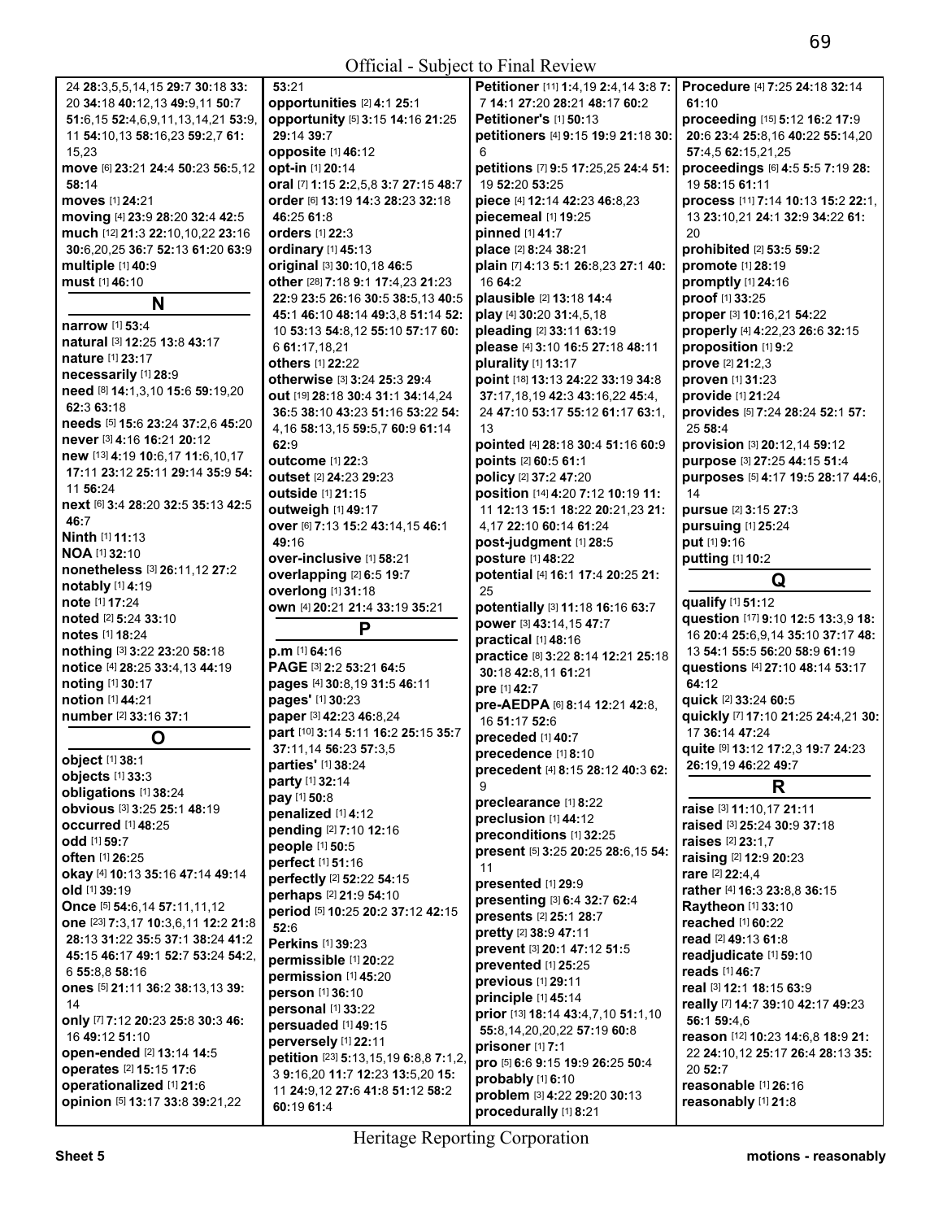24 **28:**3,5,5,14,15 **29:**7 **30:**18 **33:**20 **34:**18 **40:**12,13 **49:**9,11 **50:**7 **51:**6,15 **52:**4,6,9,11,13,14,21 **53:**9,11 **54:**10,13 **58:**16,23 **59:**2,7 **61:**15,23
**move** [6] **23:**21 **24:**4 **50:**23 **56:**5,12 **58:**14
**moves** [1] **24:**21
**moving** [4] **23:**9 **28:**20 **32:**4 **42:**5
**much** [12] **21:**3 **22:**10,10,22 **23:**16 **30:**6,20,25 **36:**7 **52:**13 **61:**20 **63:**9
**multiple** [1] **40:**9
**must** [1] **46:**10

## N

**narrow** [1] **53:**4
**natural** [3] **12:**25 **13:**8 **43:**17
**nature** [1] **23:**17
**necessarily** [1] **28:**9
**need** [8] **14:**1,3,10 **15:**6 **59:**19,20 **62:**3 **63:**18
**needs** [5] **15:**6 **23:**24 **37:**2,6 **45:**20
**never** [3] **4:**16 **16:**21 **20:**12
**new** [13] **4:**19 **10:**6,17 **11:**6,10,17 **17:**11 **23:**12 **25:**11 **29:**14 **35:**9 **54:**11 **56:**24
**next** [6] **3:**4 **28:**20 **32:**5 **35:**13 **42:**5 **46:**7
**Ninth** [1] **11:**13
**NOA** [1] **32:**10
**nonetheless** [3] **26:**11,12 **27:**2
**notably** [1] **4:**19
**note** [1] **17:**24
**noted** [2] **5:**24 **33:**10
**notes** [1] **18:**24
**nothing** [3] **3:**22 **23:**20 **58:**18
**notice** [4] **28:**25 **33:**4,13 **44:**19
**noting** [1] **30:**17
**notion** [1] **44:**21
**number** [2] **33:**16 **37:**1

## O

**object** [1] **38:**1
**objects** [1] **33:**3
**obligations** [1] **38:**24
**obvious** [3] **3:**25 **25:**1 **48:**19
**occurred** [1] **48:**25
**odd** [1] **59:**7
**often** [1] **26:**25
**okay** [4] **10:**13 **35:**16 **47:**14 **49:**14
**old** [1] **39:**19
**Once** [5] **54:**6,14 **57:**11,11,12
**one** [23] **7:**3,17 **10:**3,6,11 **12:**2 **21:**8 **28:**13 **31:**22 **35:**5 **37:**1 **38:**24 **41:**2 **45:**15 **46:**17 **49:**1 **52:**7 **53:**24 **54:**2,6 **55:**8,8 **58:**16
**ones** [5] **21:**11 **36:**2 **38:**13,13 **39:**14
**only** [7] **7:**12 **20:**23 **25:**8 **30:**3 **46:**16 **49:**12 **51:**10
**open-ended** [2] **13:**14 **14:**5
**operates** [2] **15:**15 **17:**6
**operationalized** [1] **21:**6
**opinion** [5] **13:**17 **33:**8 **39:**21,22 **53:**21
**opportunities** [2] **4:**1 **25:**1
**opportunity** [5] **3:**15 **14:**16 **21:**25 **29:**14 **39:**7
**opposite** [1] **46:**12
**opt-in** [1] **20:**14
**oral** [7] **1:**15 **2:**2,5,8 **3:**7 **27:**15 **48:**7
**order** [6] **13:**19 **14:**3 **28:**23 **32:**18 **46:**25 **61:**8
**orders** [1] **22:**3
**ordinary** [1] **45:**13
**original** [3] **30:**10,18 **46:**5
**other** [28] **7:**18 **9:**1 **17:**4,23 **21:**23 **22:**9 **23:**5 **26:**16 **30:**5 **38:**5,13 **40:**5 **45:**1 **46:**10 **48:**14 **49:**3,8 **51:**14 **52:**10 **53:**13 **54:**8,12 **55:**10 **57:**17 **60:**6 **61:**17,18,21
**others** [1] **22:**22
**otherwise** [3] **3:**24 **25:**3 **29:**4
**out** [19] **28:**18 **30:**4 **31:**1 **34:**14,24 **36:**5 **38:**10 **43:**23 **51:**16 **53:**22 **54:**4,16 **58:**13,15 **59:**5,7 **60:**9 **61:**14 **62:**9
**outcome** [1] **22:**3
**outset** [2] **24:**23 **29:**23
**outside** [1] **21:**15
**outweigh** [1] **49:**17
**over** [6] **7:**13 **15:**2 **43:**14,15 **46:**1 **49:**16
**over-inclusive** [1] **58:**21
**overlapping** [2] **6:**5 **19:**7
**overlong** [1] **31:**18
**own** [4] **20:**21 **21:**4 **33:**19 **35:**21

## P

**p.m** [1] **64:**16
**PAGE** [3] **2:**2 **53:**21 **64:**5
**pages** [4] **30:**8,19 **31:**5 **46:**11
**pages'** [1] **30:**23
**paper** [3] **42:**23 **46:**8,24
**part** [10] **3:**14 **5:**11 **16:**2 **25:**15 **35:**7 **37:**11,14 **56:**23 **57:**3,5
**parties'** [1] **38:**24
**party** [1] **32:**14
**pay** [1] **50:**8
**penalized** [1] **4:**12
**pending** [2] **7:**10 **12:**16
**people** [1] **50:**5
**perfect** [1] **51:**16
**perfectly** [2] **52:**22 **54:**15
**perhaps** [2] **21:**9 **54:**10
**period** [5] **10:**25 **20:**2 **37:**12 **42:**15 **52:**6
**Perkins** [1] **39:**23
**permissible** [1] **20:**22
**permission** [1] **45:**20
**person** [1] **36:**10
**personal** [1] **33:**22
**persuaded** [1] **49:**15
**perversely** [1] **22:**11
**petition** [23] **5:**13,15,19 **6:**8,8 **7:**1,2,3 **9:**16,20 **11:**7 **12:**23 **13:**5,20 **15:**11 **24:**9,12 **27:**6 **41:**8 **51:**12 **58:**2 **60:**19 **61:**4
**Petitioner** [11] **1:**4,19 **2:**4,14 **3:**8 **7:**7 **14:**1 **27:**20 **28:**21 **48:**17 **60:**2
**Petitioner's** [1] **50:**13
**petitioners** [4] **9:**15 **19:**9 **21:**18 **30:**6
**petitions** [7] **9:**5 **17:**25,25 **24:**4 **51:**19 **52:**20 **53:**25
**piece** [4] **12:**14 **42:**23 **46:**8,23
**piecemeal** [1] **19:**25
**pinned** [1] **41:**7
**place** [2] **8:**24 **38:**21
**plain** [7] **4:**13 **5:**1 **26:**8,23 **27:**1 **40:**16 **64:**2
**plausible** [2] **13:**18 **14:**4
**play** [4] **30:**20 **31:**4,5,18
**pleading** [2] **33:**11 **63:**19
**please** [4] **3:**10 **16:**5 **27:**18 **48:**11
**plurality** [1] **13:**17
**point** [18] **13:**13 **24:**22 **33:**19 **34:**8 **37:**17,18,19 **42:**3 **43:**16,22 **45:**4,24 **47:**10 **53:**17 **55:**12 **61:**17 **63:**1,13
**pointed** [4] **28:**18 **30:**4 **51:**16 **60:**9
**points** [2] **60:**5 **61:**1
**policy** [2] **37:**2 **47:**20
**position** [14] **4:**20 **7:**12 **10:**19 **11:**11 **12:**13 **15:**1 **18:**22 **20:**21,23 **21:**4,17 **22:**10 **60:**14 **61:**24
**post-judgment** [1] **28:**5
**posture** [1] **48:**22
**potential** [4] **16:**1 **17:**4 **20:**25 **21:**25
**potentially** [3] **11:**18 **16:**16 **63:**7
**power** [3] **43:**14,15 **47:**7
**practical** [1] **48:**16
**practice** [8] **3:**22 **8:**14 **12:**21 **25:**18 **30:**18 **42:**8,11 **61:**21
**pre** [1] **42:**7
**pre-AEDPA** [6] **8:**14 **12:**21 **42:**8,16 **51:**17 **52:**6
**preceded** [1] **40:**7
**precedence** [1] **8:**10
**precedent** [4] **8:**15 **28:**12 **40:**3 **62:**9
**preclearance** [1] **8:**22
**preclusion** [1] **44:**12
**preconditions** [1] **32:**25
**present** [5] **3:**25 **20:**25 **28:**6,15 **54:**11
**presented** [1] **29:**9
**presenting** [3] **6:**4 **32:**7 **62:**4
**presents** [2] **25:**1 **28:**7
**pretty** [2] **38:**9 **47:**11
**prevent** [3] **20:**1 **47:**12 **51:**5
**prevented** [1] **25:**25
**previous** [1] **29:**11
**principle** [1] **45:**14
**prior** [13] **18:**14 **43:**4,7,10 **51:**1,10 **55:**8,14,20,20,22 **57:**19 **60:**8
**prisoner** [1] **7:**1
**pro** [5] **6:**6 **9:**15 **19:**9 **26:**25 **50:**4
**probably** [1] **6:**10
**problem** [3] **4:**22 **29:**20 **30:**13
**procedurally** [1] **8:**21
**Procedure** [4] **7:**25 **24:**18 **32:**14 **61:**10
**proceeding** [15] **5:**12 **16:**2 **17:**9 **20:**6 **23:**4 **25:**8,16 **40:**22 **55:**14,20 **57:**4,5 **62:**15,21,25
**proceedings** [6] **4:**5 **5:**5 **7:**19 **28:**19 **58:**15 **61:**11
**process** [11] **7:**14 **10:**13 **15:**2 **22:**1,13 **23:**10,21 **24:**1 **32:**9 **34:**22 **61:**20
**prohibited** [2] **53:**5 **59:**2
**promote** [1] **28:**19
**promptly** [1] **24:**16
**proof** [1] **33:**25
**proper** [3] **10:**16,21 **54:**22
**properly** [4] **4:**22,23 **26:**6 **32:**15
**proposition** [1] **9:**2
**prove** [2] **21:**2,3
**proven** [1] **31:**23
**provide** [1] **21:**24
**provides** [5] **7:**24 **28:**24 **52:**1 **57:**25 **58:**4
**provision** [3] **20:**12,14 **59:**12
**purpose** [3] **27:**25 **44:**15 **51:**4
**purposes** [5] **4:**17 **19:**5 **28:**17 **44:**6,14
**pursue** [2] **3:**15 **27:**3
**pursuing** [1] **25:**24
**put** [1] **9:**16
**putting** [1] **10:**2

## Q

**qualify** [1] **51:**12
**question** [17] **9:**10 **12:**5 **13:**3,9 **18:**16 **20:**4 **25:**6,9,14 **35:**10 **37:**17 **48:**13 **54:**1 **55:**5 **56:**20 **58:**9 **61:**19
**questions** [4] **27:**10 **48:**14 **53:**17 **64:**12
**quick** [2] **33:**24 **60:**5
**quickly** [7] **17:**10 **21:**25 **24:**4,21 **30:**17 **36:**14 **47:**24
**quite** [9] **13:**12 **17:**2,3 **19:**7 **24:**23 **26:**19,19 **46:**22 **49:**7

## R

**raise** [3] **11:**10,17 **21:**11
**raised** [3] **25:**24 **30:**9 **37:**18
**raises** [2] **23:**1,7
**raising** [2] **12:**9 **20:**23
**rare** [2] **22:**4,4
**rather** [4] **16:**3 **23:**8,8 **36:**15
**Raytheon** [1] **33:**10
**reached** [1] **60:**22
**read** [2] **49:**13 **61:**8
**readjudicate** [1] **59:**10
**reads** [1] **46:**7
**real** [3] **12:**1 **18:**15 **63:**9
**really** [7] **14:**7 **39:**10 **42:**17 **49:**23 **56:**1 **59:**4,6
**reason** [12] **10:**23 **14:**6,8 **18:**9 **21:**22 **24:**10,12 **25:**17 **26:**4 **28:**13 **35:**20 **52:**7
**reasonable** [1] **26:**16
**reasonably** [1] **21:**8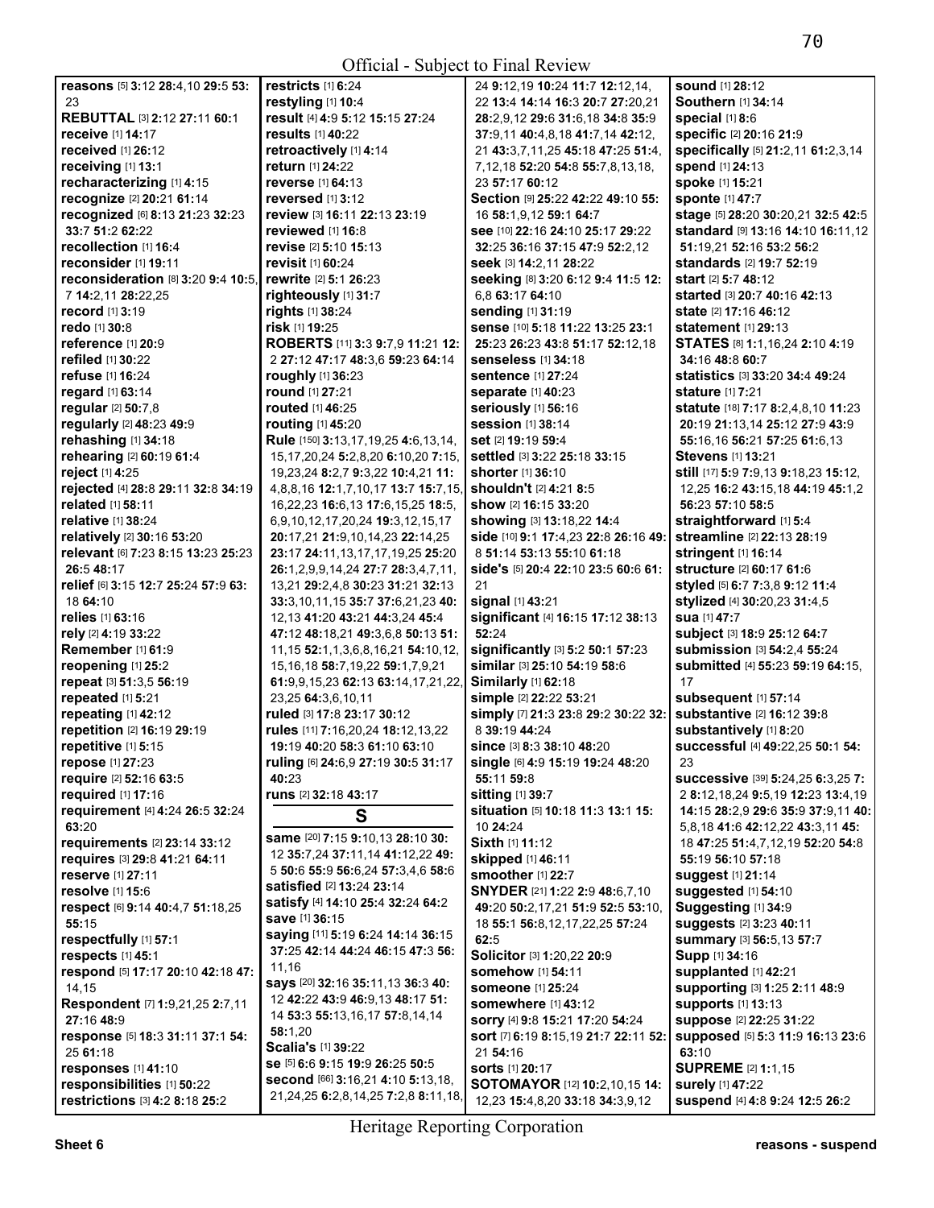**reasons** [5] **3:**12 **28:**4,10 **29:**5 **53:**23
**REBUTTAL** [3] **2:**12 **27:**11 **60:**1
**receive** [1] **14:**17
**received** [1] **26:**12
**receiving** [1] **13:**1
**recharacterizing** [1] **4:**15
**recognize** [2] **20:**21 **61:**14
**recognized** [6] **8:**13 **21:**23 **32:**23 **33:**7 **51:**2 **62:**22
**recollection** [1] **16:**4
**reconsider** [1] **19:**11
**reconsideration** [8] **3:**20 **9:**4 **10:**5,7 **14:**2,11 **28:**22,25
**record** [1] **3:**19
**redo** [1] **30:**8
**reference** [1] **20:**9
**refiled** [1] **30:**22
**refuse** [1] **16:**24
**regard** [1] **63:**14
**regular** [2] **50:**7,8
**regularly** [2] **48:**23 **49:**9
**rehashing** [1] **34:**18
**rehearing** [2] **60:**19 **61:**4
**reject** [1] **4:**25
**rejected** [4] **28:**8 **29:**11 **32:**8 **34:**19
**related** [1] **58:**11
**relative** [1] **38:**24
**relatively** [2] **30:**16 **53:**20
**relevant** [6] **7:**23 **8:**15 **13:**23 **25:**23 **26:**5 **48:**17
**relief** [6] **3:**15 **12:**7 **25:**24 **57:**9 **63:**18 **64:**10
**relies** [1] **63:**16
**rely** [2] **4:**19 **33:**22
**Remember** [1] **61:**9
**reopening** [1] **25:**2
**repeat** [3] **51:**3,5 **56:**19
**repeated** [1] **5:**21
**repeating** [1] **42:**12
**repetition** [2] **16:**19 **29:**19
**repetitive** [1] **5:**15
**repose** [1] **27:**23
**require** [2] **52:**16 **63:**5
**required** [1] **17:**16
**requirement** [4] **4:**24 **26:**5 **32:**24 **63:**20
**requirements** [2] **23:**14 **33:**12
**requires** [3] **29:**8 **41:**21 **64:**11
**reserve** [1] **27:**11
**resolve** [1] **15:**6
**respect** [6] **9:**14 **40:**4,7 **51:**18,25 **55:**15
**respectfully** [1] **57:**1
**respects** [1] **45:**1
**respond** [5] **17:**17 **20:**10 **42:**18 **47:**14,15
**Respondent** [7] **1:**9,21,25 **2:**7,11 **27:**16 **48:**9
**response** [5] **18:**3 **31:**11 **37:**1 **54:**25 **61:**18
**responses** [1] **41:**10
**responsibilities** [1] **50:**22
**restrictions** [3] **4:**2 **8:**18 **25:**2
**restricts** [1] **6:**24
**restyling** [1] **10:**4
**result** [4] **4:**9 **5:**12 **15:**15 **27:**24
**results** [1] **40:**22
**retroactively** [1] **4:**14
**return** [1] **24:**22
**reverse** [1] **64:**13
**reversed** [1] **3:**12
**review** [3] **16:**11 **22:**13 **23:**19
**reviewed** [1] **16:**8
**revise** [2] **5:**10 **15:**13
**revisit** [1] **60:**24
**rewrite** [2] **5:**1 **26:**23
**righteously** [1] **31:**7
**rights** [1] **38:**24
**risk** [1] **19:**25
**ROBERTS** [11] **3:**3 **9:**7,9 **11:**21 **12:**2 **27:**11 **47:**17 **48:**3,6 **59:**23 **64:**14
**roughly** [1] **36:**23
**round** [1] **27:**21
**routed** [1] **46:**25
**routing** [1] **45:**20
**Rule** [150] **3:**13,17,19,25 **4:**6,13,14,15,17,20,24 **5:**2,8,20 **6:**10,20 **7:**15,19,23,24 **8:**2,7 **9:**3,22 **10:**4,21 **11:**4,8,16 **12:**1,7,10,17 **13:**7 **15:**7,15,16,22,23 **16:**6,13 **17:**6,15,25 **18:**5,6,9,10,12,17,20,24 **19:**3,12,15,17 **20:**17,21 **21:**9,10,14,23 **22:**14,25 **23:**17 **24:**11,13,17,17,19,25 **25:**20 **26:**1,2,9,9,14,24 **27:**7 **28:**3,4,7,11,13,21 **29:**2,4,8 **30:**23 **31:**21 **32:**13 **33:**3,10,11,15 **35:**7 **37:**6,21,23 **40:**12,13 **41:**20 **43:**21 **44:**3,24 **45:**4 **47:**12 **48:**18,21 **49:**3,6,8 **50:**13 **51:**11,15 **52:**1,1,3,6,8,16,21 **54:**10,12,15,16,18 **58:**7,19,22 **59:**1,7,9,21 **61:**9,9,15,23 **62:**13 **63:**14,17,21,22,23,25 **64:**3,6,10,11
**ruled** [3] **17:**8 **23:**17 **30:**12
**rules** [11] **7:**16,20,24 **18:**12,13,22 **19:**19 **40:**20 **58:**3 **61:**10 **63:**10
**ruling** [6] **24:**6,9 **27:**19 **30:**5 **31:**17 **40:**23
**runs** [2] **32:**18 **43:**17

## S

**same** [20] **7:**15 **9:**10,13 **28:**10 **30:**12 **35:**7,24 **37:**11,14 **41:**12,22 **49:**5 **50:**6 **55:**9 **56:**6,24 **57:**3,4,6 **58:**6
**satisfied** [2] **13:**24 **23:**14
**satisfy** [4] **14:**10 **25:**4 **32:**24 **64:**2
**save** [1] **36:**15
**saying** [11] **5:**19 **6:**24 **14:**14 **36:**15 **37:**25 **42:**14 **44:**24 **46:**15 **47:**3 **56:**11,16
**says** [20] **32:**16 **35:**11,13 **36:**3 **40:**12 **42:**22 **43:**9 **46:**9,13 **48:**17 **51:**14 **53:**3 **55:**13,16,17 **57:**8,14,14 **58:**1,20
**Scalia's** [1] **39:**22
**se** [5] **6:**6 **9:**15 **19:**9 **26:**25 **50:**5
**second** [66] **3:**16,21 **4:**10 **5:**13,18,21,24,25 **6:**2,8,14,25 **7:**2,8 **8:**11,18,24 **9:**12,19 **10:**24 **11:**7 **12:**12,14,22 **13:**4 **14:**14 **16:**3 **20:**7 **27:**20,21 **28:**2,9,12 **29:**6 **31:**6,18 **34:**8 **35:**9 **37:**9,11 **40:**4,8,18 **41:**7,14 **42:**12,21 **43:**3,7,11,25 **45:**18 **47:**25 **51:**4,7,12,18 **52:**20 **54:**8 **55:**7,8,13,18,23 **57:**16 **60:**12
**Section** [9] **25:**22 **42:**22 **49:**10 **55:**16 **58:**1,9,12 **59:**1 **64:**7
**see** [10] **22:**16 **24:**10 **25:**17 **29:**22 **32:**25 **36:**16 **37:**15 **47:**9 **52:**2,12
**seek** [3] **14:**2,11 **28:**22
**seeking** [8] **3:**20 **6:**12 **9:**4 **11:**5 **12:**6,8 **63:**17 **64:**10
**sending** [1] **31:**19
**sense** [10] **5:**18 **11:**22 **13:**25 **23:**1 **25:**23 **26:**23 **43:**8 **51:**17 **52:**12,18
**senseless** [1] **34:**18
**sentence** [1] **27:**24
**separate** [1] **40:**23
**seriously** [1] **56:**16
**session** [1] **38:**14
**set** [2] **19:**19 **59:**4
**settled** [3] **3:**22 **25:**18 **33:**15
**shorter** [1] **36:**10
**shouldn't** [2] **4:**21 **8:**5
**show** [2] **16:**15 **33:**20
**showing** [3] **13:**18,22 **14:**4
**side** [10] **9:**1 **17:**4,23 **22:**8 **26:**16 **49:**8 **51:**14 **53:**13 **55:**10 **61:**18
**side's** [5] **20:**4 **22:**10 **23:**5 **60:**6 **61:**21
**signal** [1] **43:**21
**significant** [4] **16:**15 **17:**12 **38:**13 **52:**24
**significantly** [3] **5:**2 **50:**1 **57:**23
**similar** [3] **25:**10 **54:**19 **58:**6
**Similarly** [1] **62:**18
**simple** [2] **22:**22 **53:**21
**simply** [7] **21:**3 **23:**8 **29:**2 **30:**22 **32:**8 **39:**14 **44:**24
**since** [3] **8:**3 **38:**10 **48:**20
**single** [6] **4:**9 **15:**19 **19:**24 **48:**20 **55:**11 **59:**8
**sitting** [1] **39:**7
**situation** [5] **10:**18 **11:**3 **13:**1 **15:**10 **24:**24
**Sixth** [1] **11:**12
**skipped** [1] **46:**11
**smoother** [1] **22:**7
**SNYDER** [21] **1:**22 **2:**9 **48:**6,7,10 **49:**20 **50:**2,17,21 **51:**9 **52:**5 **53:**10,18 **55:**1 **56:**8,12,17,22,25 **57:**24 **62:**5
**Solicitor** [3] **1:**20,22 **20:**9
**somehow** [1] **54:**11
**someone** [1] **25:**24
**somewhere** [1] **43:**12
**sorry** [4] **9:**8 **15:**21 **17:**20 **54:**24
**sort** [7] **6:**19 **8:**15,19 **21:**7 **22:**11 **52:**21 **54:**16
**sorts** [1] **20:**17
**SOTOMAYOR** [12] **10:**2,10,15 **14:**12,23 **15:**4,8,20 **33:**18 **34:**3,9,12
**sound** [1] **28:**12
**Southern** [1] **34:**14
**special** [1] **8:**6
**specific** [2] **20:**16 **21:**9
**specifically** [5] **21:**2,11 **61:**2,3,14
**spend** [1] **24:**13
**spoke** [1] **15:**21
**sponte** [1] **47:**7
**stage** [5] **28:**20 **30:**20,21 **32:**5 **42:**5
**standard** [9] **13:**16 **14:**10 **16:**11,12 **51:**19,21 **52:**16 **53:**2 **56:**2
**standards** [2] **19:**7 **52:**19
**start** [2] **5:**7 **48:**12
**started** [3] **20:**7 **40:**16 **42:**13
**state** [2] **17:**16 **46:**12
**statement** [1] **29:**13
**STATES** [8] **1:**1,16,24 **2:**10 **4:**19 **34:**16 **48:**8 **60:**7
**statistics** [3] **33:**20 **34:**4 **49:**24
**stature** [1] **7:**21
**statute** [18] **7:**17 **8:**2,4,8,10 **11:**23 **20:**19 **21:**13,14 **25:**12 **27:**9 **43:**9 **55:**16,16 **56:**21 **57:**25 **61:**6,13
**Stevens** [1] **13:**21
**still** [17] **5:**9 **7:**9,13 **9:**18,23 **15:**12,12,25 **16:**2 **43:**15,18 **44:**19 **45:**1,2 **56:**23 **57:**10 **58:**5
**straightforward** [1] **5:**4
**streamline** [2] **22:**13 **28:**19
**stringent** [1] **16:**14
**structure** [2] **60:**17 **61:**6
**styled** [5] **6:**7 **7:**3,8 **9:**12 **11:**4
**stylized** [4] **30:**20,23 **31:**4,5
**sua** [1] **47:**7
**subject** [3] **18:**9 **25:**12 **64:**7
**submission** [3] **54:**2,4 **55:**24
**submitted** [4] **55:**23 **59:**19 **64:**15,17
**subsequent** [1] **57:**14
**substantive** [2] **16:**12 **39:**8
**substantively** [1] **8:**20
**successful** [4] **49:**22,25 **50:**1 **54:**23
**successive** [39] **5:**24,25 **6:**3,25 **7:**2 **8:**12,18,24 **9:**5,19 **12:**23 **13:**4,19 **14:**15 **28:**2,9 **29:**6 **35:**9 **37:**9,11 **40:**5,8,18 **41:**6 **42:**12,22 **43:**3,11 **45:**18 **47:**25 **51:**4,7,12,19 **52:**20 **54:**8 **55:**19 **56:**10 **57:**18
**suggest** [1] **21:**14
**suggested** [1] **54:**10
**Suggesting** [1] **34:**9
**suggests** [2] **3:**23 **40:**11
**summary** [3] **56:**5,13 **57:**7
**Supp** [1] **34:**16
**supplanted** [1] **42:**21
**supporting** [3] **1:**25 **2:**11 **48:**9
**supports** [1] **13:**13
**suppose** [2] **22:**25 **31:**22
**supposed** [5] **5:**3 **11:**9 **16:**13 **23:**6 **63:**10
**SUPREME** [2] **1:**1,15
**surely** [1] **47:**22
**suspend** [4] **4:**8 **9:**24 **12:**5 **26:**2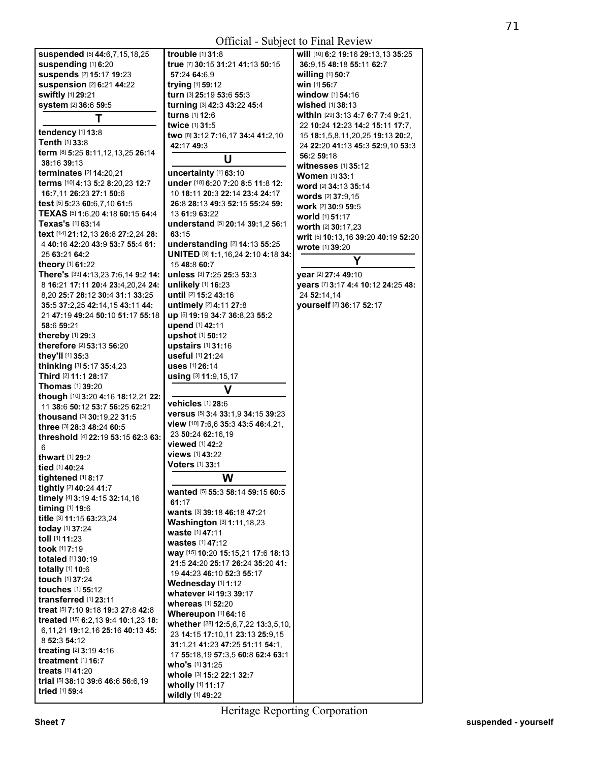**suspended** [5] **44:**6,7,15,18,25
**suspending** [1] **6:**20
**suspends** [2] **15:**17 **19:**23
**suspension** [2] **6:**21 **44:**22
**swiftly** [1] **29:**21
**system** [2] **36:**6 **59:**5

## T

**tendency** [1] **13:**8
**Tenth** [1] **33:**8
**term** [8] **5:**25 **8:**11,12,13,25 **26:**14 **38:**16 **39:**13
**terminates** [2] **14:**20,21
**terms** [10] **4:**13 **5:**2 **8:**20,23 **12:**7 **16:**7,11 **26:**23 **27:**1 **50:**6
**test** [5] **5:**23 **60:**6,7,10 **61:**5
**TEXAS** [5] **1:**6,20 **4:**18 **60:**15 **64:**4
**Texas's** [1] **63:**14
**text** [14] **21:**12,13 **26:**8 **27:**2,24 **28:**4 **40:**16 **42:**20 **43:**9 **53:**7 **55:**4 **61:**25 **63:**21 **64:**2
**theory** [1] **61:**22
**There's** [33] **4:**13,23 **7:**6,14 **9:**2 **14:**8 **16:**21 **17:**11 **20:**4 **23:**4,20,24 **24:**8,20 **25:**7 **28:**12 **30:**4 **31:**1 **33:**25 **35:**5 **37:**2,25 **42:**14,15 **43:**11 **44:**21 **47:**19 **49:**24 **50:**10 **51:**17 **55:**18 **58:**6 **59:**21
**thereby** [1] **29:**3
**therefore** [2] **53:**13 **56:**20
**they'll** [1] **35:**3
**thinking** [3] **5:**17 **35:**4,23
**Third** [2] **11:**1 **28:**17
**Thomas** [1] **39:**20
**though** [10] **3:**20 **4:**16 **18:**12,21 **22:**11 **38:**6 **50:**12 **53:**7 **56:**25 **62:**21
**thousand** [3] **30:**19,22 **31:**5
**three** [3] **28:**3 **48:**24 **60:**5
**threshold** [4] **22:**19 **53:**15 **62:**3 **63:**6
**thwart** [1] **29:**2
**tied** [1] **40:**24
**tightened** [1] **8:**17
**tightly** [2] **40:**24 **41:**7
**timely** [4] **3:**19 **4:**15 **32:**14,16
**timing** [1] **19:**6
**title** [3] **11:**15 **63:**23,24
**today** [1] **37:**24
**toll** [1] **11:**23
**took** [1] **7:**19
**totaled** [1] **30:**19
**totally** [1] **10:**6
**touch** [1] **37:**24
**touches** [1] **55:**12
**transferred** [1] **23:**11
**treat** [5] **7:**10 **9:**18 **19:**3 **27:**8 **42:**8
**treated** [15] **6:**2,13 **9:**4 **10:**1,23 **18:**6,11,21 **19:**12,16 **25:**16 **40:**13 **45:**8 **52:**3 **54:**12
**treating** [2] **3:**19 **4:**16
**treatment** [1] **16:**7
**treats** [1] **41:**20
**trial** [5] **38:**10 **39:**6 **46:**6 **56:**6,19
**tried** [1] **59:**4
**trouble** [1] **31:**8
**true** [7] **30:**15 **31:**21 **41:**13 **50:**15 **57:**24 **64:**6,9
**trying** [1] **59:**12
**turn** [3] **25:**19 **53:**6 **55:**3
**turning** [3] **42:**3 **43:**22 **45:**4
**turns** [1] **12:**6
**twice** [1] **31:**5
**two** [8] **3:**12 **7:**16,17 **34:**4 **41:**2,10 **42:**17 **49:**3

## U

**uncertainty** [1] **63:**10
**under** [18] **6:**20 **7:**20 **8:**5 **11:**8 **12:**10 **18:**11 **20:**3 **22:**14 **23:**4 **24:**17 **26:**8 **28:**13 **49:**3 **52:**15 **55:**24 **59:**13 **61:**9 **63:**22
**understand** [5] **20:**14 **39:**1,2 **56:**1 **63:**15
**understanding** [2] **14:**13 **55:**25
**UNITED** [8] **1:**1,16,24 **2:**10 **4:**18 **34:**15 **48:**8 **60:**7
**unless** [3] **7:**25 **25:**3 **53:**3
**unlikely** [1] **16:**23
**until** [2] **15:**2 **43:**16
**untimely** [2] **4:**11 **27:**8
**up** [5] **19:**19 **34:**7 **36:**8,23 **55:**2
**upend** [1] **42:**11
**upshot** [1] **50:**12
**upstairs** [1] **31:**16
**useful** [1] **21:**24
**uses** [1] **26:**14
**using** [3] **11:**9,15,17

## V

**vehicles** [1] **28:**6
**versus** [5] **3:**4 **33:**1,9 **34:**15 **39:**23
**view** [10] **7:**6,6 **35:**3 **43:**5 **46:**4,21,23 **50:**24 **62:**16,19
**viewed** [1] **42:**2
**views** [1] **43:**22
**Voters** [1] **33:**1

## W

**wanted** [5] **55:**3 **58:**14 **59:**15 **60:**5 **61:**17
**wants** [3] **39:**18 **46:**18 **47:**21
**Washington** [3] **1:**11,18,23
**waste** [1] **47:**11
**wastes** [1] **47:**12
**way** [15] **10:**20 **15:**15,21 **17:**6 **18:**13 **21:**5 **24:**20 **25:**17 **26:**24 **35:**20 **41:**19 **44:**23 **46:**10 **52:**3 **55:**17
**Wednesday** [1] **1:**12
**whatever** [2] **19:**3 **39:**17
**whereas** [1] **52:**20
**Whereupon** [1] **64:**16
**whether** [28] **12:**5,6,7,22 **13:**3,5,10,23 **14:**15 **17:**10,11 **23:**13 **25:**9,15 **31:**1,21 **41:**23 **47:**25 **51:**11 **54:**1,17 **55:**18,19 **57:**3,5 **60:**8 **62:**4 **63:**1
**who's** [1] **31:**25
**whole** [3] **15:**2 **22:**1 **32:**7
**wholly** [1] **11:**17
**wildly** [1] **49:**22
**will** [10] **6:**2 **19:**16 **29:**13,13 **35:**25 **36:**9,15 **48:**18 **55:**11 **62:**7
**willing** [1] **50:**7
**win** [1] **56:**7
**window** [1] **54:**16
**wished** [1] **38:**13
**within** [29] **3:**13 **4:**7 **6:**7 **7:**4 **9:**21,22 **10:**24 **12:**23 **14:**2 **15:**11 **17:**7,15 **18:**1,5,8,11,20,25 **19:**13 **20:**2,24 **22:**20 **41:**13 **45:**3 **52:**9,10 **53:**3 **56:**2 **59:**18
**witnesses** [1] **35:**12
**Women** [1] **33:**1
**word** [2] **34:**13 **35:**14
**words** [2] **37:**9,15
**work** [2] **30:**9 **59:**5
**world** [1] **51:**17
**worth** [2] **30:**17,23
**writ** [5] **10:**13,16 **39:**20 **40:**19 **52:**20
**wrote** [1] **39:**20

## Y

**year** [2] **27:**4 **49:**10
**years** [7] **3:**17 **4:**4 **10:**12 **24:**25 **48:**24 **52:**14,14
**yourself** [2] **36:**17 **52:**17